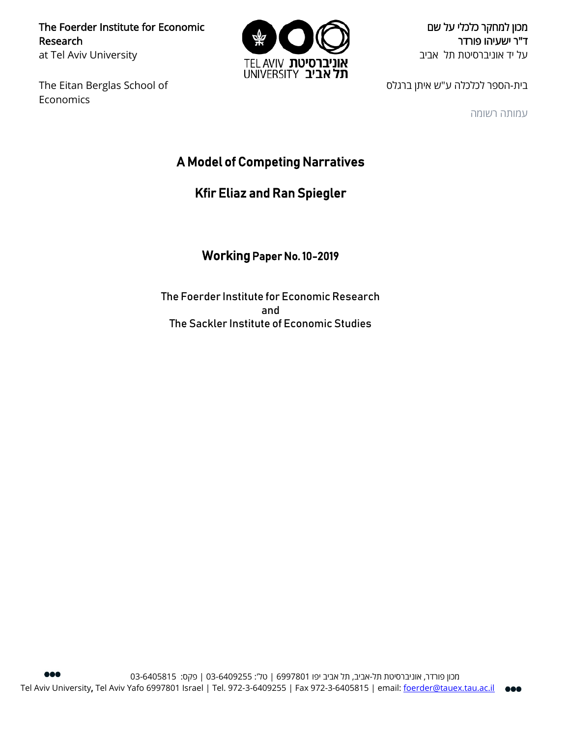The Foerder Institute for Economic Research
at Tel Aviv University

The Eitan Berglas School of Economics

מכון למחקר כלכלי על שם
ד"ר ישעיהו פורדר
על יד אוניברסיטת תל אביב

בית-הספר לכלכלה ע"ש איתן ברגלס

עמותה רשומה

# A Model of Competing Narratives

## Kfir Eliaz and Ran Spiegler

### Working Paper No. 10-2019

The Foerder Institute for Economic Research
and
The Sackler Institute of Economic Studies

מכון פורדר, אוניברסיטת תל-אביב, תל אביב יפו 6997801 | טל': 03-6409255 | פקס: 03-6405815
Tel Aviv University, Tel Aviv Yafo 6997801 Israel | Tel. 972-3-6409255 | Fax 972-3-6405815 | email: foerder@tauex.tau.ac.il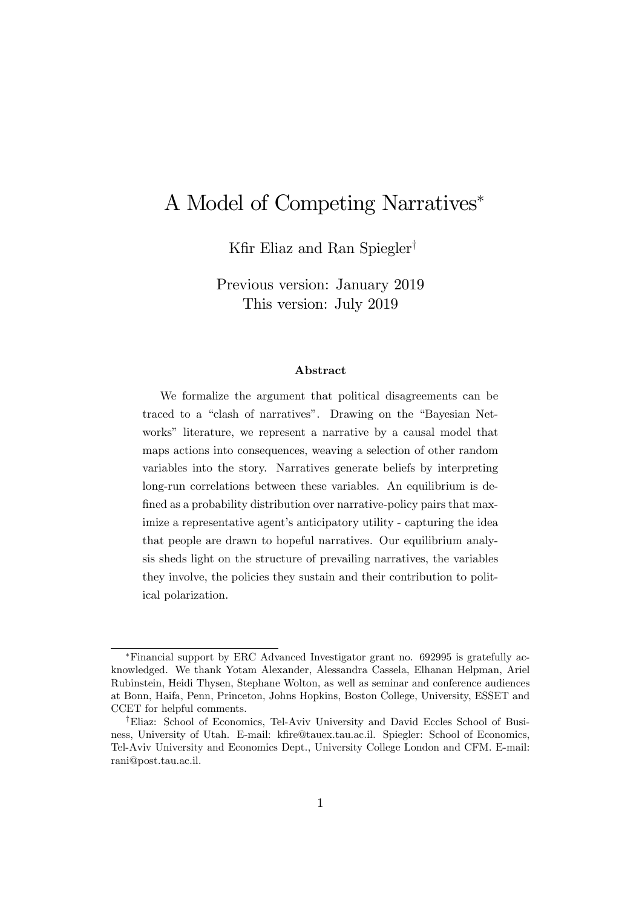# A Model of Competing Narratives*

Kfir Eliaz and Ran Spiegler†

Previous version: January 2019
This version: July 2019

### Abstract

We formalize the argument that political disagreements can be traced to a "clash of narratives". Drawing on the "Bayesian Networks" literature, we represent a narrative by a causal model that maps actions into consequences, weaving a selection of other random variables into the story. Narratives generate beliefs by interpreting long-run correlations between these variables. An equilibrium is defined as a probability distribution over narrative-policy pairs that maximize a representative agent's anticipatory utility - capturing the idea that people are drawn to hopeful narratives. Our equilibrium analysis sheds light on the structure of prevailing narratives, the variables they involve, the policies they sustain and their contribution to political polarization.

---

*Financial support by ERC Advanced Investigator grant no. 692995 is gratefully acknowledged. We thank Yotam Alexander, Alessandra Cassela, Elhanan Helpman, Ariel Rubinstein, Heidi Thysen, Stephane Wolton, as well as seminar and conference audiences at Bonn, Haifa, Penn, Princeton, Johns Hopkins, Boston College, University, ESSET and CCET for helpful comments.

†Eliaz: School of Economics, Tel-Aviv University and David Eccles School of Business, University of Utah. E-mail: kfire@tauex.tau.ac.il. Spiegler: School of Economics, Tel-Aviv University and Economics Dept., University College London and CFM. E-mail: rani@post.tau.ac.il.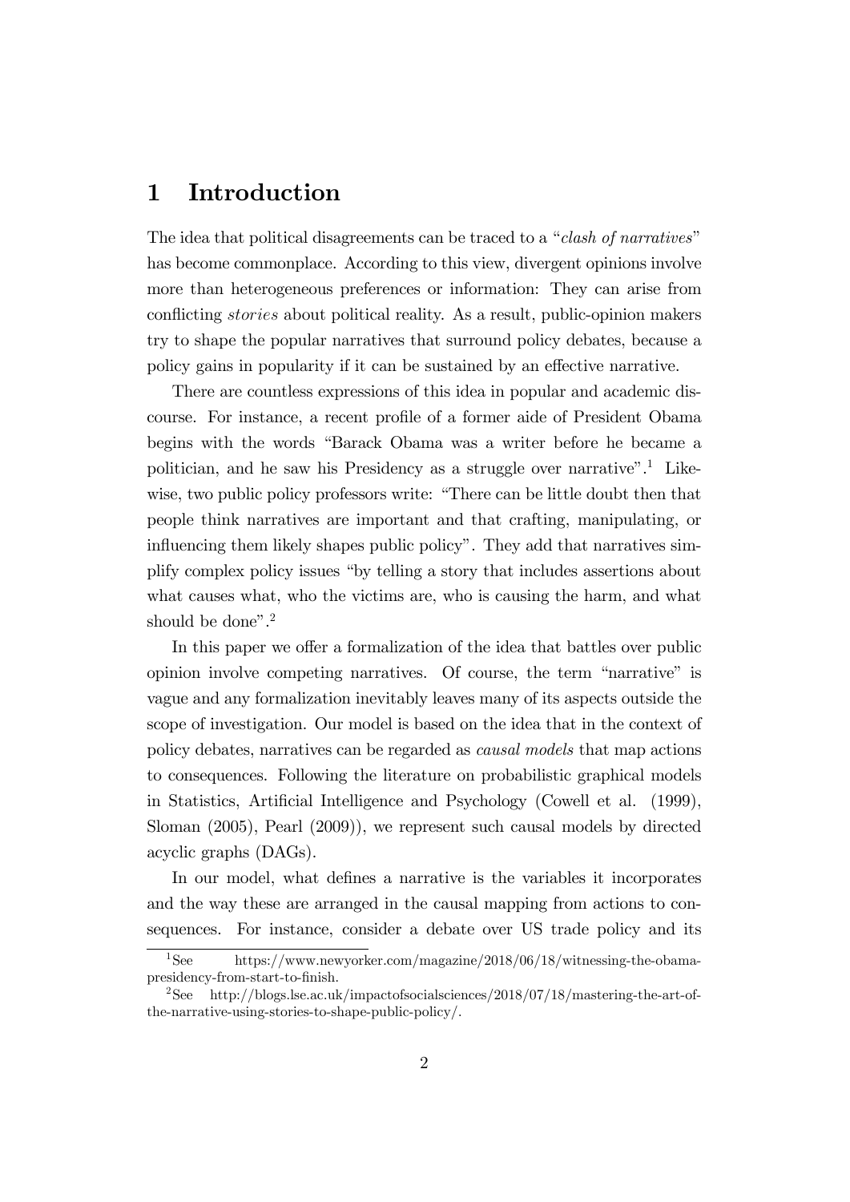# 1 Introduction

The idea that political disagreements can be traced to a "*clash of narratives*" has become commonplace. According to this view, divergent opinions involve more than heterogeneous preferences or information: They can arise from conflicting *stories* about political reality. As a result, public-opinion makers try to shape the popular narratives that surround policy debates, because a policy gains in popularity if it can be sustained by an effective narrative.

There are countless expressions of this idea in popular and academic discourse. For instance, a recent profile of a former aide of President Obama begins with the words "Barack Obama was a writer before he became a politician, and he saw his Presidency as a struggle over narrative".[1] Likewise, two public policy professors write: "There can be little doubt then that people think narratives are important and that crafting, manipulating, or influencing them likely shapes public policy". They add that narratives simplify complex policy issues "by telling a story that includes assertions about what causes what, who the victims are, who is causing the harm, and what should be done".[2]

In this paper we offer a formalization of the idea that battles over public opinion involve competing narratives. Of course, the term "narrative" is vague and any formalization inevitably leaves many of its aspects outside the scope of investigation. Our model is based on the idea that in the context of policy debates, narratives can be regarded as *causal models* that map actions to consequences. Following the literature on probabilistic graphical models in Statistics, Artificial Intelligence and Psychology (Cowell et al. (1999), Sloman (2005), Pearl (2009)), we represent such causal models by directed acyclic graphs (DAGs).

In our model, what defines a narrative is the variables it incorporates and the way these are arranged in the causal mapping from actions to consequences. For instance, consider a debate over US trade policy and its

[1] See https://www.newyorker.com/magazine/2018/06/18/witnessing-the-obama-presidency-from-start-to-finish.

[2] See http://blogs.lse.ac.uk/impactofsocialsciences/2018/07/18/mastering-the-art-of-the-narrative-using-stories-to-shape-public-policy/.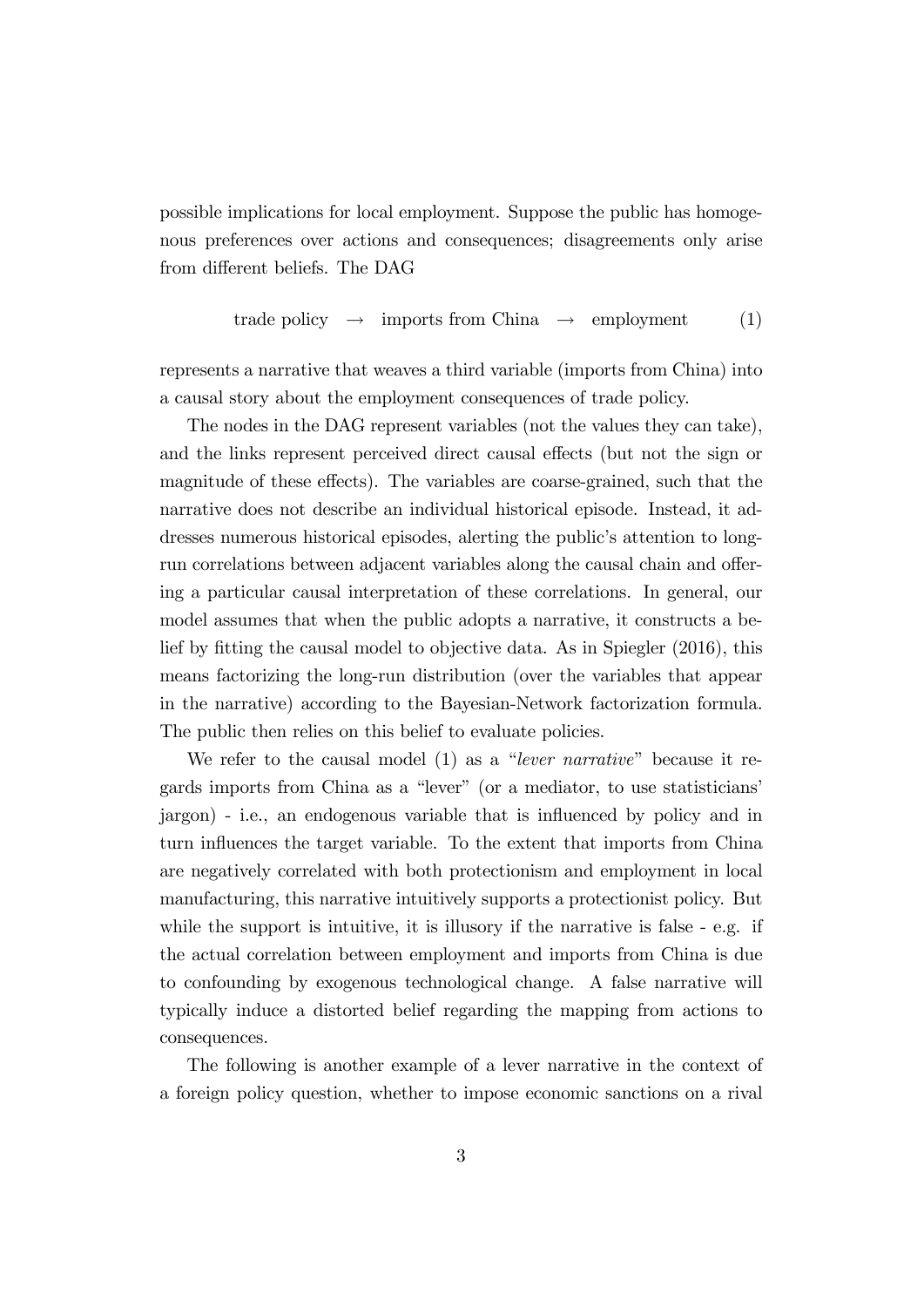possible implications for local employment. Suppose the public has homogenous preferences over actions and consequences; disagreements only arise from different beliefs. The DAG

$$\text{trade policy} \quad \rightarrow \quad \text{imports from China} \quad \rightarrow \quad \text{employment} \tag{1}$$

represents a narrative that weaves a third variable (imports from China) into a causal story about the employment consequences of trade policy.

The nodes in the DAG represent variables (not the values they can take), and the links represent perceived direct causal effects (but not the sign or magnitude of these effects). The variables are coarse-grained, such that the narrative does not describe an individual historical episode. Instead, it addresses numerous historical episodes, alerting the public's attention to long-run correlations between adjacent variables along the causal chain and offering a particular causal interpretation of these correlations. In general, our model assumes that when the public adopts a narrative, it constructs a belief by fitting the causal model to objective data. As in Spiegler (2016), this means factorizing the long-run distribution (over the variables that appear in the narrative) according to the Bayesian-Network factorization formula. The public then relies on this belief to evaluate policies.

We refer to the causal model (1) as a "*lever narrative*" because it regards imports from China as a "lever" (or a mediator, to use statisticians' jargon) - i.e., an endogenous variable that is influenced by policy and in turn influences the target variable. To the extent that imports from China are negatively correlated with both protectionism and employment in local manufacturing, this narrative intuitively supports a protectionist policy. But while the support is intuitive, it is illusory if the narrative is false - e.g. if the actual correlation between employment and imports from China is due to confounding by exogenous technological change. A false narrative will typically induce a distorted belief regarding the mapping from actions to consequences.

The following is another example of a lever narrative in the context of a foreign policy question, whether to impose economic sanctions on a rival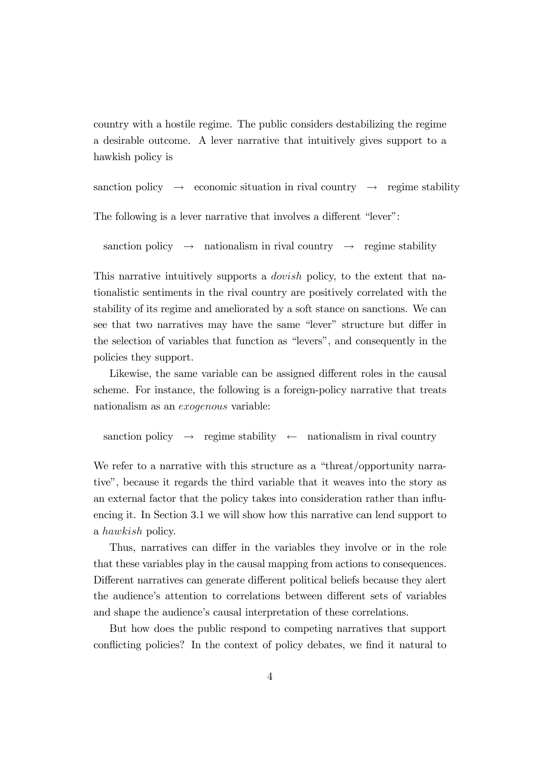country with a hostile regime. The public considers destabilizing the regime a desirable outcome. A lever narrative that intuitively gives support to a hawkish policy is

$$\text{sanction policy} \rightarrow \text{economic situation in rival country} \rightarrow \text{regime stability}$$

The following is a lever narrative that involves a different "lever":

$$\text{sanction policy} \rightarrow \text{nationalism in rival country} \rightarrow \text{regime stability}$$

This narrative intuitively supports a *dovish* policy, to the extent that nationalistic sentiments in the rival country are positively correlated with the stability of its regime and ameliorated by a soft stance on sanctions. We can see that two narratives may have the same "lever" structure but differ in the selection of variables that function as "levers", and consequently in the policies they support.

Likewise, the same variable can be assigned different roles in the causal scheme. For instance, the following is a foreign-policy narrative that treats nationalism as an *exogenous* variable:

$$\text{sanction policy} \rightarrow \text{regime stability} \leftarrow \text{nationalism in rival country}$$

We refer to a narrative with this structure as a "threat/opportunity narrative", because it regards the third variable that it weaves into the story as an external factor that the policy takes into consideration rather than influencing it. In Section 3.1 we will show how this narrative can lend support to a *hawkish* policy.

Thus, narratives can differ in the variables they involve or in the role that these variables play in the causal mapping from actions to consequences. Different narratives can generate different political beliefs because they alert the audience's attention to correlations between different sets of variables and shape the audience's causal interpretation of these correlations.

But how does the public respond to competing narratives that support conflicting policies? In the context of policy debates, we find it natural to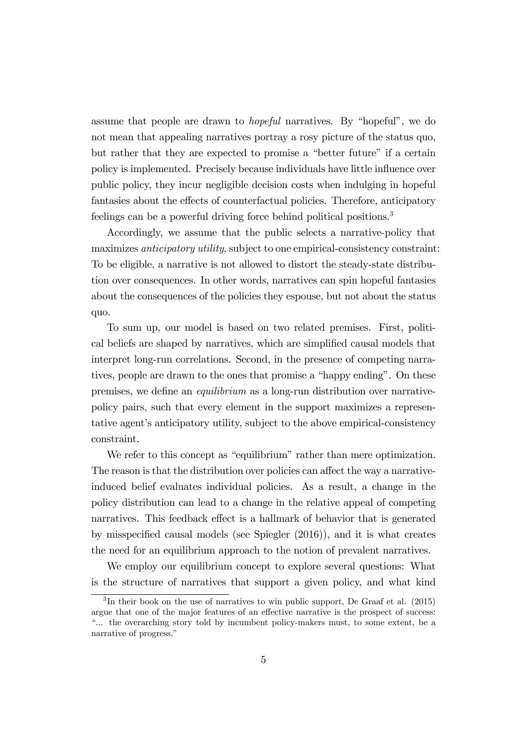assume that people are drawn to *hopeful* narratives. By "hopeful", we do not mean that appealing narratives portray a rosy picture of the status quo, but rather that they are expected to promise a "better future" if a certain policy is implemented. Precisely because individuals have little influence over public policy, they incur negligible decision costs when indulging in hopeful fantasies about the effects of counterfactual policies. Therefore, anticipatory feelings can be a powerful driving force behind political positions.[3]

Accordingly, we assume that the public selects a narrative-policy that maximizes *anticipatory utility*, subject to one empirical-consistency constraint: To be eligible, a narrative is not allowed to distort the steady-state distribution over consequences. In other words, narratives can spin hopeful fantasies about the consequences of the policies they espouse, but not about the status quo.

To sum up, our model is based on two related premises. First, political beliefs are shaped by narratives, which are simplified causal models that interpret long-run correlations. Second, in the presence of competing narratives, people are drawn to the ones that promise a "happy ending". On these premises, we define an *equilibrium* as a long-run distribution over narrative-policy pairs, such that every element in the support maximizes a representative agent's anticipatory utility, subject to the above empirical-consistency constraint.

We refer to this concept as "equilibrium" rather than mere optimization. The reason is that the distribution over policies can affect the way a narrative-induced belief evaluates individual policies. As a result, a change in the policy distribution can lead to a change in the relative appeal of competing narratives. This feedback effect is a hallmark of behavior that is generated by misspecified causal models (see Spiegler (2016)), and it is what creates the need for an equilibrium approach to the notion of prevalent narratives.

We employ our equilibrium concept to explore several questions: What is the structure of narratives that support a given policy, and what kind

[3] In their book on the use of narratives to win public support, De Graaf et al. (2015) argue that one of the major features of an effective narrative is the prospect of success: "... the overarching story told by incumbent policy-makers must, to some extent, be a narrative of progress."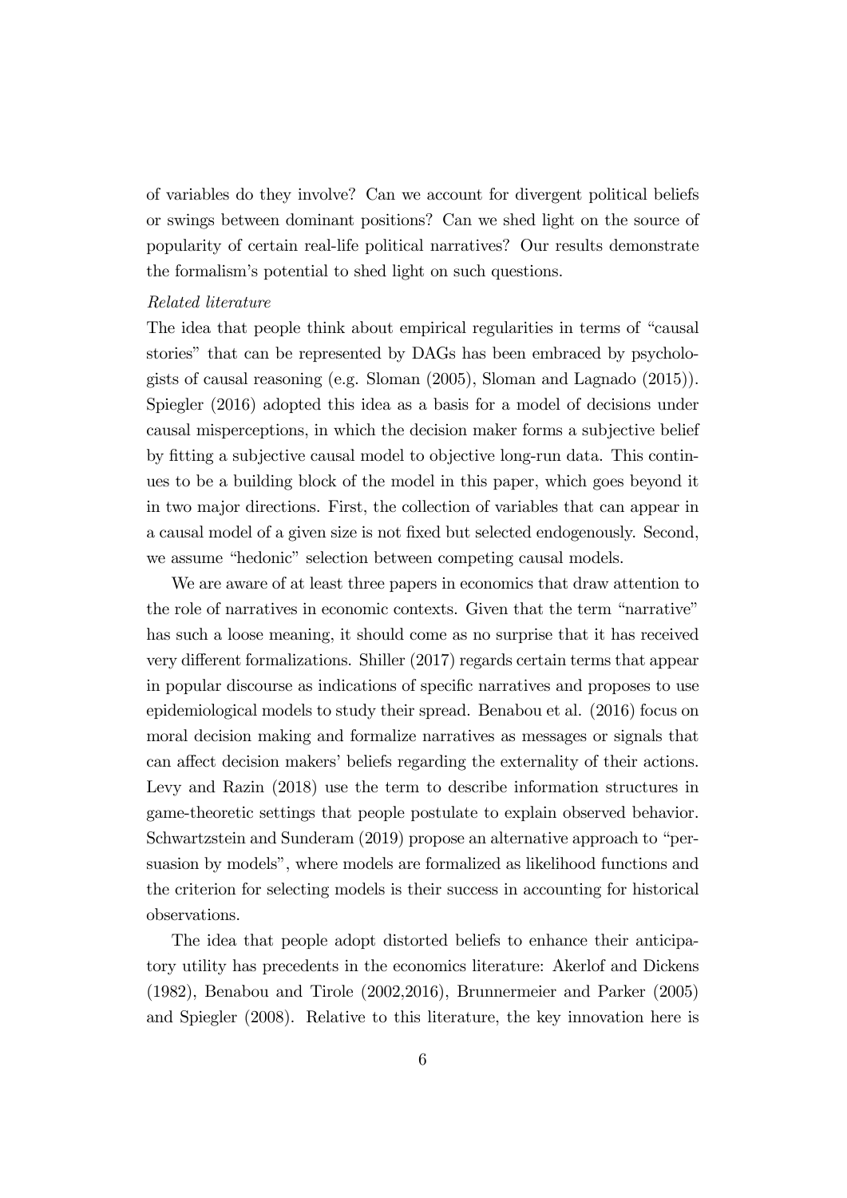of variables do they involve? Can we account for divergent political beliefs or swings between dominant positions? Can we shed light on the source of popularity of certain real-life political narratives? Our results demonstrate the formalism's potential to shed light on such questions.

*Related literature*

The idea that people think about empirical regularities in terms of "causal stories" that can be represented by DAGs has been embraced by psychologists of causal reasoning (e.g. Sloman (2005), Sloman and Lagnado (2015)). Spiegler (2016) adopted this idea as a basis for a model of decisions under causal misperceptions, in which the decision maker forms a subjective belief by fitting a subjective causal model to objective long-run data. This continues to be a building block of the model in this paper, which goes beyond it in two major directions. First, the collection of variables that can appear in a causal model of a given size is not fixed but selected endogenously. Second, we assume "hedonic" selection between competing causal models.

We are aware of at least three papers in economics that draw attention to the role of narratives in economic contexts. Given that the term "narrative" has such a loose meaning, it should come as no surprise that it has received very different formalizations. Shiller (2017) regards certain terms that appear in popular discourse as indications of specific narratives and proposes to use epidemiological models to study their spread. Benabou et al. (2016) focus on moral decision making and formalize narratives as messages or signals that can affect decision makers' beliefs regarding the externality of their actions. Levy and Razin (2018) use the term to describe information structures in game-theoretic settings that people postulate to explain observed behavior. Schwartzstein and Sunderam (2019) propose an alternative approach to "persuasion by models", where models are formalized as likelihood functions and the criterion for selecting models is their success in accounting for historical observations.

The idea that people adopt distorted beliefs to enhance their anticipatory utility has precedents in the economics literature: Akerlof and Dickens (1982), Benabou and Tirole (2002,2016), Brunnermeier and Parker (2005) and Spiegler (2008). Relative to this literature, the key innovation here is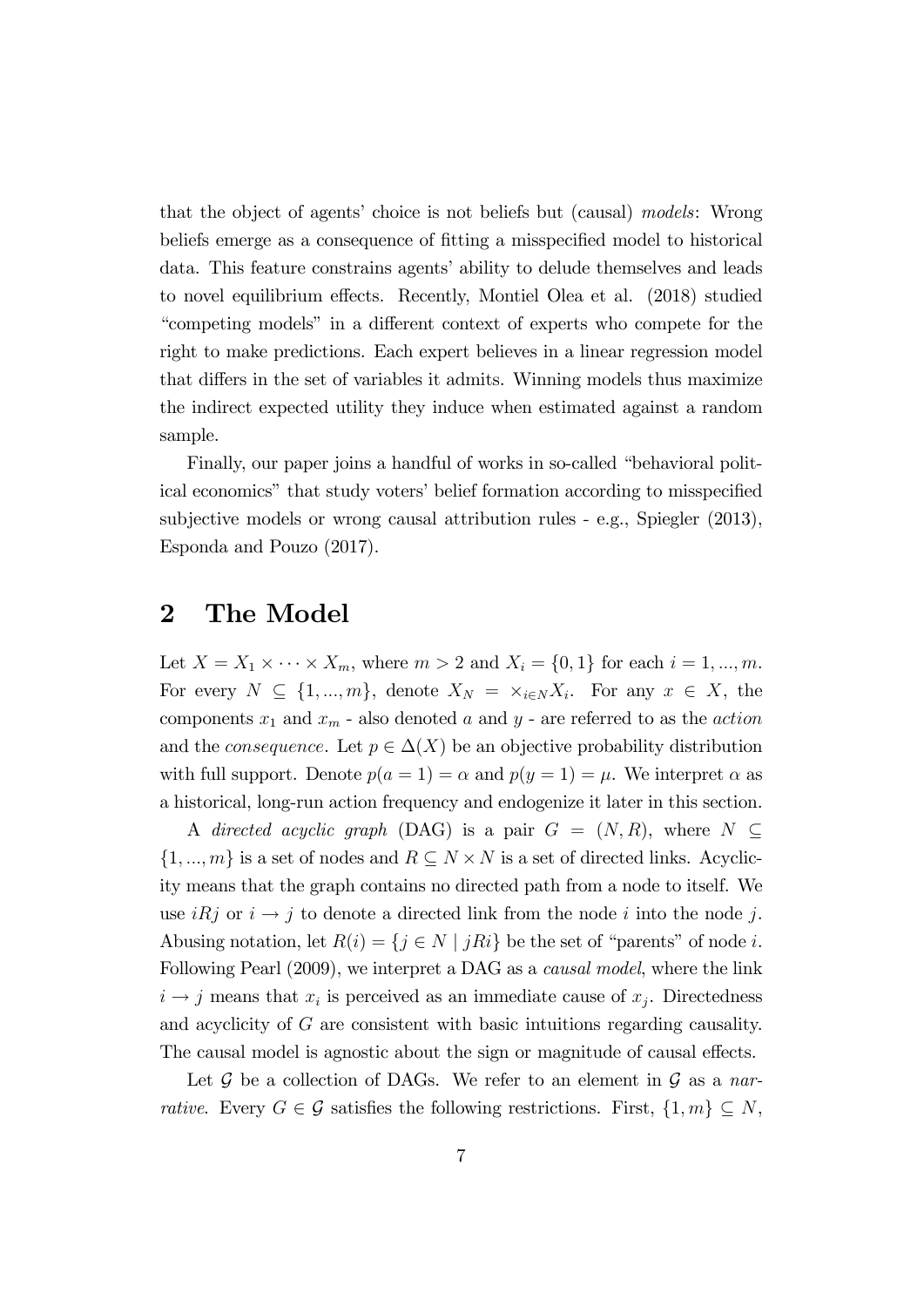that the object of agents' choice is not beliefs but (causal) *models*: Wrong beliefs emerge as a consequence of fitting a misspecified model to historical data. This feature constrains agents' ability to delude themselves and leads to novel equilibrium effects. Recently, Montiel Olea et al. (2018) studied "competing models" in a different context of experts who compete for the right to make predictions. Each expert believes in a linear regression model that differs in the set of variables it admits. Winning models thus maximize the indirect expected utility they induce when estimated against a random sample.

Finally, our paper joins a handful of works in so-called "behavioral political economics" that study voters' belief formation according to misspecified subjective models or wrong causal attribution rules - e.g., Spiegler (2013), Esponda and Pouzo (2017).

## 2 The Model

Let $X = X_1 \times \cdots \times X_m$, where $m > 2$ and $X_i = \{0, 1\}$ for each $i = 1, ..., m$. For every $N \subseteq \{1, ..., m\}$, denote $X_N = \times_{i \in N} X_i$. For any $x \in X$, the components $x_1$ and $x_m$ - also denoted $a$ and $y$ - are referred to as the *action* and the *consequence*. Let $p \in \Delta(X)$ be an objective probability distribution with full support. Denote $p(a = 1) = \alpha$ and $p(y = 1) = \mu$. We interpret $\alpha$ as a historical, long-run action frequency and endogenize it later in this section.

A *directed acyclic graph* (DAG) is a pair $G = (N, R)$, where $N \subseteq \{1, ..., m\}$ is a set of nodes and $R \subseteq N \times N$ is a set of directed links. Acyclicity means that the graph contains no directed path from a node to itself. We use $iRj$ or $i \to j$ to denote a directed link from the node $i$ into the node $j$. Abusing notation, let $R(i) = \{j \in N \mid jRi\}$ be the set of "parents" of node $i$. Following Pearl (2009), we interpret a DAG as a *causal model*, where the link $i \to j$ means that $x_i$ is perceived as an immediate cause of $x_j$. Directedness and acyclicity of $G$ are consistent with basic intuitions regarding causality. The causal model is agnostic about the sign or magnitude of causal effects.

Let $\mathcal{G}$ be a collection of DAGs. We refer to an element in $\mathcal{G}$ as a *narrative*. Every $G \in \mathcal{G}$ satisfies the following restrictions. First, $\{1, m\} \subseteq N$,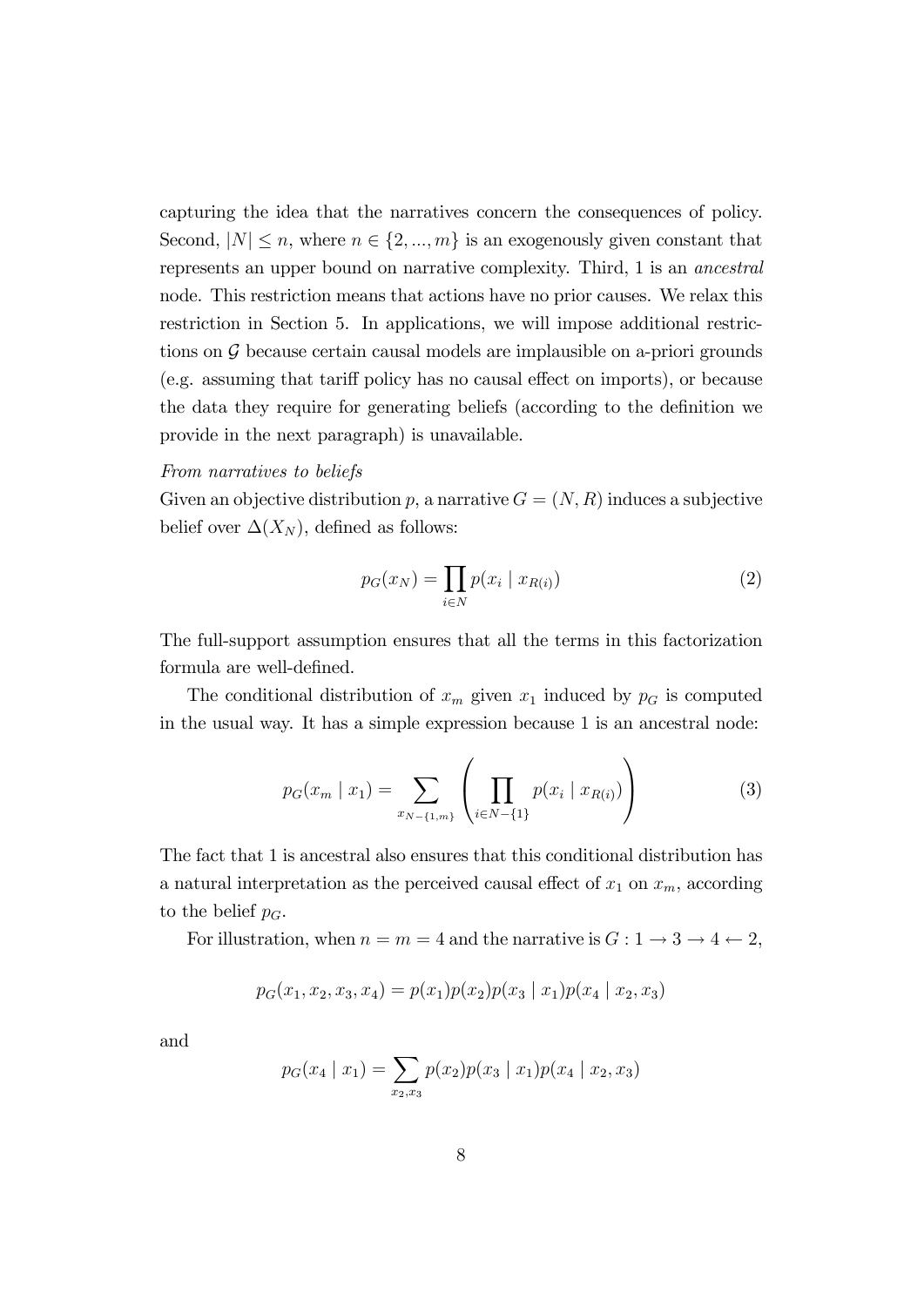capturing the idea that the narratives concern the consequences of policy. Second, $|N| \leq n$, where $n \in \{2, ..., m\}$ is an exogenously given constant that represents an upper bound on narrative complexity. Third, 1 is an *ancestral* node. This restriction means that actions have no prior causes. We relax this restriction in Section 5. In applications, we will impose additional restrictions on $\mathcal{G}$ because certain causal models are implausible on a-priori grounds (e.g. assuming that tariff policy has no causal effect on imports), or because the data they require for generating beliefs (according to the definition we provide in the next paragraph) is unavailable.

*From narratives to beliefs*

Given an objective distribution $p$, a narrative $G = (N, R)$ induces a subjective belief over $\Delta(X_N)$, defined as follows:

$$p_G(x_N) = \prod_{i \in N} p(x_i \mid x_{R(i)}) \tag{2}$$

The full-support assumption ensures that all the terms in this factorization formula are well-defined.

The conditional distribution of $x_m$ given $x_1$ induced by $p_G$ is computed in the usual way. It has a simple expression because 1 is an ancestral node:

$$p_G(x_m \mid x_1) = \sum_{x_{N-\{1,m\}}} \left( \prod_{i \in N-\{1\}} p(x_i \mid x_{R(i)}) \right) \tag{3}$$

The fact that 1 is ancestral also ensures that this conditional distribution has a natural interpretation as the perceived causal effect of $x_1$ on $x_m$, according to the belief $p_G$.

For illustration, when $n = m = 4$ and the narrative is $G : 1 \to 3 \to 4 \leftarrow 2$,

$$p_G(x_1, x_2, x_3, x_4) = p(x_1)p(x_2)p(x_3 \mid x_1)p(x_4 \mid x_2, x_3)$$

and

$$p_G(x_4 \mid x_1) = \sum_{x_2, x_3} p(x_2)p(x_3 \mid x_1)p(x_4 \mid x_2, x_3)$$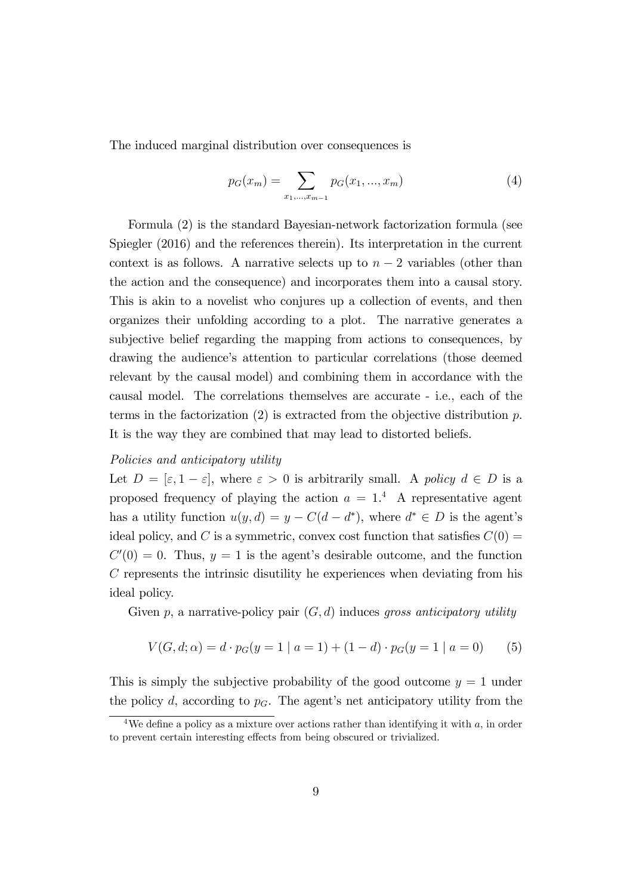The induced marginal distribution over consequences is

$$p_G(x_m) = \sum_{x_1,...,x_{m-1}} p_G(x_1, ..., x_m) \tag{4}$$

Formula (2) is the standard Bayesian-network factorization formula (see Spiegler (2016) and the references therein). Its interpretation in the current context is as follows. A narrative selects up to $n-2$ variables (other than the action and the consequence) and incorporates them into a causal story. This is akin to a novelist who conjures up a collection of events, and then organizes their unfolding according to a plot. The narrative generates a subjective belief regarding the mapping from actions to consequences, by drawing the audience's attention to particular correlations (those deemed relevant by the causal model) and combining them in accordance with the causal model. The correlations themselves are accurate - i.e., each of the terms in the factorization (2) is extracted from the objective distribution $p$. It is the way they are combined that may lead to distorted beliefs.

*Policies and anticipatory utility*

Let $D = [\varepsilon, 1-\varepsilon]$, where $\varepsilon > 0$ is arbitrarily small. A *policy* $d \in D$ is a proposed frequency of playing the action $a = 1$.[4] A representative agent has a utility function $u(y, d) = y - C(d - d^*)$, where $d^* \in D$ is the agent's ideal policy, and $C$ is a symmetric, convex cost function that satisfies $C(0) = C'(0) = 0$. Thus, $y = 1$ is the agent's desirable outcome, and the function $C$ represents the intrinsic disutility he experiences when deviating from his ideal policy.

Given $p$, a narrative-policy pair $(G, d)$ induces *gross anticipatory utility*

$$V(G, d; \alpha) = d \cdot p_G(y = 1 \mid a = 1) + (1-d) \cdot p_G(y = 1 \mid a = 0) \tag{5}$$

This is simply the subjective probability of the good outcome $y = 1$ under the policy $d$, according to $p_G$. The agent's net anticipatory utility from the

[4] We define a policy as a mixture over actions rather than identifying it with $a$, in order to prevent certain interesting effects from being obscured or trivialized.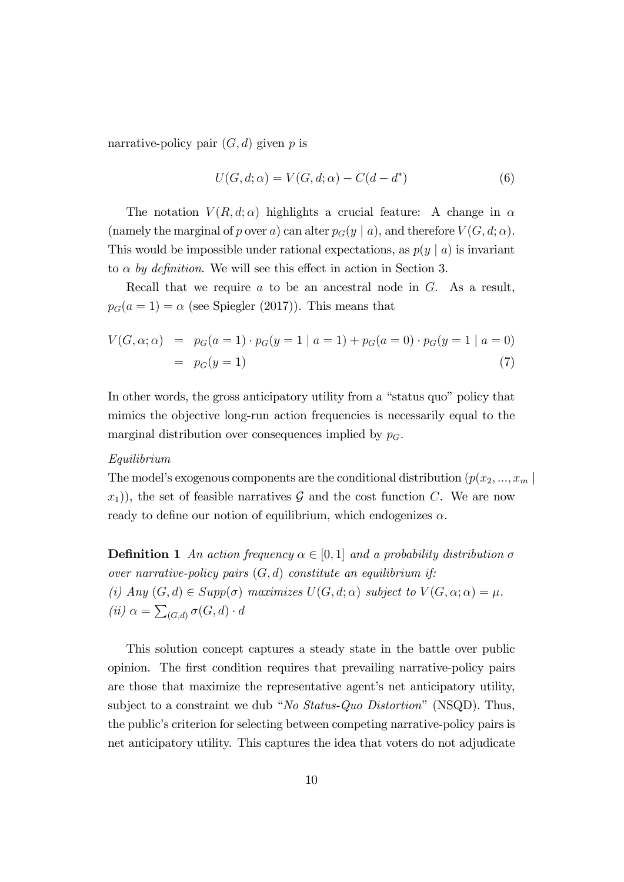narrative-policy pair $(G, d)$ given $p$ is

$$U(G, d; \alpha) = V(G, d; \alpha) - C(d - d^*) \tag{6}$$

The notation $V(R, d; \alpha)$ highlights a crucial feature: A change in $\alpha$ (namely the marginal of $p$ over $a$) can alter $p_G(y \mid a)$, and therefore $V(G, d; \alpha)$. This would be impossible under rational expectations, as $p(y \mid a)$ is invariant to $\alpha$ *by definition*. We will see this effect in action in Section 3.

Recall that we require $a$ to be an ancestral node in $G$. As a result, $p_G(a = 1) = \alpha$ (see Spiegler (2017)). This means that

$$\begin{aligned} V(G, \alpha; \alpha) &= p_G(a = 1) \cdot p_G(y = 1 \mid a = 1) + p_G(a = 0) \cdot p_G(y = 1 \mid a = 0) \\ &= p_G(y = 1) \end{aligned} \tag{7}$$

In other words, the gross anticipatory utility from a "status quo" policy that mimics the objective long-run action frequencies is necessarily equal to the marginal distribution over consequences implied by $p_G$.

*Equilibrium*

The model's exogenous components are the conditional distribution $(p(x_2, ..., x_m \mid x_1))$, the set of feasible narratives $\mathcal{G}$ and the cost function $C$. We are now ready to define our notion of equilibrium, which endogenizes $\alpha$.

**Definition 1** *An action frequency $\alpha \in [0, 1]$ and a probability distribution $\sigma$ over narrative-policy pairs $(G, d)$ constitute an equilibrium if:*
*(i) Any $(G, d) \in Supp(\sigma)$ maximizes $U(G, d; \alpha)$ subject to $V(G, \alpha; \alpha) = \mu$.*
*(ii) $\alpha = \sum_{(G,d)} \sigma(G, d) \cdot d$*

This solution concept captures a steady state in the battle over public opinion. The first condition requires that prevailing narrative-policy pairs are those that maximize the representative agent's net anticipatory utility, subject to a constraint we dub "*No Status-Quo Distortion*" (NSQD). Thus, the public's criterion for selecting between competing narrative-policy pairs is net anticipatory utility. This captures the idea that voters do not adjudicate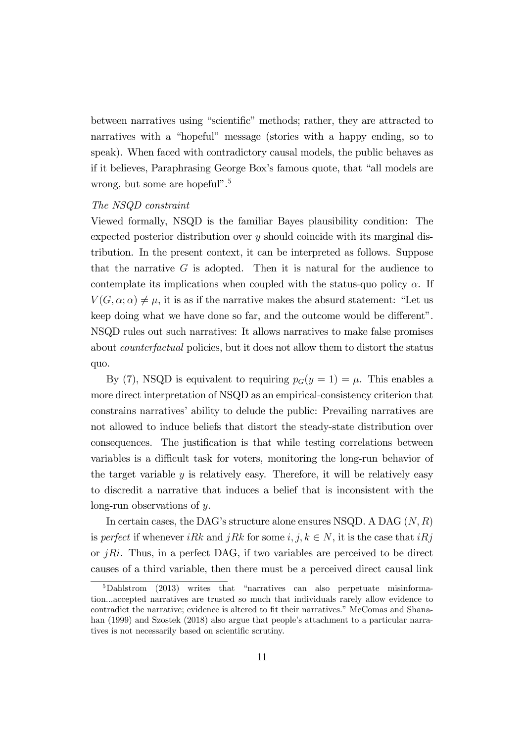between narratives using "scientific" methods; rather, they are attracted to narratives with a "hopeful" message (stories with a happy ending, so to speak). When faced with contradictory causal models, the public behaves as if it believes, Paraphrasing George Box's famous quote, that "all models are wrong, but some are hopeful".[5]

*The NSQD constraint*

Viewed formally, NSQD is the familiar Bayes plausibility condition: The expected posterior distribution over $y$ should coincide with its marginal distribution. In the present context, it can be interpreted as follows. Suppose that the narrative $G$ is adopted. Then it is natural for the audience to contemplate its implications when coupled with the status-quo policy $\alpha$. If $V(G, \alpha; \alpha) \neq \mu$, it is as if the narrative makes the absurd statement: "Let us keep doing what we have done so far, and the outcome would be different". NSQD rules out such narratives: It allows narratives to make false promises about *counterfactual* policies, but it does not allow them to distort the status quo.

By (7), NSQD is equivalent to requiring $p_G(y = 1) = \mu$. This enables a more direct interpretation of NSQD as an empirical-consistency criterion that constrains narratives' ability to delude the public: Prevailing narratives are not allowed to induce beliefs that distort the steady-state distribution over consequences. The justification is that while testing correlations between variables is a difficult task for voters, monitoring the long-run behavior of the target variable $y$ is relatively easy. Therefore, it will be relatively easy to discredit a narrative that induces a belief that is inconsistent with the long-run observations of $y$.

In certain cases, the DAG's structure alone ensures NSQD. A DAG $(N, R)$ is *perfect* if whenever $iRk$ and $jRk$ for some $i, j, k \in N$, it is the case that $iRj$ or $jRi$. Thus, in a perfect DAG, if two variables are perceived to be direct causes of a third variable, then there must be a perceived direct causal link

---

[5] Dahlstrom (2013) writes that "narratives can also perpetuate misinformation...accepted narratives are trusted so much that individuals rarely allow evidence to contradict the narrative; evidence is altered to fit their narratives." McComas and Shanahan (1999) and Szostek (2018) also argue that people's attachment to a particular narratives is not necessarily based on scientific scrutiny.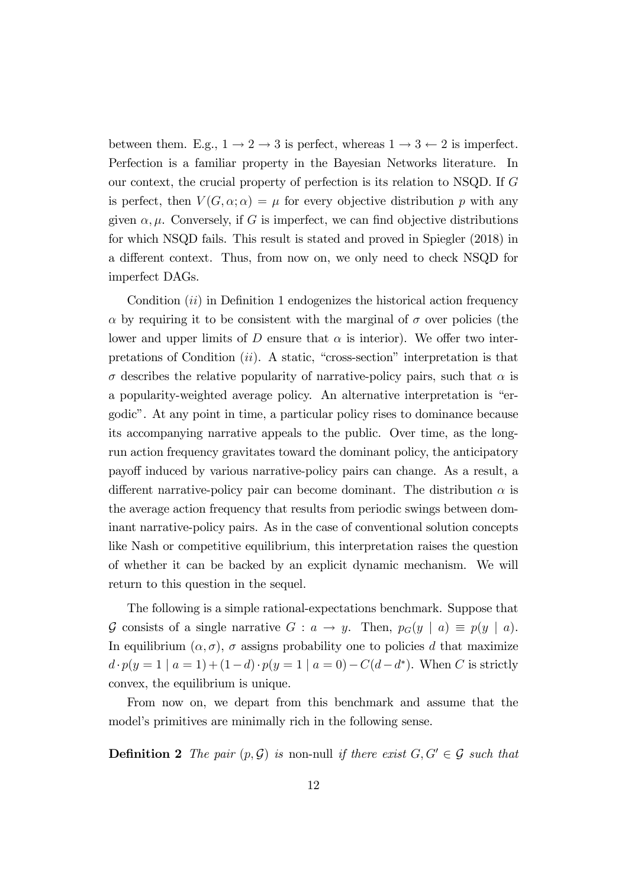between them. E.g., $1 \rightarrow 2 \rightarrow 3$ is perfect, whereas $1 \rightarrow 3 \leftarrow 2$ is imperfect. Perfection is a familiar property in the Bayesian Networks literature. In our context, the crucial property of perfection is its relation to NSQD. If $G$ is perfect, then $V(G, \alpha; \alpha) = \mu$ for every objective distribution $p$ with any given $\alpha, \mu$. Conversely, if $G$ is imperfect, we can find objective distributions for which NSQD fails. This result is stated and proved in Spiegler (2018) in a different context. Thus, from now on, we only need to check NSQD for imperfect DAGs.

Condition $(ii)$ in Definition 1 endogenizes the historical action frequency $\alpha$ by requiring it to be consistent with the marginal of $\sigma$ over policies (the lower and upper limits of $D$ ensure that $\alpha$ is interior). We offer two interpretations of Condition $(ii)$. A static, "cross-section" interpretation is that $\sigma$ describes the relative popularity of narrative-policy pairs, such that $\alpha$ is a popularity-weighted average policy. An alternative interpretation is "ergodic". At any point in time, a particular policy rises to dominance because its accompanying narrative appeals to the public. Over time, as the long-run action frequency gravitates toward the dominant policy, the anticipatory payoff induced by various narrative-policy pairs can change. As a result, a different narrative-policy pair can become dominant. The distribution $\alpha$ is the average action frequency that results from periodic swings between dominant narrative-policy pairs. As in the case of conventional solution concepts like Nash or competitive equilibrium, this interpretation raises the question of whether it can be backed by an explicit dynamic mechanism. We will return to this question in the sequel.

The following is a simple rational-expectations benchmark. Suppose that $\mathcal{G}$ consists of a single narrative $G : a \rightarrow y$. Then, $p_G(y \mid a) \equiv p(y \mid a)$. In equilibrium $(\alpha, \sigma)$, $\sigma$ assigns probability one to policies $d$ that maximize $d \cdot p(y = 1 \mid a = 1) + (1 - d) \cdot p(y = 1 \mid a = 0) - C(d - d^*)$. When $C$ is strictly convex, the equilibrium is unique.

From now on, we depart from this benchmark and assume that the model's primitives are minimally rich in the following sense.

**Definition 2** *The pair* $(p, \mathcal{G})$ *is* non-null *if there exist* $G, G' \in \mathcal{G}$ *such that*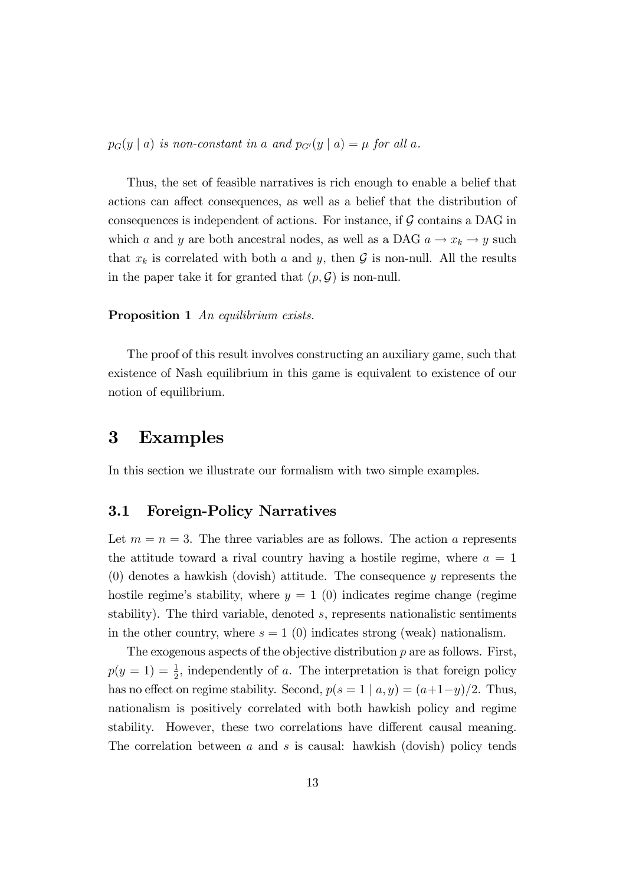*$p_G(y \mid a)$ is non-constant in $a$ and $p_{G'}(y \mid a) = \mu$ for all $a$.*

Thus, the set of feasible narratives is rich enough to enable a belief that actions can affect consequences, as well as a belief that the distribution of consequences is independent of actions. For instance, if $\mathcal{G}$ contains a DAG in which $a$ and $y$ are both ancestral nodes, as well as a DAG $a \to x_k \to y$ such that $x_k$ is correlated with both $a$ and $y$, then $\mathcal{G}$ is non-null. All the results in the paper take it for granted that $(p, \mathcal{G})$ is non-null.

**Proposition 1** *An equilibrium exists.*

The proof of this result involves constructing an auxiliary game, such that existence of Nash equilibrium in this game is equivalent to existence of our notion of equilibrium.

# 3 Examples

In this section we illustrate our formalism with two simple examples.

## 3.1 Foreign-Policy Narratives

Let $m = n = 3$. The three variables are as follows. The action $a$ represents the attitude toward a rival country having a hostile regime, where $a = 1$ (0) denotes a hawkish (dovish) attitude. The consequence $y$ represents the hostile regime's stability, where $y = 1$ (0) indicates regime change (regime stability). The third variable, denoted $s$, represents nationalistic sentiments in the other country, where $s = 1$ (0) indicates strong (weak) nationalism.

The exogenous aspects of the objective distribution $p$ are as follows. First, $p(y = 1) = \frac{1}{2}$, independently of $a$. The interpretation is that foreign policy has no effect on regime stability. Second, $p(s = 1 \mid a, y) = (a+1-y)/2$. Thus, nationalism is positively correlated with both hawkish policy and regime stability. However, these two correlations have different causal meaning. The correlation between $a$ and $s$ is causal: hawkish (dovish) policy tends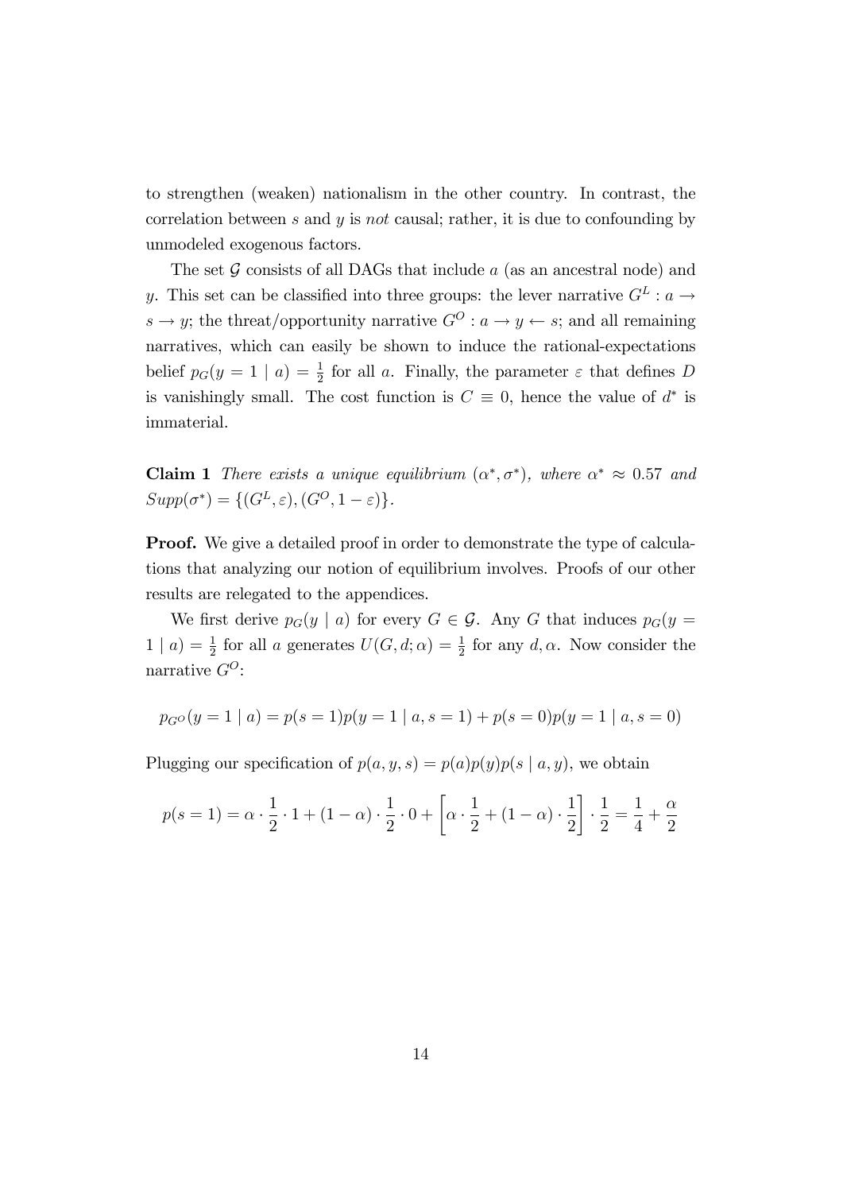to strengthen (weaken) nationalism in the other country. In contrast, the correlation between $s$ and $y$ is *not* causal; rather, it is due to confounding by unmodeled exogenous factors.

The set $\mathcal{G}$ consists of all DAGs that include $a$ (as an ancestral node) and $y$. This set can be classified into three groups: the lever narrative $G^L : a \rightarrow s \rightarrow y$; the threat/opportunity narrative $G^O : a \rightarrow y \leftarrow s$; and all remaining narratives, which can easily be shown to induce the rational-expectations belief $p_G(y = 1 \mid a) = \frac{1}{2}$ for all $a$. Finally, the parameter $\varepsilon$ that defines $D$ is vanishingly small. The cost function is $C \equiv 0$, hence the value of $d^*$ is immaterial.

**Claim 1** *There exists a unique equilibrium* $(\alpha^*, \sigma^*)$*, where* $\alpha^* \approx 0.57$ *and* $Supp(\sigma^*) = \{(G^L, \varepsilon), (G^O, 1 - \varepsilon)\}$.

**Proof.** We give a detailed proof in order to demonstrate the type of calculations that analyzing our notion of equilibrium involves. Proofs of our other results are relegated to the appendices.

We first derive $p_G(y \mid a)$ for every $G \in \mathcal{G}$. Any $G$ that induces $p_G(y = 1 \mid a) = \frac{1}{2}$ for all $a$ generates $U(G, d; \alpha) = \frac{1}{2}$ for any $d, \alpha$. Now consider the narrative $G^O$:

$$p_{G^O}(y = 1 \mid a) = p(s = 1)p(y = 1 \mid a, s = 1) + p(s = 0)p(y = 1 \mid a, s = 0)$$

Plugging our specification of $p(a, y, s) = p(a)p(y)p(s \mid a, y)$, we obtain

$$p(s = 1) = \alpha \cdot \frac{1}{2} \cdot 1 + (1 - \alpha) \cdot \frac{1}{2} \cdot 0 + \left[\alpha \cdot \frac{1}{2} + (1 - \alpha) \cdot \frac{1}{2}\right] \cdot \frac{1}{2} = \frac{1}{4} + \frac{\alpha}{2}$$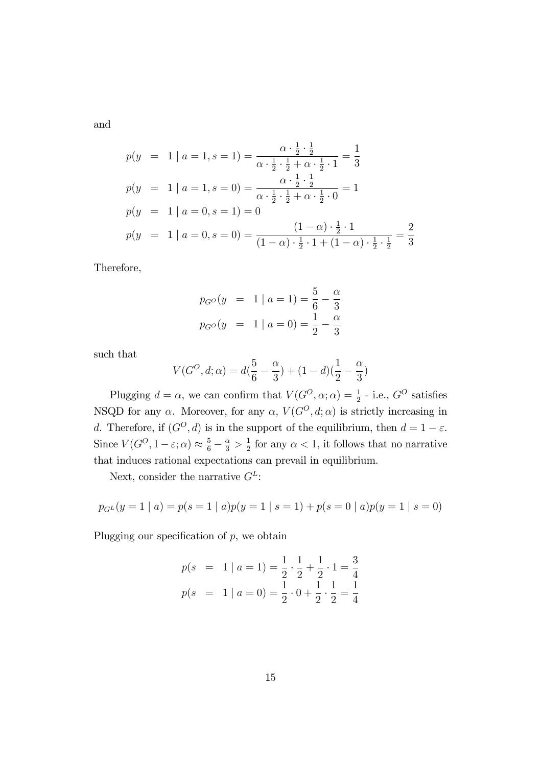and

$$
\begin{aligned}
p(y &= 1 \mid a=1, s=1) = \frac{\alpha \cdot \frac{1}{2} \cdot \frac{1}{2}}{\alpha \cdot \frac{1}{2} \cdot \frac{1}{2} + \alpha \cdot \frac{1}{2} \cdot 1} = \frac{1}{3} \\
p(y &= 1 \mid a=1, s=0) = \frac{\alpha \cdot \frac{1}{2} \cdot \frac{1}{2}}{\alpha \cdot \frac{1}{2} \cdot \frac{1}{2} + \alpha \cdot \frac{1}{2} \cdot 0} = 1 \\
p(y &= 1 \mid a=0, s=1) = 0 \\
p(y &= 1 \mid a=0, s=0) = \frac{(1-\alpha) \cdot \frac{1}{2} \cdot 1}{(1-\alpha) \cdot \frac{1}{2} \cdot 1 + (1-\alpha) \cdot \frac{1}{2} \cdot \frac{1}{2}} = \frac{2}{3}
\end{aligned}
$$

Therefore,

$$
\begin{aligned}
p_{G^O}(y &= 1 \mid a=1) = \frac{5}{6} - \frac{\alpha}{3} \\
p_{G^O}(y &= 1 \mid a=0) = \frac{1}{2} - \frac{\alpha}{3}
\end{aligned}
$$

such that

$$
V(G^O, d; \alpha) = d(\frac{5}{6} - \frac{\alpha}{3}) + (1-d)(\frac{1}{2} - \frac{\alpha}{3})
$$

Plugging $d = \alpha$, we can confirm that $V(G^O, \alpha; \alpha) = \frac{1}{2}$ - i.e., $G^O$ satisfies NSQD for any $\alpha$. Moreover, for any $\alpha$, $V(G^O, d; \alpha)$ is strictly increasing in $d$. Therefore, if $(G^O, d)$ is in the support of the equilibrium, then $d = 1 - \varepsilon$. Since $V(G^O, 1-\varepsilon; \alpha) \approx \frac{5}{6} - \frac{\alpha}{3} > \frac{1}{2}$ for any $\alpha < 1$, it follows that no narrative that induces rational expectations can prevail in equilibrium.

Next, consider the narrative $G^L$:

$$
p_{G^L}(y = 1 \mid a) = p(s = 1 \mid a)p(y = 1 \mid s = 1) + p(s = 0 \mid a)p(y = 1 \mid s = 0)
$$

Plugging our specification of $p$, we obtain

$$
\begin{aligned}
p(s &= 1 \mid a=1) = \frac{1}{2} \cdot \frac{1}{2} + \frac{1}{2} \cdot 1 = \frac{3}{4} \\
p(s &= 1 \mid a=0) = \frac{1}{2} \cdot 0 + \frac{1}{2} \cdot \frac{1}{2} = \frac{1}{4}
\end{aligned}
$$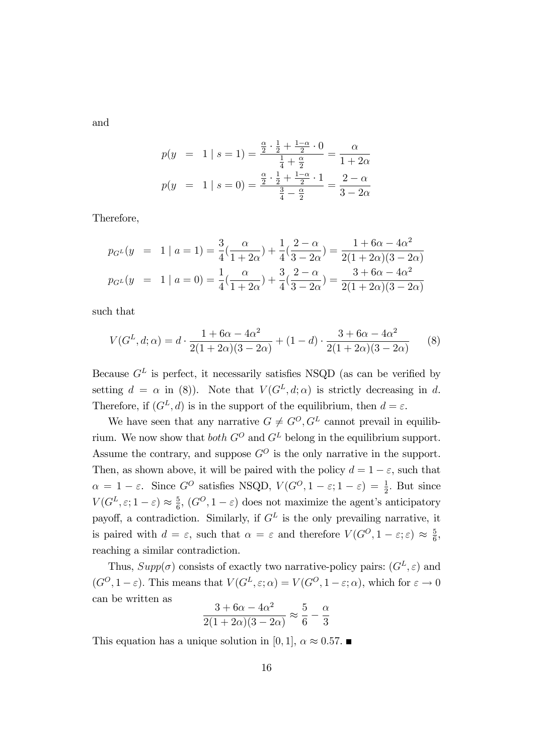and

$$p(y = 1 \mid s = 1) = \frac{\frac{\alpha}{2} \cdot \frac{1}{2} + \frac{1-\alpha}{2} \cdot 0}{\frac{1}{4} + \frac{\alpha}{2}} = \frac{\alpha}{1 + 2\alpha}$$

$$p(y = 1 \mid s = 0) = \frac{\frac{\alpha}{2} \cdot \frac{1}{2} + \frac{1-\alpha}{2} \cdot 1}{\frac{3}{4} - \frac{\alpha}{2}} = \frac{2 - \alpha}{3 - 2\alpha}$$

Therefore,

$$p_{G^L}(y = 1 \mid a = 1) = \frac{3}{4}(\frac{\alpha}{1 + 2\alpha}) + \frac{1}{4}(\frac{2 - \alpha}{3 - 2\alpha}) = \frac{1 + 6\alpha - 4\alpha^2}{2(1 + 2\alpha)(3 - 2\alpha)}$$

$$p_{G^L}(y = 1 \mid a = 0) = \frac{1}{4}(\frac{\alpha}{1 + 2\alpha}) + \frac{3}{4}(\frac{2 - \alpha}{3 - 2\alpha}) = \frac{3 + 6\alpha - 4\alpha^2}{2(1 + 2\alpha)(3 - 2\alpha)}$$

such that

$$V(G^L, d; \alpha) = d \cdot \frac{1 + 6\alpha - 4\alpha^2}{2(1 + 2\alpha)(3 - 2\alpha)} + (1 - d) \cdot \frac{3 + 6\alpha - 4\alpha^2}{2(1 + 2\alpha)(3 - 2\alpha)} \qquad (8)$$

Because $G^L$ is perfect, it necessarily satisfies NSQD (as can be verified by setting $d = \alpha$ in (8)). Note that $V(G^L, d; \alpha)$ is strictly decreasing in $d$. Therefore, if $(G^L, d)$ is in the support of the equilibrium, then $d = \varepsilon$.

We have seen that any narrative $G \neq G^O, G^L$ cannot prevail in equilibrium. We now show that *both* $G^O$ and $G^L$ belong in the equilibrium support. Assume the contrary, and suppose $G^O$ is the only narrative in the support. Then, as shown above, it will be paired with the policy $d = 1 - \varepsilon$, such that $\alpha = 1 - \varepsilon$. Since $G^O$ satisfies NSQD, $V(G^O, 1 - \varepsilon; 1 - \varepsilon) = \frac{1}{2}$. But since $V(G^L, \varepsilon; 1 - \varepsilon) \approx \frac{5}{6}$, $(G^O, 1 - \varepsilon)$ does not maximize the agent's anticipatory payoff, a contradiction. Similarly, if $G^L$ is the only prevailing narrative, it is paired with $d = \varepsilon$, such that $\alpha = \varepsilon$ and therefore $V(G^O, 1 - \varepsilon; \varepsilon) \approx \frac{5}{6}$, reaching a similar contradiction.

Thus, $Supp(\sigma)$ consists of exactly two narrative-policy pairs: $(G^L, \varepsilon)$ and $(G^O, 1 - \varepsilon)$. This means that $V(G^L, \varepsilon; \alpha) = V(G^O, 1 - \varepsilon; \alpha)$, which for $\varepsilon \to 0$ can be written as

$$\frac{3 + 6\alpha - 4\alpha^2}{2(1 + 2\alpha)(3 - 2\alpha)} \approx \frac{5}{6} - \frac{\alpha}{3}$$

This equation has a unique solution in $[0, 1]$, $\alpha \approx 0.57$. ■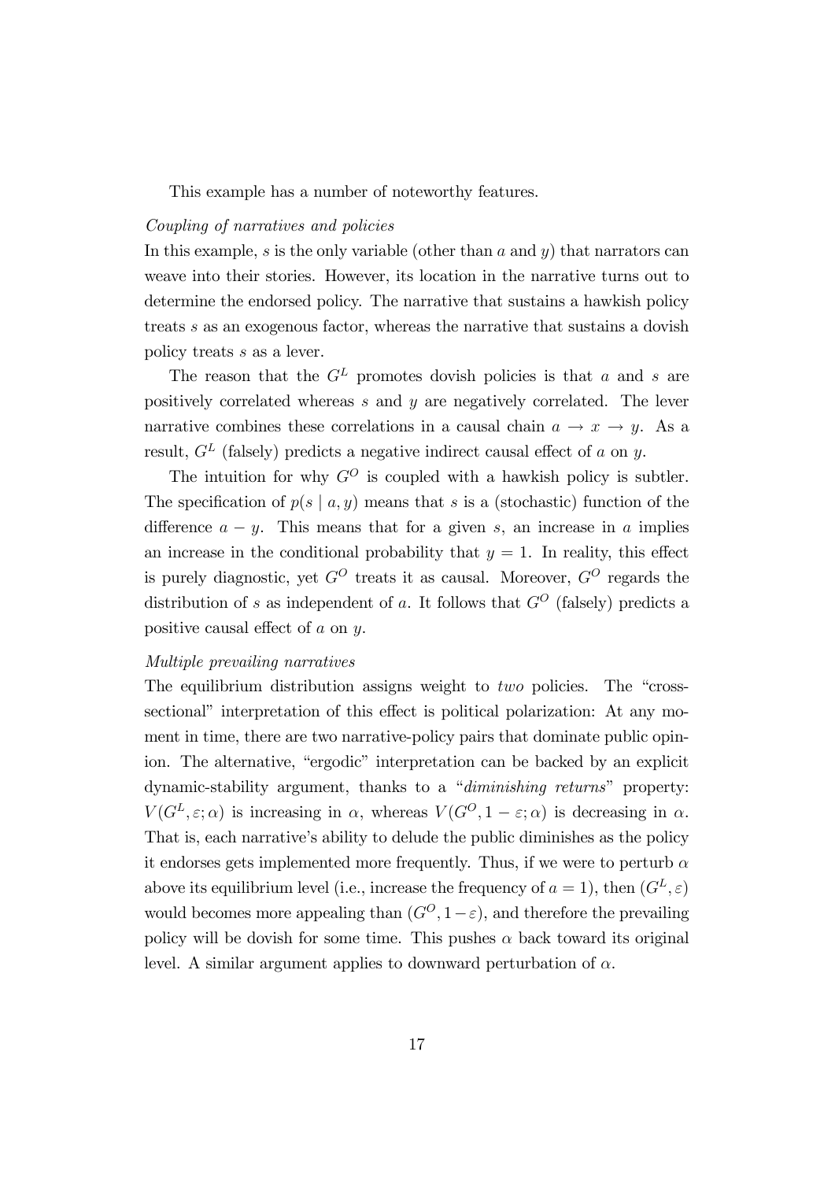This example has a number of noteworthy features.

*Coupling of narratives and policies*

In this example, $s$ is the only variable (other than $a$ and $y$) that narrators can weave into their stories. However, its location in the narrative turns out to determine the endorsed policy. The narrative that sustains a hawkish policy treats $s$ as an exogenous factor, whereas the narrative that sustains a dovish policy treats $s$ as a lever.

The reason that the $G^L$ promotes dovish policies is that $a$ and $s$ are positively correlated whereas $s$ and $y$ are negatively correlated. The lever narrative combines these correlations in a causal chain $a \rightarrow x \rightarrow y$. As a result, $G^L$ (falsely) predicts a negative indirect causal effect of $a$ on $y$.

The intuition for why $G^O$ is coupled with a hawkish policy is subtler. The specification of $p(s \mid a, y)$ means that $s$ is a (stochastic) function of the difference $a - y$. This means that for a given $s$, an increase in $a$ implies an increase in the conditional probability that $y = 1$. In reality, this effect is purely diagnostic, yet $G^O$ treats it as causal. Moreover, $G^O$ regards the distribution of $s$ as independent of $a$. It follows that $G^O$ (falsely) predicts a positive causal effect of $a$ on $y$.

*Multiple prevailing narratives*

The equilibrium distribution assigns weight to *two* policies. The "cross-sectional" interpretation of this effect is political polarization: At any moment in time, there are two narrative-policy pairs that dominate public opinion. The alternative, "ergodic" interpretation can be backed by an explicit dynamic-stability argument, thanks to a "*diminishing returns*" property: $V(G^L, \varepsilon; \alpha)$ is increasing in $\alpha$, whereas $V(G^O, 1 - \varepsilon; \alpha)$ is decreasing in $\alpha$. That is, each narrative's ability to delude the public diminishes as the policy it endorses gets implemented more frequently. Thus, if we were to perturb $\alpha$ above its equilibrium level (i.e., increase the frequency of $a = 1$), then $(G^L, \varepsilon)$ would becomes more appealing than $(G^O, 1 - \varepsilon)$, and therefore the prevailing policy will be dovish for some time. This pushes $\alpha$ back toward its original level. A similar argument applies to downward perturbation of $\alpha$.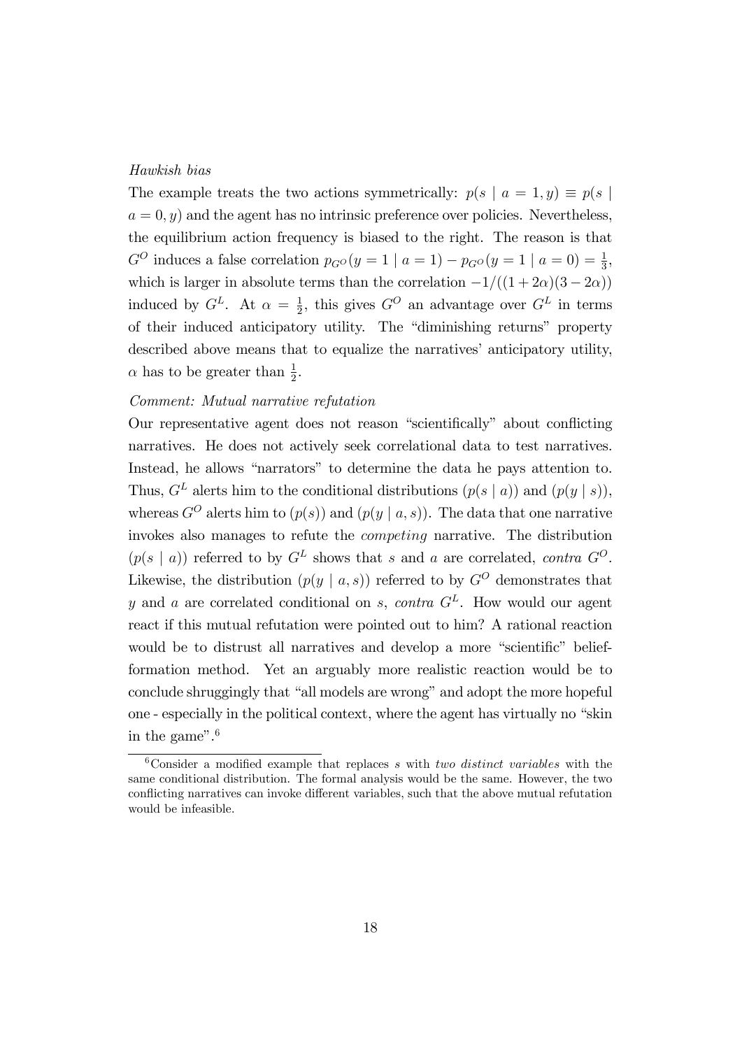*Hawkish bias*

The example treats the two actions symmetrically: $p(s \mid a = 1, y) \equiv p(s \mid a = 0, y)$ and the agent has no intrinsic preference over policies. Nevertheless, the equilibrium action frequency is biased to the right. The reason is that $G^O$ induces a false correlation $p_{G^O}(y = 1 \mid a = 1) - p_{G^O}(y = 1 \mid a = 0) = \frac{1}{3}$, which is larger in absolute terms than the correlation $-1/((1 + 2\alpha)(3 - 2\alpha))$ induced by $G^L$. At $\alpha = \frac{1}{2}$, this gives $G^O$ an advantage over $G^L$ in terms of their induced anticipatory utility. The "diminishing returns" property described above means that to equalize the narratives' anticipatory utility, $\alpha$ has to be greater than $\frac{1}{2}$.

*Comment: Mutual narrative refutation*

Our representative agent does not reason "scientifically" about conflicting narratives. He does not actively seek correlational data to test narratives. Instead, he allows "narrators" to determine the data he pays attention to. Thus, $G^L$ alerts him to the conditional distributions $(p(s \mid a))$ and $(p(y \mid s))$, whereas $G^O$ alerts him to $(p(s))$ and $(p(y \mid a, s))$. The data that one narrative invokes also manages to refute the *competing* narrative. The distribution $(p(s \mid a))$ referred to by $G^L$ shows that $s$ and $a$ are correlated, *contra* $G^O$. Likewise, the distribution $(p(y \mid a, s))$ referred to by $G^O$ demonstrates that $y$ and $a$ are correlated conditional on $s$, *contra* $G^L$. How would our agent react if this mutual refutation were pointed out to him? A rational reaction would be to distrust all narratives and develop a more "scientific" belief-formation method. Yet an arguably more realistic reaction would be to conclude shruggingly that "all models are wrong" and adopt the more hopeful one - especially in the political context, where the agent has virtually no "skin in the game".[6]

[6] Consider a modified example that replaces $s$ with *two distinct variables* with the same conditional distribution. The formal analysis would be the same. However, the two conflicting narratives can invoke different variables, such that the above mutual refutation would be infeasible.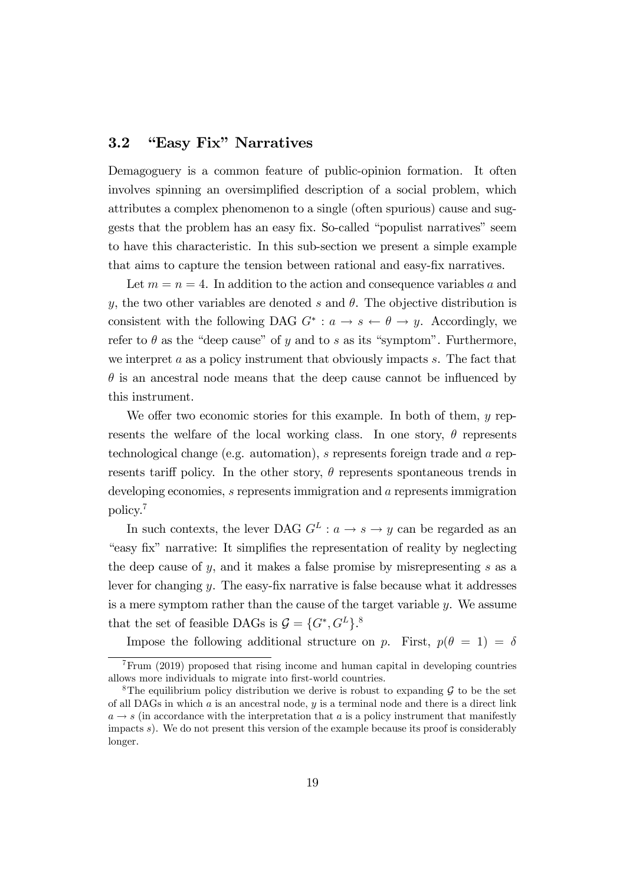### 3.2 "Easy Fix" Narratives

Demagoguery is a common feature of public-opinion formation. It often involves spinning an oversimplified description of a social problem, which attributes a complex phenomenon to a single (often spurious) cause and suggests that the problem has an easy fix. So-called "populist narratives" seem to have this characteristic. In this sub-section we present a simple example that aims to capture the tension between rational and easy-fix narratives.

Let $m = n = 4$. In addition to the action and consequence variables $a$ and $y$, the two other variables are denoted $s$ and $\theta$. The objective distribution is consistent with the following DAG $G^* : a \rightarrow s \leftarrow \theta \rightarrow y$. Accordingly, we refer to $\theta$ as the "deep cause" of $y$ and to $s$ as its "symptom". Furthermore, we interpret $a$ as a policy instrument that obviously impacts $s$. The fact that $\theta$ is an ancestral node means that the deep cause cannot be influenced by this instrument.

We offer two economic stories for this example. In both of them, $y$ represents the welfare of the local working class. In one story, $\theta$ represents technological change (e.g. automation), $s$ represents foreign trade and $a$ represents tariff policy. In the other story, $\theta$ represents spontaneous trends in developing economies, $s$ represents immigration and $a$ represents immigration policy.[7]

In such contexts, the lever DAG $G^L : a \rightarrow s \rightarrow y$ can be regarded as an "easy fix" narrative: It simplifies the representation of reality by neglecting the deep cause of $y$, and it makes a false promise by misrepresenting $s$ as a lever for changing $y$. The easy-fix narrative is false because what it addresses is a mere symptom rather than the cause of the target variable $y$. We assume that the set of feasible DAGs is $\mathcal{G} = \{G^*, G^L\}$.[8]

Impose the following additional structure on $p$. First, $p(\theta = 1) = \delta$

[7] Frum (2019) proposed that rising income and human capital in developing countries allows more individuals to migrate into first-world countries.

[8] The equilibrium policy distribution we derive is robust to expanding $\mathcal{G}$ to be the set of all DAGs in which $a$ is an ancestral node, $y$ is a terminal node and there is a direct link $a \rightarrow s$ (in accordance with the interpretation that $a$ is a policy instrument that manifestly impacts $s$). We do not present this version of the example because its proof is considerably longer.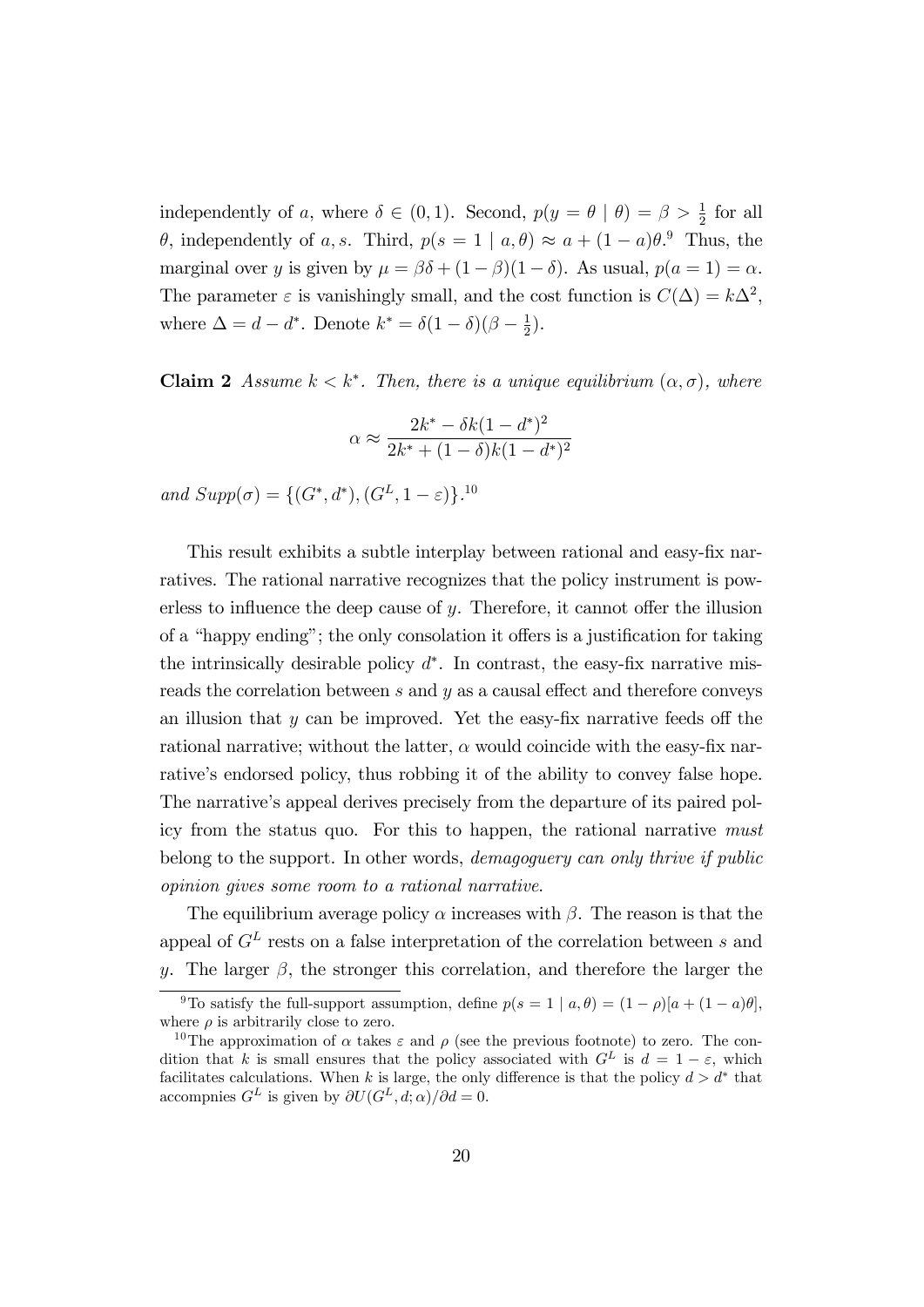independently of $a$, where $\delta \in (0,1)$. Second, $p(y = \theta \mid \theta) = \beta > \frac{1}{2}$ for all $\theta$, independently of $a, s$. Third, $p(s = 1 \mid a, \theta) \approx a + (1-a)\theta$.[9] Thus, the marginal over $y$ is given by $\mu = \beta\delta + (1-\beta)(1-\delta)$. As usual, $p(a = 1) = \alpha$. The parameter $\varepsilon$ is vanishingly small, and the cost function is $C(\Delta) = k\Delta^2$, where $\Delta = d - d^*$. Denote $k^* = \delta(1-\delta)(\beta - \frac{1}{2})$.

**Claim 2** *Assume $k < k^*$. Then, there is a unique equilibrium $(\alpha, \sigma)$, where*

$$\alpha \approx \frac{2k^* - \delta k(1-d^*)^2}{2k^* + (1-\delta)k(1-d^*)^2}$$

*and $Supp(\sigma) = \{(G^*, d^*), (G^L, 1-\varepsilon)\}$.*[10]

This result exhibits a subtle interplay between rational and easy-fix narratives. The rational narrative recognizes that the policy instrument is powerless to influence the deep cause of $y$. Therefore, it cannot offer the illusion of a "happy ending"; the only consolation it offers is a justification for taking the intrinsically desirable policy $d^*$. In contrast, the easy-fix narrative misreads the correlation between $s$ and $y$ as a causal effect and therefore conveys an illusion that $y$ can be improved. Yet the easy-fix narrative feeds off the rational narrative; without the latter, $\alpha$ would coincide with the easy-fix narrative's endorsed policy, thus robbing it of the ability to convey false hope. The narrative's appeal derives precisely from the departure of its paired policy from the status quo. For this to happen, the rational narrative *must* belong to the support. In other words, *demagoguery can only thrive if public opinion gives some room to a rational narrative.*

The equilibrium average policy $\alpha$ increases with $\beta$. The reason is that the appeal of $G^L$ rests on a false interpretation of the correlation between $s$ and $y$. The larger $\beta$, the stronger this correlation, and therefore the larger the

[9] To satisfy the full-support assumption, define $p(s = 1 \mid a, \theta) = (1-\rho)[a + (1-a)\theta]$, where $\rho$ is arbitrarily close to zero.

[10] The approximation of $\alpha$ takes $\varepsilon$ and $\rho$ (see the previous footnote) to zero. The condition that $k$ is small ensures that the policy associated with $G^L$ is $d = 1 - \varepsilon$, which facilitates calculations. When $k$ is large, the only difference is that the policy $d > d^*$ that accompnies $G^L$ is given by $\partial U(G^L, d; \alpha)/\partial d = 0$.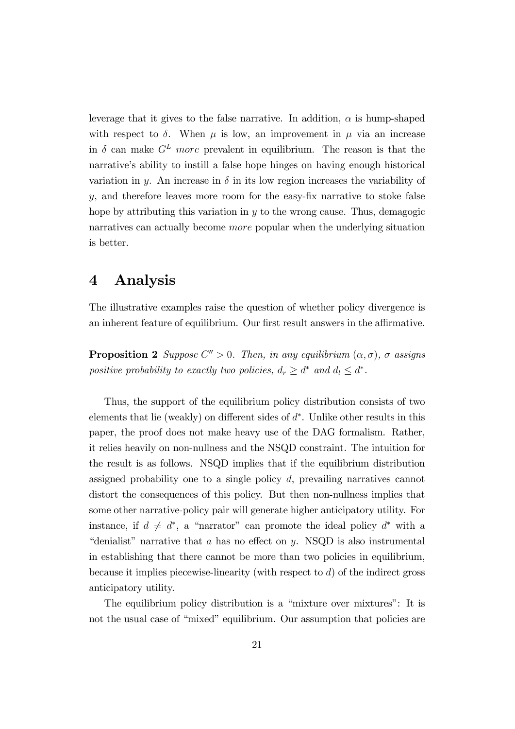leverage that it gives to the false narrative. In addition, $\alpha$ is hump-shaped with respect to $\delta$. When $\mu$ is low, an improvement in $\mu$ via an increase in $\delta$ can make $G^L$ *more* prevalent in equilibrium. The reason is that the narrative's ability to instill a false hope hinges on having enough historical variation in $y$. An increase in $\delta$ in its low region increases the variability of $y$, and therefore leaves more room for the easy-fix narrative to stoke false hope by attributing this variation in $y$ to the wrong cause. Thus, demagogic narratives can actually become *more* popular when the underlying situation is better.

# 4 Analysis

The illustrative examples raise the question of whether policy divergence is an inherent feature of equilibrium. Our first result answers in the affirmative.

**Proposition 2** *Suppose $C'' > 0$. Then, in any equilibrium $(\alpha, \sigma)$, $\sigma$ assigns positive probability to exactly two policies, $d_r \geq d^*$ and $d_l \leq d^*$.*

Thus, the support of the equilibrium policy distribution consists of two elements that lie (weakly) on different sides of $d^*$. Unlike other results in this paper, the proof does not make heavy use of the DAG formalism. Rather, it relies heavily on non-nullness and the NSQD constraint. The intuition for the result is as follows. NSQD implies that if the equilibrium distribution assigned probability one to a single policy $d$, prevailing narratives cannot distort the consequences of this policy. But then non-nullness implies that some other narrative-policy pair will generate higher anticipatory utility. For instance, if $d \neq d^*$, a "narrator" can promote the ideal policy $d^*$ with a "denialist" narrative that $a$ has no effect on $y$. NSQD is also instrumental in establishing that there cannot be more than two policies in equilibrium, because it implies piecewise-linearity (with respect to $d$) of the indirect gross anticipatory utility.

The equilibrium policy distribution is a "mixture over mixtures": It is not the usual case of "mixed" equilibrium. Our assumption that policies are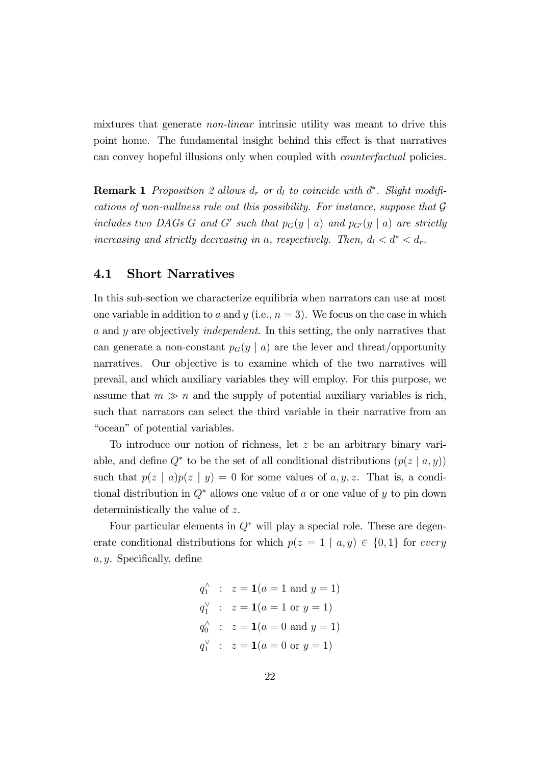mixtures that generate *non-linear* intrinsic utility was meant to drive this point home. The fundamental insight behind this effect is that narratives can convey hopeful illusions only when coupled with *counterfactual* policies.

**Remark 1** *Proposition 2 allows $d_r$ or $d_l$ to coincide with $d^*$. Slight modifications of non-nullness rule out this possibility. For instance, suppose that $\mathcal{G}$ includes two DAGs $G$ and $G'$ such that $p_G(y \mid a)$ and $p_{G'}(y \mid a)$ are strictly increasing and strictly decreasing in $a$, respectively. Then, $d_l < d^* < d_r$.*

### 4.1 Short Narratives

In this sub-section we characterize equilibria when narrators can use at most one variable in addition to $a$ and $y$ (i.e., $n = 3$). We focus on the case in which $a$ and $y$ are objectively *independent*. In this setting, the only narratives that can generate a non-constant $p_G(y \mid a)$ are the lever and threat/opportunity narratives. Our objective is to examine which of the two narratives will prevail, and which auxiliary variables they will employ. For this purpose, we assume that $m \gg n$ and the supply of potential auxiliary variables is rich, such that narrators can select the third variable in their narrative from an "ocean" of potential variables.

To introduce our notion of richness, let $z$ be an arbitrary binary variable, and define $Q^*$ to be the set of all conditional distributions $(p(z \mid a, y))$ such that $p(z \mid a)p(z \mid y) = 0$ for some values of $a, y, z$. That is, a conditional distribution in $Q^*$ allows one value of $a$ or one value of $y$ to pin down deterministically the value of $z$.

Four particular elements in $Q^*$ will play a special role. These are degenerate conditional distributions for which $p(z = 1 \mid a, y) \in \{0, 1\}$ for *every* $a, y$. Specifically, define

$$
\begin{aligned}
q_1^{\wedge} &: \; z = \mathbf{1}(a = 1 \text{ and } y = 1) \\
q_1^{\vee} &: \; z = \mathbf{1}(a = 1 \text{ or } y = 1) \\
q_0^{\wedge} &: \; z = \mathbf{1}(a = 0 \text{ and } y = 1) \\
q_1^{\vee} &: \; z = \mathbf{1}(a = 0 \text{ or } y = 1)
\end{aligned}
$$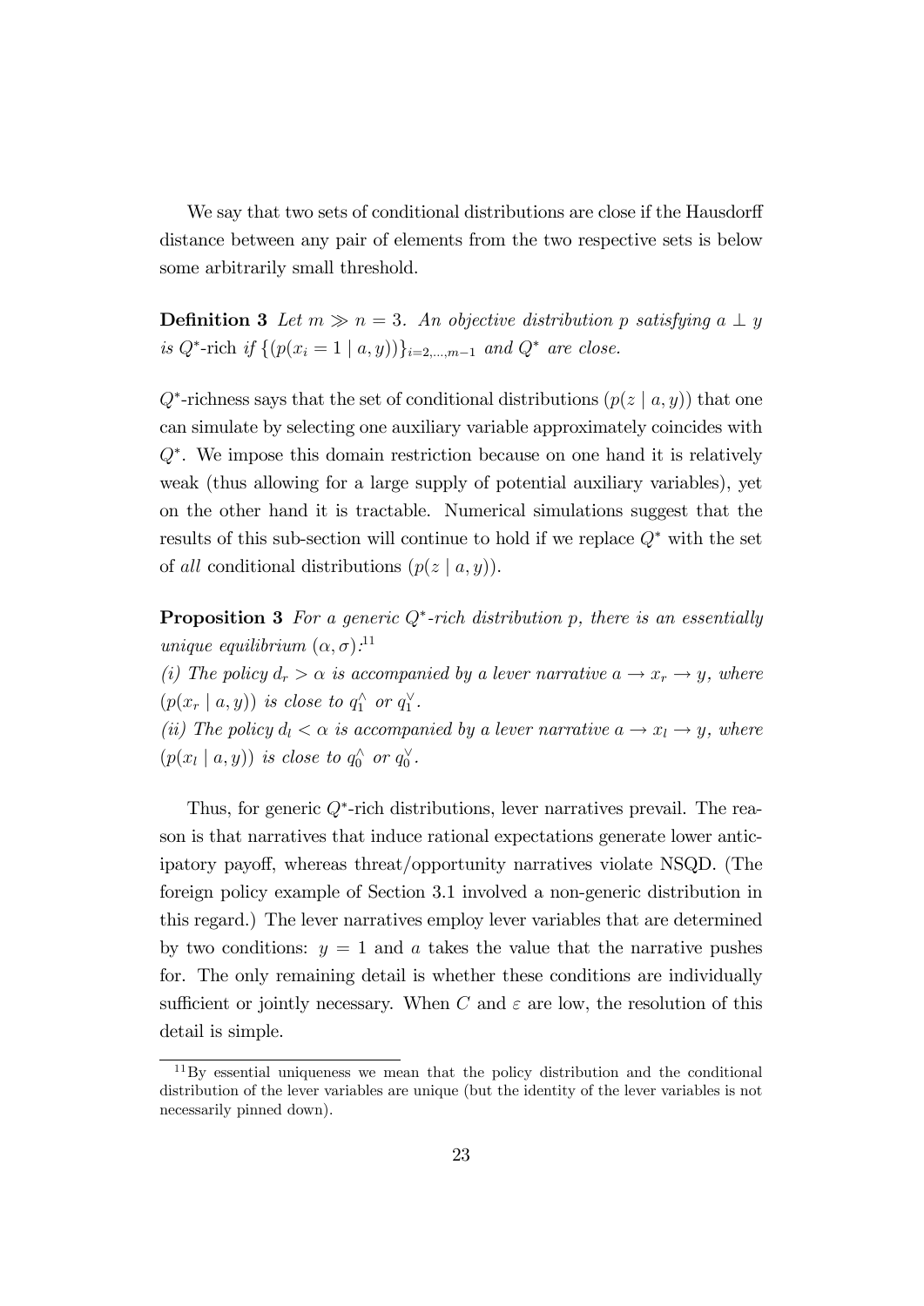We say that two sets of conditional distributions are close if the Hausdorff distance between any pair of elements from the two respective sets is below some arbitrarily small threshold.

**Definition 3** *Let $m \gg n = 3$. An objective distribution $p$ satisfying $a \perp y$ is $Q^*$-*rich *if $\{(p(x_i = 1 \mid a, y))\}_{i=2,...,m-1}$ and $Q^*$ are close.*

$Q^*$-richness says that the set of conditional distributions $(p(z \mid a, y))$ that one can simulate by selecting one auxiliary variable approximately coincides with $Q^*$. We impose this domain restriction because on one hand it is relatively weak (thus allowing for a large supply of potential auxiliary variables), yet on the other hand it is tractable. Numerical simulations suggest that the results of this sub-section will continue to hold if we replace $Q^*$ with the set of *all* conditional distributions $(p(z \mid a, y))$.

**Proposition 3** *For a generic $Q^*$-rich distribution $p$, there is an essentially unique equilibrium $(\alpha, \sigma)$:*[11]

*(i) The policy $d_r > \alpha$ is accompanied by a lever narrative $a \to x_r \to y$, where $(p(x_r \mid a, y))$ is close to $q_1^{\wedge}$ or $q_1^{\vee}$.*

*(ii) The policy $d_l < \alpha$ is accompanied by a lever narrative $a \to x_l \to y$, where $(p(x_l \mid a, y))$ is close to $q_0^{\wedge}$ or $q_0^{\vee}$.*

Thus, for generic $Q^*$-rich distributions, lever narratives prevail. The reason is that narratives that induce rational expectations generate lower anticipatory payoff, whereas threat/opportunity narratives violate NSQD. (The foreign policy example of Section 3.1 involved a non-generic distribution in this regard.) The lever narratives employ lever variables that are determined by two conditions: $y = 1$ and $a$ takes the value that the narrative pushes for. The only remaining detail is whether these conditions are individually sufficient or jointly necessary. When $C$ and $\varepsilon$ are low, the resolution of this detail is simple.

[11] By essential uniqueness we mean that the policy distribution and the conditional distribution of the lever variables are unique (but the identity of the lever variables is not necessarily pinned down).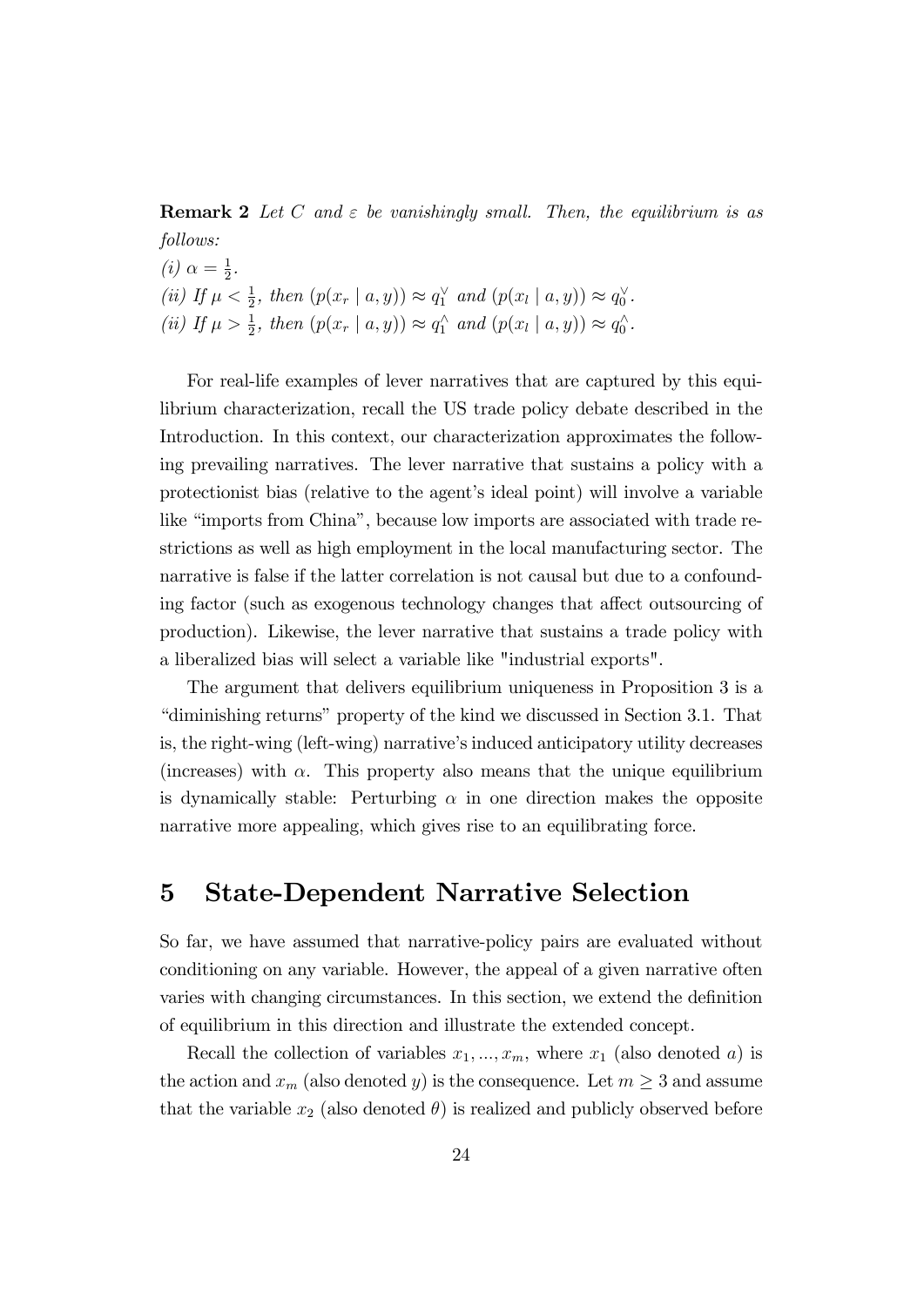**Remark 2** *Let $C$ and $\varepsilon$ be vanishingly small. Then, the equilibrium is as follows:*

*(i) $\alpha = \frac{1}{2}$.*

*(ii) If $\mu < \frac{1}{2}$, then $(p(x_r \mid a, y)) \approx q_1^{\vee}$ and $(p(x_l \mid a, y)) \approx q_0^{\vee}$.*

*(ii) If $\mu > \frac{1}{2}$, then $(p(x_r \mid a, y)) \approx q_1^{\wedge}$ and $(p(x_l \mid a, y)) \approx q_0^{\wedge}$.*

For real-life examples of lever narratives that are captured by this equilibrium characterization, recall the US trade policy debate described in the Introduction. In this context, our characterization approximates the following prevailing narratives. The lever narrative that sustains a policy with a protectionist bias (relative to the agent's ideal point) will involve a variable like "imports from China", because low imports are associated with trade restrictions as well as high employment in the local manufacturing sector. The narrative is false if the latter correlation is not causal but due to a confounding factor (such as exogenous technology changes that affect outsourcing of production). Likewise, the lever narrative that sustains a trade policy with a liberalized bias will select a variable like "industrial exports".

The argument that delivers equilibrium uniqueness in Proposition 3 is a "diminishing returns" property of the kind we discussed in Section 3.1. That is, the right-wing (left-wing) narrative's induced anticipatory utility decreases (increases) with $\alpha$. This property also means that the unique equilibrium is dynamically stable: Perturbing $\alpha$ in one direction makes the opposite narrative more appealing, which gives rise to an equilibrating force.

# 5 State-Dependent Narrative Selection

So far, we have assumed that narrative-policy pairs are evaluated without conditioning on any variable. However, the appeal of a given narrative often varies with changing circumstances. In this section, we extend the definition of equilibrium in this direction and illustrate the extended concept.

Recall the collection of variables $x_1, ..., x_m$, where $x_1$ (also denoted $a$) is the action and $x_m$ (also denoted $y$) is the consequence. Let $m \geq 3$ and assume that the variable $x_2$ (also denoted $\theta$) is realized and publicly observed before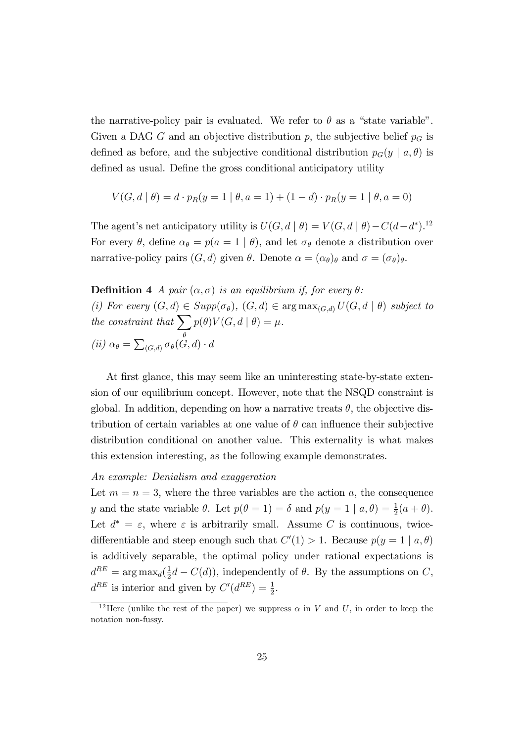the narrative-policy pair is evaluated. We refer to $\theta$ as a "state variable". Given a DAG $G$ and an objective distribution $p$, the subjective belief $p_G$ is defined as before, and the subjective conditional distribution $p_G(y \mid a, \theta)$ is defined as usual. Define the gross conditional anticipatory utility

$$V(G, d \mid \theta) = d \cdot p_R(y = 1 \mid \theta, a = 1) + (1 - d) \cdot p_R(y = 1 \mid \theta, a = 0)$$

The agent's net anticipatory utility is $U(G, d \mid \theta) = V(G, d \mid \theta) - C(d - d^*)$.[12] For every $\theta$, define $\alpha_\theta = p(a = 1 \mid \theta)$, and let $\sigma_\theta$ denote a distribution over narrative-policy pairs $(G, d)$ given $\theta$. Denote $\alpha = (\alpha_\theta)_\theta$ and $\sigma = (\sigma_\theta)_\theta$.

**Definition 4** *A pair $(\alpha, \sigma)$ is an equilibrium if, for every $\theta$:*
*(i) For every $(G, d) \in Supp(\sigma_\theta)$, $(G, d) \in \arg\max_{(G,d)} U(G, d \mid \theta)$ subject to the constraint that $\sum_\theta p(\theta) V(G, d \mid \theta) = \mu$.*
*(ii) $\alpha_\theta = \sum_{(G,d)} \sigma_\theta(G, d) \cdot d$*

At first glance, this may seem like an uninteresting state-by-state extension of our equilibrium concept. However, note that the NSQD constraint is global. In addition, depending on how a narrative treats $\theta$, the objective distribution of certain variables at one value of $\theta$ can influence their subjective distribution conditional on another value. This externality is what makes this extension interesting, as the following example demonstrates.

*An example: Denialism and exaggeration*

Let $m = n = 3$, where the three variables are the action $a$, the consequence $y$ and the state variable $\theta$. Let $p(\theta = 1) = \delta$ and $p(y = 1 \mid a, \theta) = \frac{1}{2}(a + \theta)$. Let $d^* = \varepsilon$, where $\varepsilon$ is arbitrarily small. Assume $C$ is continuous, twice-differentiable and steep enough such that $C'(1) > 1$. Because $p(y = 1 \mid a, \theta)$ is additively separable, the optimal policy under rational expectations is $d^{RE} = \arg\max_d(\frac{1}{2}d - C(d))$, independently of $\theta$. By the assumptions on $C$, $d^{RE}$ is interior and given by $C'(d^{RE}) = \frac{1}{2}$.

[12] Here (unlike the rest of the paper) we suppress $\alpha$ in $V$ and $U$, in order to keep the notation non-fussy.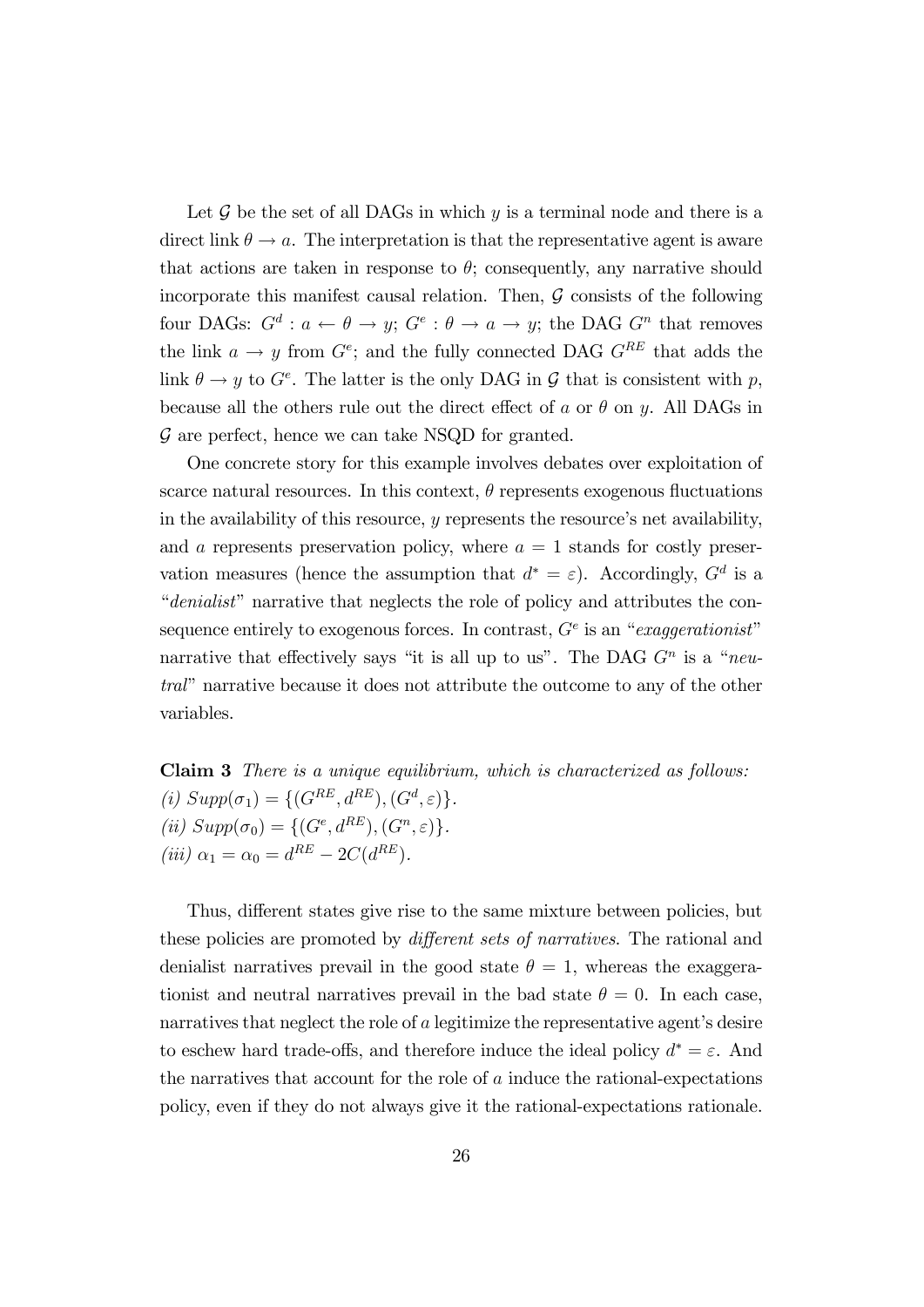Let $\mathcal{G}$ be the set of all DAGs in which $y$ is a terminal node and there is a direct link $\theta \rightarrow a$. The interpretation is that the representative agent is aware that actions are taken in response to $\theta$; consequently, any narrative should incorporate this manifest causal relation. Then, $\mathcal{G}$ consists of the following four DAGs: $G^d : a \leftarrow \theta \rightarrow y$; $G^e : \theta \rightarrow a \rightarrow y$; the DAG $G^n$ that removes the link $a \rightarrow y$ from $G^e$; and the fully connected DAG $G^{RE}$ that adds the link $\theta \rightarrow y$ to $G^e$. The latter is the only DAG in $\mathcal{G}$ that is consistent with $p$, because all the others rule out the direct effect of $a$ or $\theta$ on $y$. All DAGs in $\mathcal{G}$ are perfect, hence we can take NSQD for granted.

One concrete story for this example involves debates over exploitation of scarce natural resources. In this context, $\theta$ represents exogenous fluctuations in the availability of this resource, $y$ represents the resource's net availability, and $a$ represents preservation policy, where $a = 1$ stands for costly preservation measures (hence the assumption that $d^* = \varepsilon$). Accordingly, $G^d$ is a "*denialist*" narrative that neglects the role of policy and attributes the consequence entirely to exogenous forces. In contrast, $G^e$ is an "*exaggerationist*" narrative that effectively says "it is all up to us". The DAG $G^n$ is a "*neutral*" narrative because it does not attribute the outcome to any of the other variables.

**Claim 3** *There is a unique equilibrium, which is characterized as follows:*
*(i)* $Supp(\sigma_1) = \{(G^{RE}, d^{RE}), (G^d, \varepsilon)\}$.
*(ii)* $Supp(\sigma_0) = \{(G^e, d^{RE}), (G^n, \varepsilon)\}$.
*(iii)* $\alpha_1 = \alpha_0 = d^{RE} - 2C(d^{RE})$.

Thus, different states give rise to the same mixture between policies, but these policies are promoted by *different sets of narratives*. The rational and denialist narratives prevail in the good state $\theta = 1$, whereas the exaggerationist and neutral narratives prevail in the bad state $\theta = 0$. In each case, narratives that neglect the role of $a$ legitimize the representative agent's desire to eschew hard trade-offs, and therefore induce the ideal policy $d^* = \varepsilon$. And the narratives that account for the role of $a$ induce the rational-expectations policy, even if they do not always give it the rational-expectations rationale.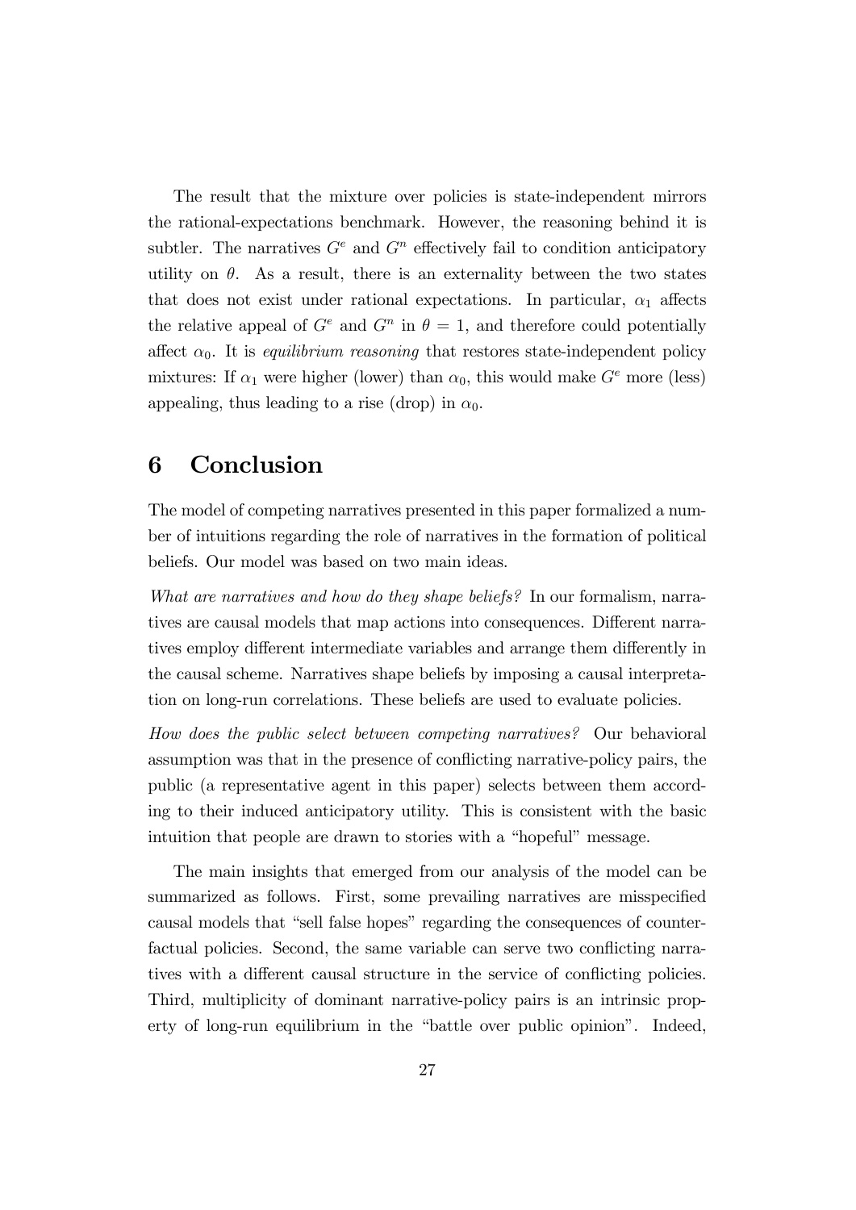The result that the mixture over policies is state-independent mirrors the rational-expectations benchmark. However, the reasoning behind it is subtler. The narratives $G^e$ and $G^n$ effectively fail to condition anticipatory utility on $\theta$. As a result, there is an externality between the two states that does not exist under rational expectations. In particular, $\alpha_1$ affects the relative appeal of $G^e$ and $G^n$ in $\theta = 1$, and therefore could potentially affect $\alpha_0$. It is *equilibrium reasoning* that restores state-independent policy mixtures: If $\alpha_1$ were higher (lower) than $\alpha_0$, this would make $G^e$ more (less) appealing, thus leading to a rise (drop) in $\alpha_0$.

# 6 Conclusion

The model of competing narratives presented in this paper formalized a number of intuitions regarding the role of narratives in the formation of political beliefs. Our model was based on two main ideas.

*What are narratives and how do they shape beliefs?* In our formalism, narratives are causal models that map actions into consequences. Different narratives employ different intermediate variables and arrange them differently in the causal scheme. Narratives shape beliefs by imposing a causal interpretation on long-run correlations. These beliefs are used to evaluate policies.

*How does the public select between competing narratives?* Our behavioral assumption was that in the presence of conflicting narrative-policy pairs, the public (a representative agent in this paper) selects between them according to their induced anticipatory utility. This is consistent with the basic intuition that people are drawn to stories with a "hopeful" message.

The main insights that emerged from our analysis of the model can be summarized as follows. First, some prevailing narratives are misspecified causal models that "sell false hopes" regarding the consequences of counterfactual policies. Second, the same variable can serve two conflicting narratives with a different causal structure in the service of conflicting policies. Third, multiplicity of dominant narrative-policy pairs is an intrinsic property of long-run equilibrium in the "battle over public opinion". Indeed,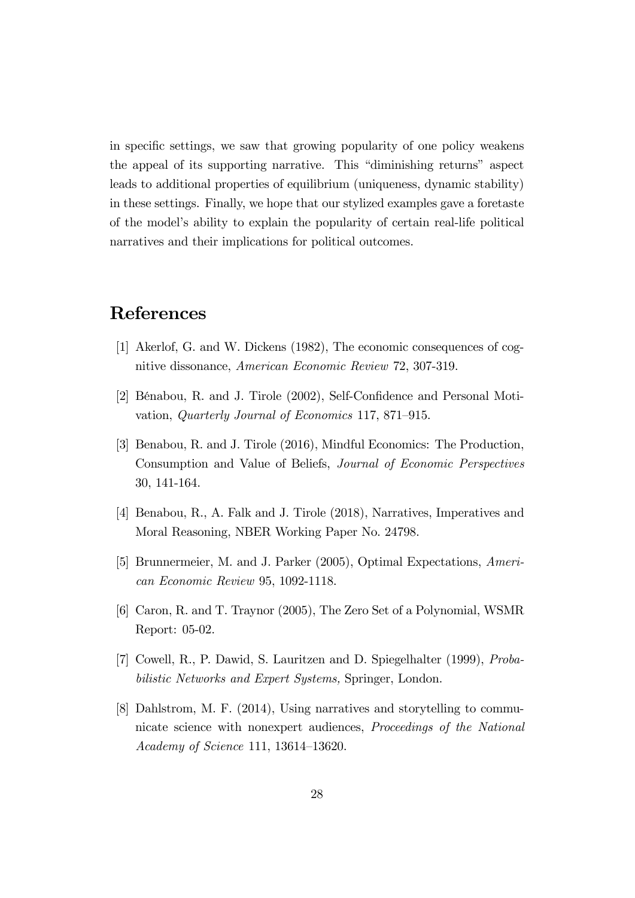in specific settings, we saw that growing popularity of one policy weakens the appeal of its supporting narrative. This "diminishing returns" aspect leads to additional properties of equilibrium (uniqueness, dynamic stability) in these settings. Finally, we hope that our stylized examples gave a foretaste of the model's ability to explain the popularity of certain real-life political narratives and their implications for political outcomes.

# References

[1] Akerlof, G. and W. Dickens (1982), The economic consequences of cognitive dissonance, *American Economic Review* 72, 307-319.

[2] Bénabou, R. and J. Tirole (2002), Self-Confidence and Personal Motivation, *Quarterly Journal of Economics* 117, 871–915.

[3] Benabou, R. and J. Tirole (2016), Mindful Economics: The Production, Consumption and Value of Beliefs, *Journal of Economic Perspectives* 30, 141-164.

[4] Benabou, R., A. Falk and J. Tirole (2018), Narratives, Imperatives and Moral Reasoning, NBER Working Paper No. 24798.

[5] Brunnermeier, M. and J. Parker (2005), Optimal Expectations, *American Economic Review* 95, 1092-1118.

[6] Caron, R. and T. Traynor (2005), The Zero Set of a Polynomial, WSMR Report: 05-02.

[7] Cowell, R., P. Dawid, S. Lauritzen and D. Spiegelhalter (1999), *Probabilistic Networks and Expert Systems,* Springer, London.

[8] Dahlstrom, M. F. (2014), Using narratives and storytelling to communicate science with nonexpert audiences, *Proceedings of the National Academy of Science* 111, 13614–13620.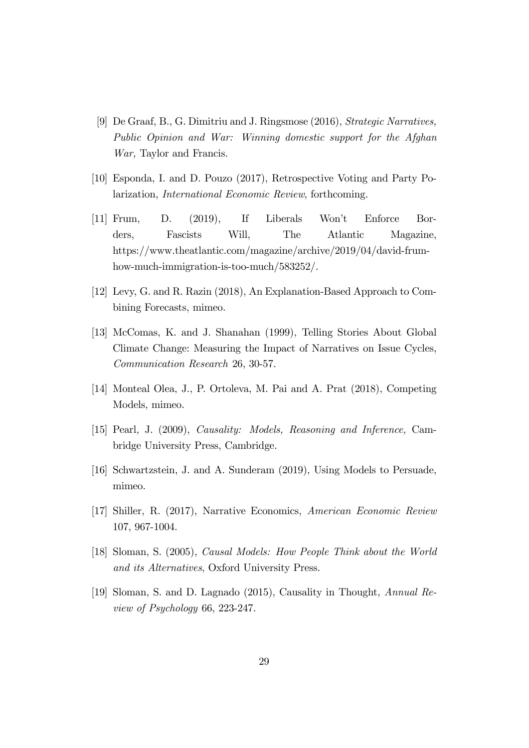[9] De Graaf, B., G. Dimitriu and J. Ringsmose (2016), *Strategic Narratives, Public Opinion and War: Winning domestic support for the Afghan War,* Taylor and Francis.

[10] Esponda, I. and D. Pouzo (2017), Retrospective Voting and Party Polarization, *International Economic Review*, forthcoming.

[11] Frum, D. (2019), If Liberals Won't Enforce Borders, Fascists Will, The Atlantic Magazine, https://www.theatlantic.com/magazine/archive/2019/04/david-frum-how-much-immigration-is-too-much/583252/.

[12] Levy, G. and R. Razin (2018), An Explanation-Based Approach to Combining Forecasts, mimeo.

[13] McComas, K. and J. Shanahan (1999), Telling Stories About Global Climate Change: Measuring the Impact of Narratives on Issue Cycles, *Communication Research* 26, 30-57.

[14] Monteal Olea, J., P. Ortoleva, M. Pai and A. Prat (2018), Competing Models, mimeo.

[15] Pearl, J. (2009), *Causality: Models, Reasoning and Inference,* Cambridge University Press, Cambridge.

[16] Schwartzstein, J. and A. Sunderam (2019), Using Models to Persuade, mimeo.

[17] Shiller, R. (2017), Narrative Economics, *American Economic Review* 107, 967-1004.

[18] Sloman, S. (2005), *Causal Models: How People Think about the World and its Alternatives*, Oxford University Press.

[19] Sloman, S. and D. Lagnado (2015), Causality in Thought, *Annual Review of Psychology* 66, 223-247.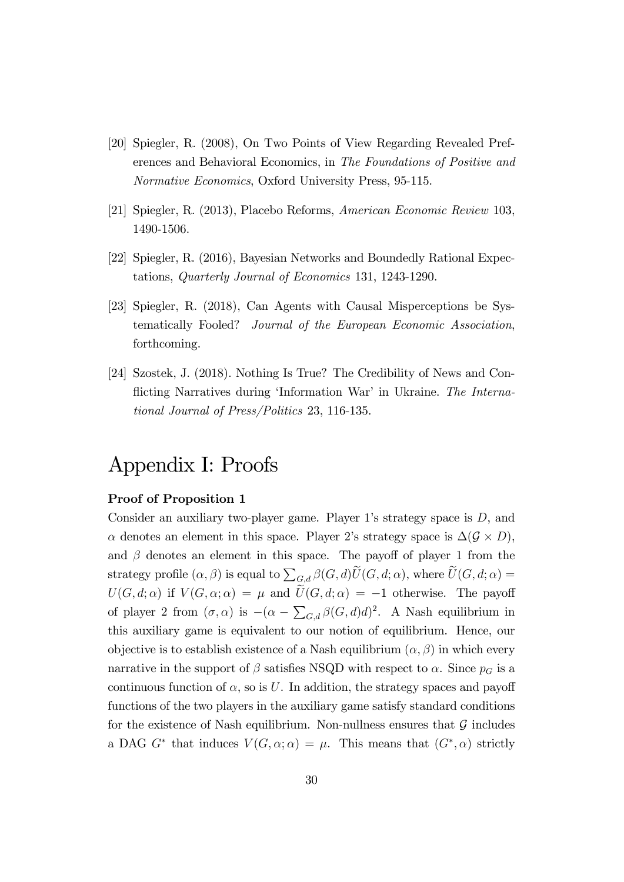[20] Spiegler, R. (2008), On Two Points of View Regarding Revealed Preferences and Behavioral Economics, in *The Foundations of Positive and Normative Economics*, Oxford University Press, 95-115.

[21] Spiegler, R. (2013), Placebo Reforms, *American Economic Review* 103, 1490-1506.

[22] Spiegler, R. (2016), Bayesian Networks and Boundedly Rational Expectations, *Quarterly Journal of Economics* 131, 1243-1290.

[23] Spiegler, R. (2018), Can Agents with Causal Misperceptions be Systematically Fooled? *Journal of the European Economic Association*, forthcoming.

[24] Szostek, J. (2018). Nothing Is True? The Credibility of News and Conflicting Narratives during 'Information War' in Ukraine. *The International Journal of Press/Politics* 23, 116-135.

# Appendix I: Proofs

**Proof of Proposition 1**

Consider an auxiliary two-player game. Player 1's strategy space is $D$, and $\alpha$ denotes an element in this space. Player 2's strategy space is $\Delta(\mathcal{G} \times D)$, and $\beta$ denotes an element in this space. The payoff of player 1 from the strategy profile $(\alpha, \beta)$ is equal to $\sum_{G,d} \beta(G,d)\widetilde{U}(G,d;\alpha)$, where $\widetilde{U}(G,d;\alpha) = U(G,d;\alpha)$ if $V(G,\alpha;\alpha) = \mu$ and $\widetilde{U}(G,d;\alpha) = -1$ otherwise. The payoff of player 2 from $(\sigma, \alpha)$ is $-(\alpha - \sum_{G,d} \beta(G,d)d)^2$. A Nash equilibrium in this auxiliary game is equivalent to our notion of equilibrium. Hence, our objective is to establish existence of a Nash equilibrium $(\alpha, \beta)$ in which every narrative in the support of $\beta$ satisfies NSQD with respect to $\alpha$. Since $p_G$ is a continuous function of $\alpha$, so is $U$. In addition, the strategy spaces and payoff functions of the two players in the auxiliary game satisfy standard conditions for the existence of Nash equilibrium. Non-nullness ensures that $\mathcal{G}$ includes a DAG $G^*$ that induces $V(G, \alpha; \alpha) = \mu$. This means that $(G^*, \alpha)$ strictly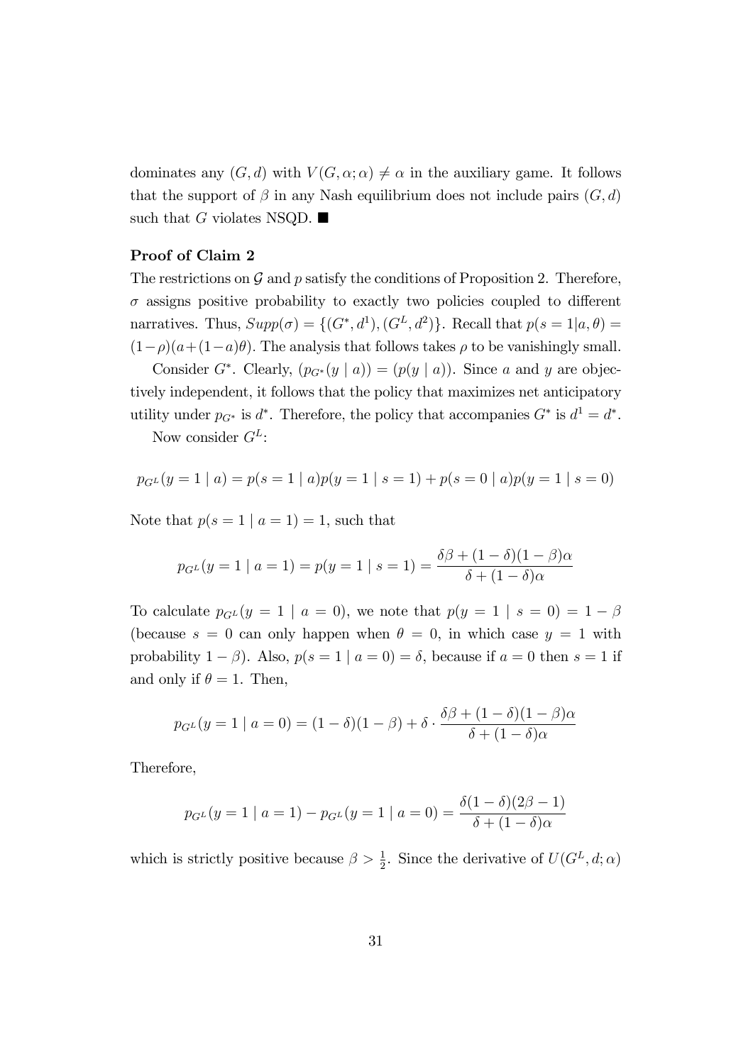dominates any $(G, d)$ with $V(G, \alpha; \alpha) \neq \alpha$ in the auxiliary game. It follows that the support of $\beta$ in any Nash equilibrium does not include pairs $(G, d)$ such that $G$ violates NSQD. ■

**Proof of Claim 2**

The restrictions on $\mathcal{G}$ and $p$ satisfy the conditions of Proposition 2. Therefore, $\sigma$ assigns positive probability to exactly two policies coupled to different narratives. Thus, $Supp(\sigma) = \{(G^*, d^1), (G^L, d^2)\}$. Recall that $p(s = 1|a, \theta) = (1-\rho)(a+(1-a)\theta)$. The analysis that follows takes $\rho$ to be vanishingly small.

Consider $G^*$. Clearly, $(p_{G^*}(y \mid a)) = (p(y \mid a))$. Since $a$ and $y$ are objectively independent, it follows that the policy that maximizes net anticipatory utility under $p_{G^*}$ is $d^*$. Therefore, the policy that accompanies $G^*$ is $d^1 = d^*$.

Now consider $G^L$:

$$p_{G^L}(y = 1 \mid a) = p(s = 1 \mid a)p(y = 1 \mid s = 1) + p(s = 0 \mid a)p(y = 1 \mid s = 0)$$

Note that $p(s = 1 \mid a = 1) = 1$, such that

$$p_{G^L}(y = 1 \mid a = 1) = p(y = 1 \mid s = 1) = \frac{\delta\beta + (1-\delta)(1-\beta)\alpha}{\delta + (1-\delta)\alpha}$$

To calculate $p_{G^L}(y = 1 \mid a = 0)$, we note that $p(y = 1 \mid s = 0) = 1 - \beta$ (because $s = 0$ can only happen when $\theta = 0$, in which case $y = 1$ with probability $1 - \beta$). Also, $p(s = 1 \mid a = 0) = \delta$, because if $a = 0$ then $s = 1$ if and only if $\theta = 1$. Then,

$$p_{G^L}(y = 1 \mid a = 0) = (1-\delta)(1-\beta) + \delta \cdot \frac{\delta\beta + (1-\delta)(1-\beta)\alpha}{\delta + (1-\delta)\alpha}$$

Therefore,

$$p_{G^L}(y = 1 \mid a = 1) - p_{G^L}(y = 1 \mid a = 0) = \frac{\delta(1-\delta)(2\beta - 1)}{\delta + (1-\delta)\alpha}$$

which is strictly positive because $\beta > \frac{1}{2}$. Since the derivative of $U(G^L, d; \alpha)$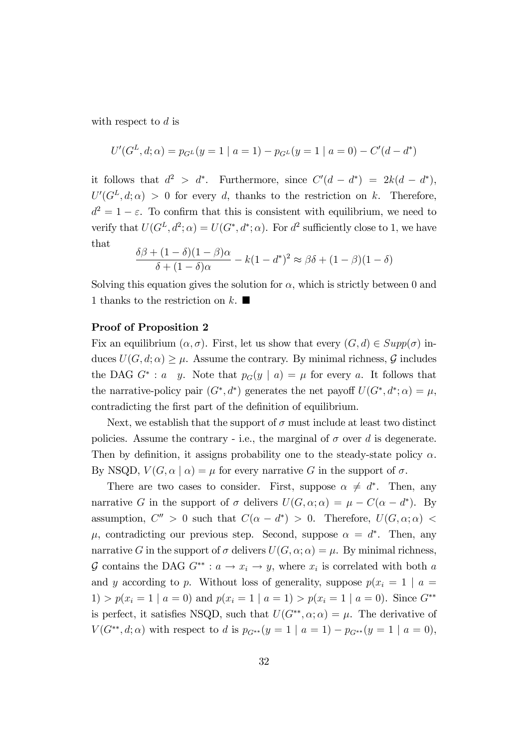with respect to $d$ is

$$U'(G^L, d; \alpha) = p_{G^L}(y = 1 \mid a = 1) - p_{G^L}(y = 1 \mid a = 0) - C'(d - d^*)$$

it follows that $d^2 > d^*$. Furthermore, since $C'(d - d^*) = 2k(d - d^*)$, $U'(G^L, d; \alpha) > 0$ for every $d$, thanks to the restriction on $k$. Therefore, $d^2 = 1 - \varepsilon$. To confirm that this is consistent with equilibrium, we need to verify that $U(G^L, d^2; \alpha) = U(G^*, d^*; \alpha)$. For $d^2$ sufficiently close to 1, we have that

$$\frac{\delta\beta + (1-\delta)(1-\beta)\alpha}{\delta + (1-\delta)\alpha} - k(1 - d^*)^2 \approx \beta\delta + (1-\beta)(1-\delta)$$

Solving this equation gives the solution for $\alpha$, which is strictly between 0 and 1 thanks to the restriction on $k$. ■

**Proof of Proposition 2**

Fix an equilibrium $(\alpha, \sigma)$. First, let us show that every $(G, d) \in Supp(\sigma)$ induces $U(G, d; \alpha) \geq \mu$. Assume the contrary. By minimal richness, $\mathcal{G}$ includes the DAG $G^* : a \quad y$. Note that $p_G(y \mid a) = \mu$ for every $a$. It follows that the narrative-policy pair $(G^*, d^*)$ generates the net payoff $U(G^*, d^*; \alpha) = \mu$, contradicting the first part of the definition of equilibrium.

Next, we establish that the support of $\sigma$ must include at least two distinct policies. Assume the contrary - i.e., the marginal of $\sigma$ over $d$ is degenerate. Then by definition, it assigns probability one to the steady-state policy $\alpha$. By NSQD, $V(G, \alpha \mid \alpha) = \mu$ for every narrative $G$ in the support of $\sigma$.

There are two cases to consider. First, suppose $\alpha \neq d^*$. Then, any narrative $G$ in the support of $\sigma$ delivers $U(G, \alpha; \alpha) = \mu - C(\alpha - d^*)$. By assumption, $C'' > 0$ such that $C(\alpha - d^*) > 0$. Therefore, $U(G, \alpha; \alpha) < \mu$, contradicting our previous step. Second, suppose $\alpha = d^*$. Then, any narrative $G$ in the support of $\sigma$ delivers $U(G, \alpha; \alpha) = \mu$. By minimal richness, $\mathcal{G}$ contains the DAG $G^{**} : a \rightarrow x_i \rightarrow y$, where $x_i$ is correlated with both $a$ and $y$ according to $p$. Without loss of generality, suppose $p(x_i = 1 \mid a = 1) > p(x_i = 1 \mid a = 0)$ and $p(x_i = 1 \mid a = 1) > p(x_i = 1 \mid a = 0)$. Since $G^{**}$ is perfect, it satisfies NSQD, such that $U(G^{**}, \alpha; \alpha) = \mu$. The derivative of $V(G^{**}, d; \alpha)$ with respect to $d$ is $p_{G^{**}}(y = 1 \mid a = 1) - p_{G^{**}}(y = 1 \mid a = 0)$,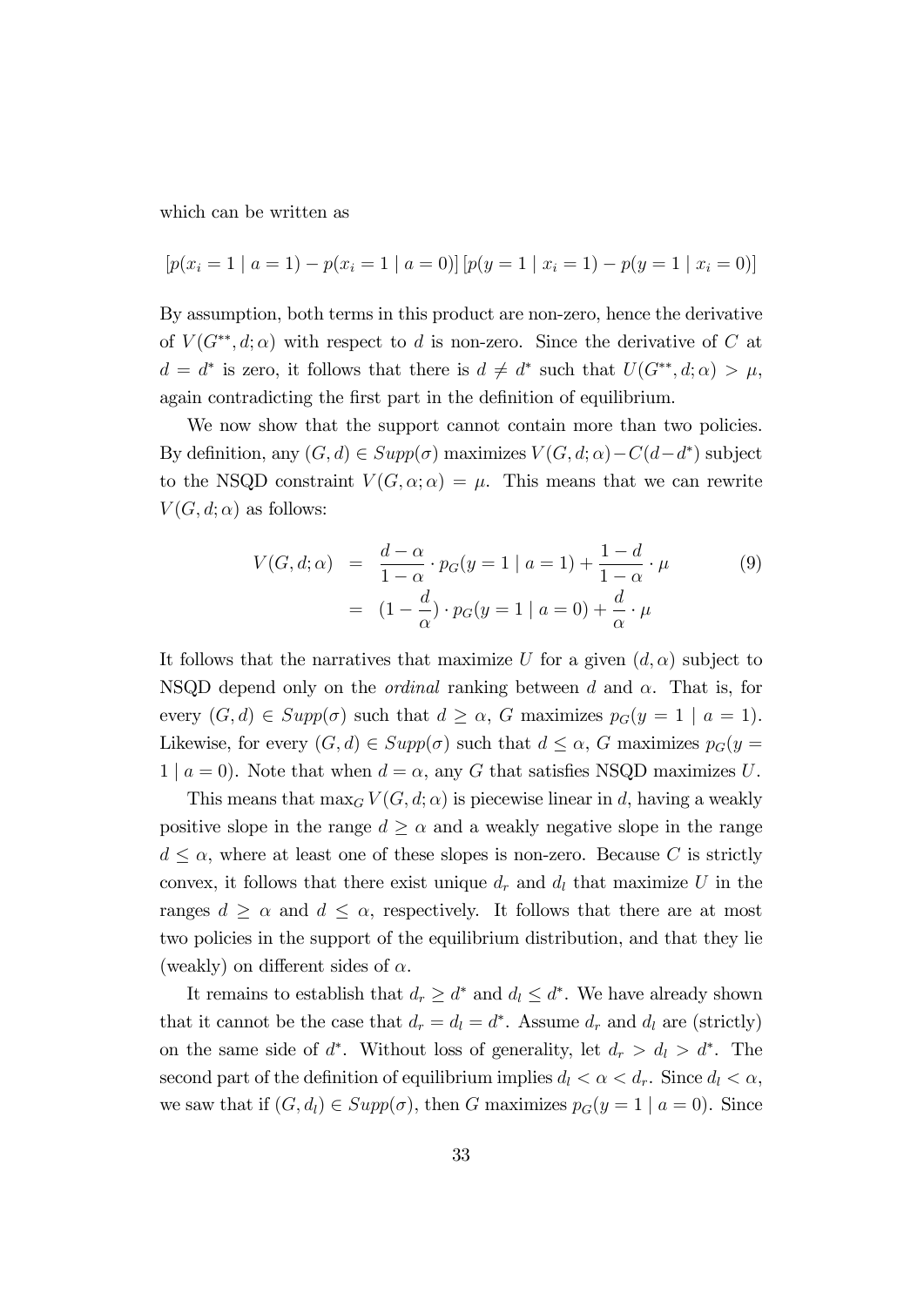which can be written as

$$[p(x_i = 1 \mid a = 1) - p(x_i = 1 \mid a = 0)] \, [p(y = 1 \mid x_i = 1) - p(y = 1 \mid x_i = 0)]$$

By assumption, both terms in this product are non-zero, hence the derivative of $V(G^{**}, d; \alpha)$ with respect to $d$ is non-zero. Since the derivative of $C$ at $d = d^*$ is zero, it follows that there is $d \neq d^*$ such that $U(G^{**}, d; \alpha) > \mu$, again contradicting the first part in the definition of equilibrium.

We now show that the support cannot contain more than two policies. By definition, any $(G, d) \in Supp(\sigma)$ maximizes $V(G, d; \alpha) - C(d - d^*)$ subject to the NSQD constraint $V(G, \alpha; \alpha) = \mu$. This means that we can rewrite $V(G, d; \alpha)$ as follows:

$$\begin{aligned} V(G, d; \alpha) &= \frac{d - \alpha}{1 - \alpha} \cdot p_G(y = 1 \mid a = 1) + \frac{1 - d}{1 - \alpha} \cdot \mu \\ &= (1 - \frac{d}{\alpha}) \cdot p_G(y = 1 \mid a = 0) + \frac{d}{\alpha} \cdot \mu \end{aligned} \tag{9}$$

It follows that the narratives that maximize $U$ for a given $(d, \alpha)$ subject to NSQD depend only on the *ordinal* ranking between $d$ and $\alpha$. That is, for every $(G, d) \in Supp(\sigma)$ such that $d \geq \alpha$, $G$ maximizes $p_G(y = 1 \mid a = 1)$. Likewise, for every $(G, d) \in Supp(\sigma)$ such that $d \leq \alpha$, $G$ maximizes $p_G(y = 1 \mid a = 0)$. Note that when $d = \alpha$, any $G$ that satisfies NSQD maximizes $U$.

This means that $\max_G V(G, d; \alpha)$ is piecewise linear in $d$, having a weakly positive slope in the range $d \geq \alpha$ and a weakly negative slope in the range $d \leq \alpha$, where at least one of these slopes is non-zero. Because $C$ is strictly convex, it follows that there exist unique $d_r$ and $d_l$ that maximize $U$ in the ranges $d \geq \alpha$ and $d \leq \alpha$, respectively. It follows that there are at most two policies in the support of the equilibrium distribution, and that they lie (weakly) on different sides of $\alpha$.

It remains to establish that $d_r \geq d^*$ and $d_l \leq d^*$. We have already shown that it cannot be the case that $d_r = d_l = d^*$. Assume $d_r$ and $d_l$ are (strictly) on the same side of $d^*$. Without loss of generality, let $d_r > d_l > d^*$. The second part of the definition of equilibrium implies $d_l < \alpha < d_r$. Since $d_l < \alpha$, we saw that if $(G, d_l) \in Supp(\sigma)$, then $G$ maximizes $p_G(y = 1 \mid a = 0)$. Since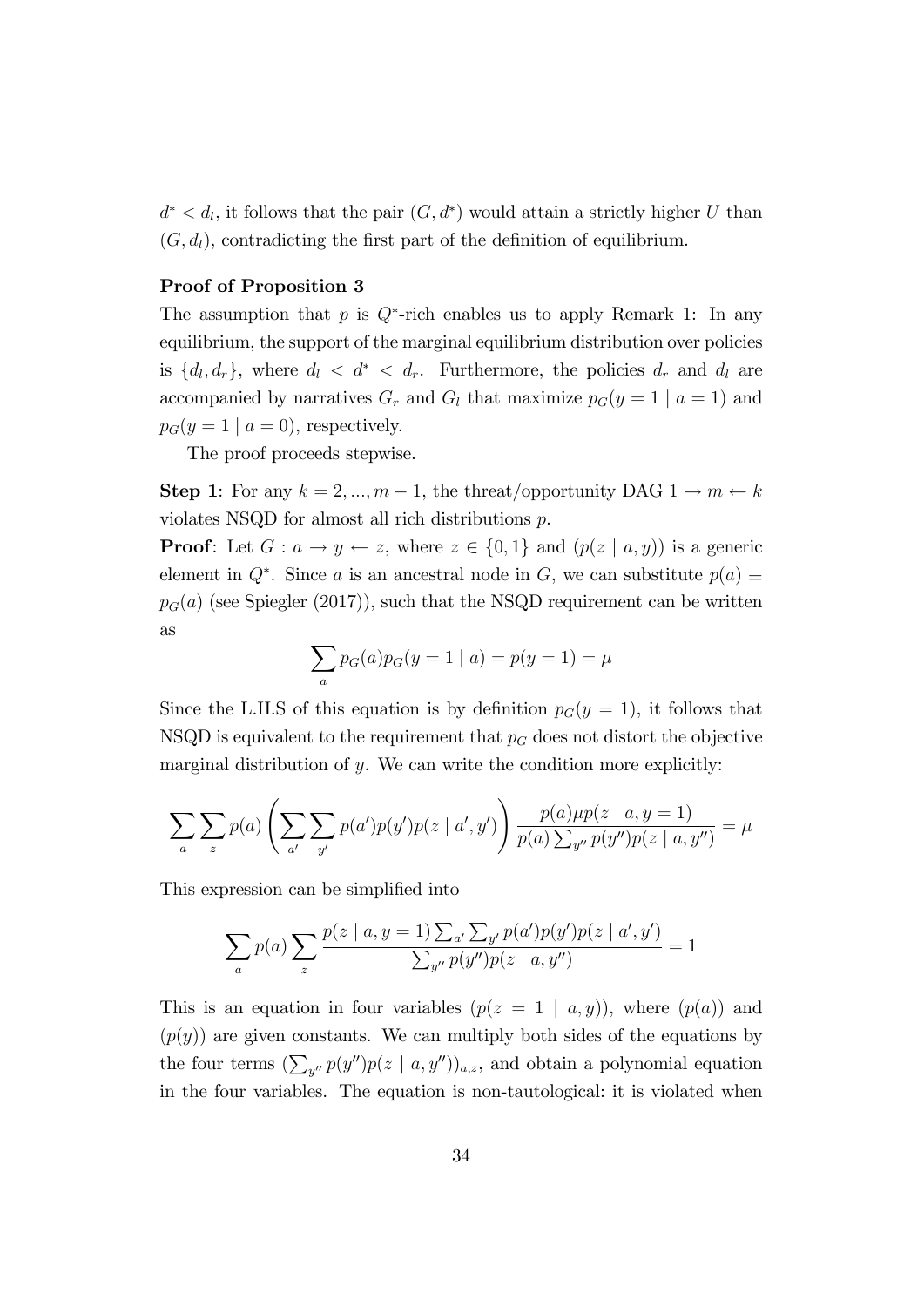$d^* < d_l$, it follows that the pair $(G, d^*)$ would attain a strictly higher $U$ than $(G, d_l)$, contradicting the first part of the definition of equilibrium.

**Proof of Proposition 3**

The assumption that $p$ is $Q^*$-rich enables us to apply Remark 1: In any equilibrium, the support of the marginal equilibrium distribution over policies is $\{d_l, d_r\}$, where $d_l < d^* < d_r$. Furthermore, the policies $d_r$ and $d_l$ are accompanied by narratives $G_r$ and $G_l$ that maximize $p_G(y = 1 \mid a = 1)$ and $p_G(y = 1 \mid a = 0)$, respectively.

The proof proceeds stepwise.

**Step 1**: For any $k = 2, ..., m-1$, the threat/opportunity DAG $1 \rightarrow m \leftarrow k$ violates NSQD for almost all rich distributions $p$.

**Proof**: Let $G : a \rightarrow y \leftarrow z$, where $z \in \{0, 1\}$ and $(p(z \mid a, y))$ is a generic element in $Q^*$. Since $a$ is an ancestral node in $G$, we can substitute $p(a) \equiv p_G(a)$ (see Spiegler (2017)), such that the NSQD requirement can be written as

$$\sum_a p_G(a) p_G(y = 1 \mid a) = p(y = 1) = \mu$$

Since the L.H.S of this equation is by definition $p_G(y = 1)$, it follows that NSQD is equivalent to the requirement that $p_G$ does not distort the objective marginal distribution of $y$. We can write the condition more explicitly:

$$\sum_a \sum_z p(a) \left( \sum_{a'} \sum_{y'} p(a') p(y') p(z \mid a', y') \right) \frac{p(a) \mu p(z \mid a, y = 1)}{p(a) \sum_{y''} p(y'') p(z \mid a, y'')} = \mu$$

This expression can be simplified into

$$\sum_a p(a) \sum_z \frac{p(z \mid a, y = 1) \sum_{a'} \sum_{y'} p(a') p(y') p(z \mid a', y')}{\sum_{y''} p(y'') p(z \mid a, y'')} = 1$$

This is an equation in four variables $(p(z = 1 \mid a, y))$, where $(p(a))$ and $(p(y))$ are given constants. We can multiply both sides of the equations by the four terms $(\sum_{y''} p(y'') p(z \mid a, y''))_{a,z}$, and obtain a polynomial equation in the four variables. The equation is non-tautological: it is violated when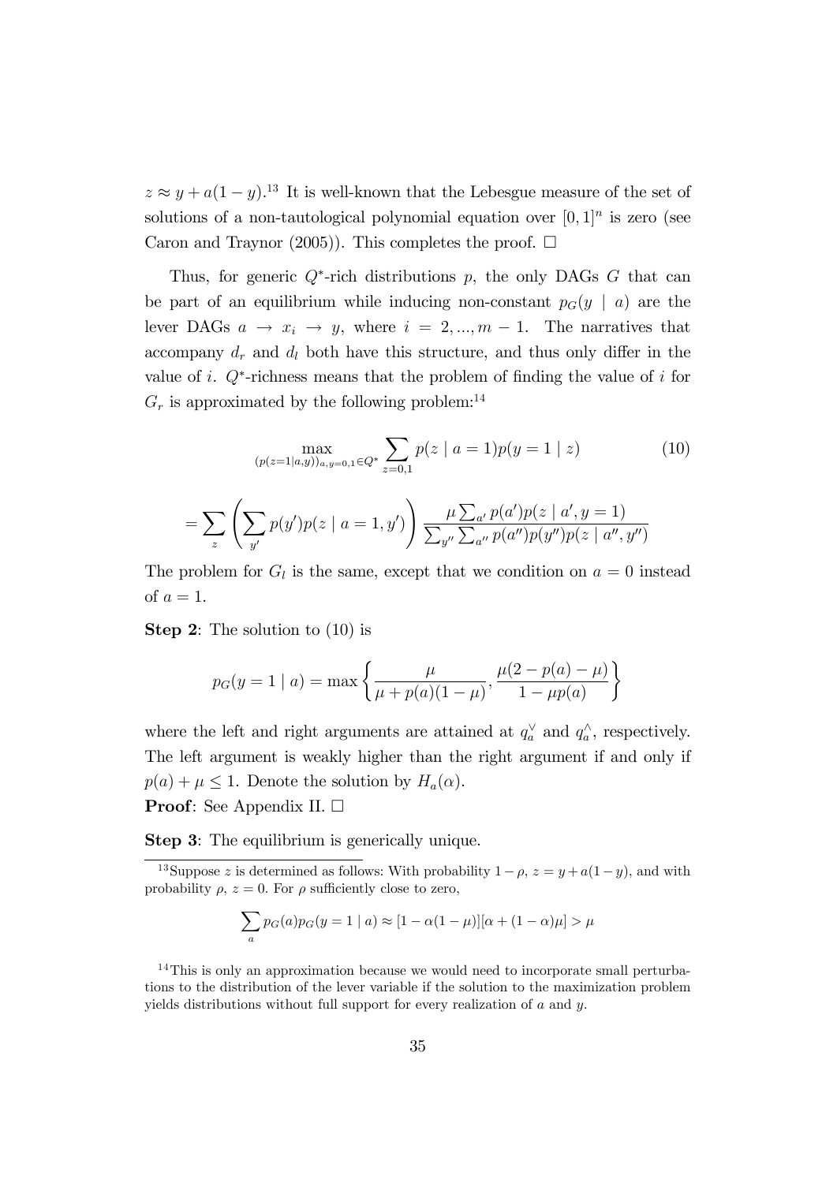$z \approx y + a(1-y)$.[13] It is well-known that the Lebesgue measure of the set of solutions of a non-tautological polynomial equation over $[0,1]^n$ is zero (see Caron and Traynor (2005)). This completes the proof. $\square$

Thus, for generic $Q^*$-rich distributions $p$, the only DAGs $G$ that can be part of an equilibrium while inducing non-constant $p_G(y \mid a)$ are the lever DAGs $a \rightarrow x_i \rightarrow y$, where $i = 2, ..., m-1$. The narratives that accompany $d_r$ and $d_l$ both have this structure, and thus only differ in the value of $i$. $Q^*$-richness means that the problem of finding the value of $i$ for $G_r$ is approximated by the following problem:[14]

$$\max_{(p(z=1|a,y))_{a,y=0,1} \in Q^*} \sum_{z=0,1} p(z \mid a=1) p(y=1 \mid z) \tag{10}$$

$$= \sum_z \left( \sum_{y'} p(y') p(z \mid a=1, y') \right) \frac{\mu \sum_{a'} p(a') p(z \mid a', y=1)}{\sum_{y''} \sum_{a''} p(a'') p(y'') p(z \mid a'', y'')}$$

The problem for $G_l$ is the same, except that we condition on $a = 0$ instead of $a = 1$.

**Step 2**: The solution to (10) is

$$p_G(y = 1 \mid a) = \max \left\{ \frac{\mu}{\mu + p(a)(1-\mu)}, \frac{\mu(2 - p(a) - \mu)}{1 - \mu p(a)} \right\}$$

where the left and right arguments are attained at $q_a^{\vee}$ and $q_a^{\wedge}$, respectively. The left argument is weakly higher than the right argument if and only if $p(a) + \mu \leq 1$. Denote the solution by $H_a(\alpha)$.

**Proof**: See Appendix II. $\square$

**Step 3**: The equilibrium is generically unique.

---

[13] Suppose $z$ is determined as follows: With probability $1-\rho$, $z = y + a(1-y)$, and with probability $\rho$, $z = 0$. For $\rho$ sufficiently close to zero,

$$\sum_a p_G(a) p_G(y = 1 \mid a) \approx [1 - \alpha(1-\mu)][\alpha + (1-\alpha)\mu] > \mu$$

[14] This is only an approximation because we would need to incorporate small perturbations to the distribution of the lever variable if the solution to the maximization problem yields distributions without full support for every realization of $a$ and $y$.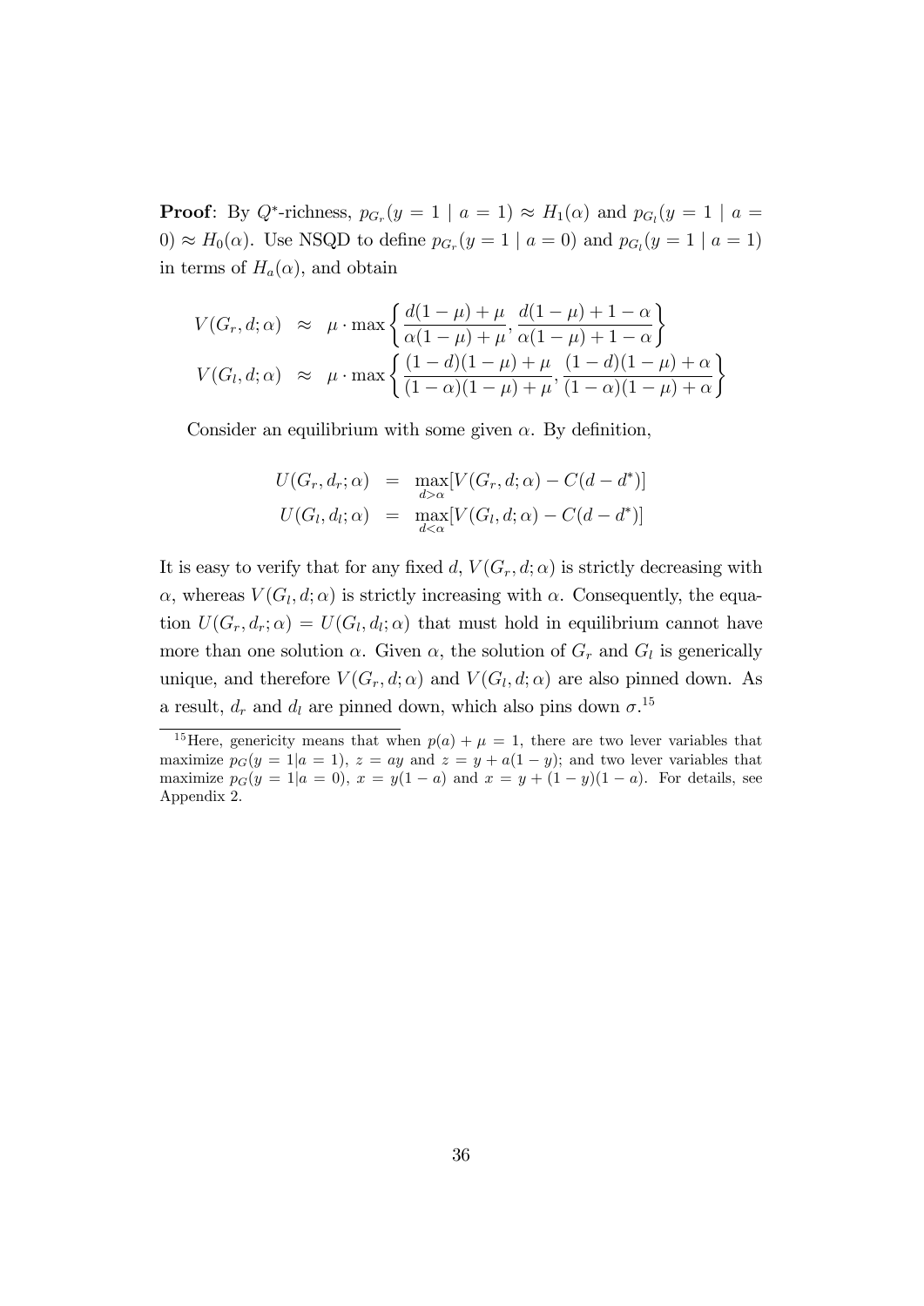**Proof**: By $Q^*$-richness, $p_{G_r}(y=1 \mid a=1) \approx H_1(\alpha)$ and $p_{G_l}(y=1 \mid a=0) \approx H_0(\alpha)$. Use NSQD to define $p_{G_r}(y=1 \mid a=0)$ and $p_{G_l}(y=1 \mid a=1)$ in terms of $H_a(\alpha)$, and obtain

$$
\begin{aligned}
V(G_r, d; \alpha) &\approx \mu \cdot \max\left\{ \frac{d(1-\mu)+\mu}{\alpha(1-\mu)+\mu}, \frac{d(1-\mu)+1-\alpha}{\alpha(1-\mu)+1-\alpha} \right\} \\
V(G_l, d; \alpha) &\approx \mu \cdot \max\left\{ \frac{(1-d)(1-\mu)+\mu}{(1-\alpha)(1-\mu)+\mu}, \frac{(1-d)(1-\mu)+\alpha}{(1-\alpha)(1-\mu)+\alpha} \right\}
\end{aligned}
$$

Consider an equilibrium with some given $\alpha$. By definition,

$$
\begin{aligned}
U(G_r, d_r; \alpha) &= \max_{d>\alpha} [V(G_r, d; \alpha) - C(d-d^*)] \\
U(G_l, d_l; \alpha) &= \max_{d<\alpha} [V(G_l, d; \alpha) - C(d-d^*)]
\end{aligned}
$$

It is easy to verify that for any fixed $d$, $V(G_r, d; \alpha)$ is strictly decreasing with $\alpha$, whereas $V(G_l, d; \alpha)$ is strictly increasing with $\alpha$. Consequently, the equation $U(G_r, d_r; \alpha) = U(G_l, d_l; \alpha)$ that must hold in equilibrium cannot have more than one solution $\alpha$. Given $\alpha$, the solution of $G_r$ and $G_l$ is generically unique, and therefore $V(G_r, d; \alpha)$ and $V(G_l, d; \alpha)$ are also pinned down. As a result, $d_r$ and $d_l$ are pinned down, which also pins down $\sigma$.[15]

[15] Here, genericity means that when $p(a) + \mu = 1$, there are two lever variables that maximize $p_G(y=1|a=1)$, $z = ay$ and $z = y + a(1-y)$; and two lever variables that maximize $p_G(y=1|a=0)$, $x = y(1-a)$ and $x = y + (1-y)(1-a)$. For details, see Appendix 2.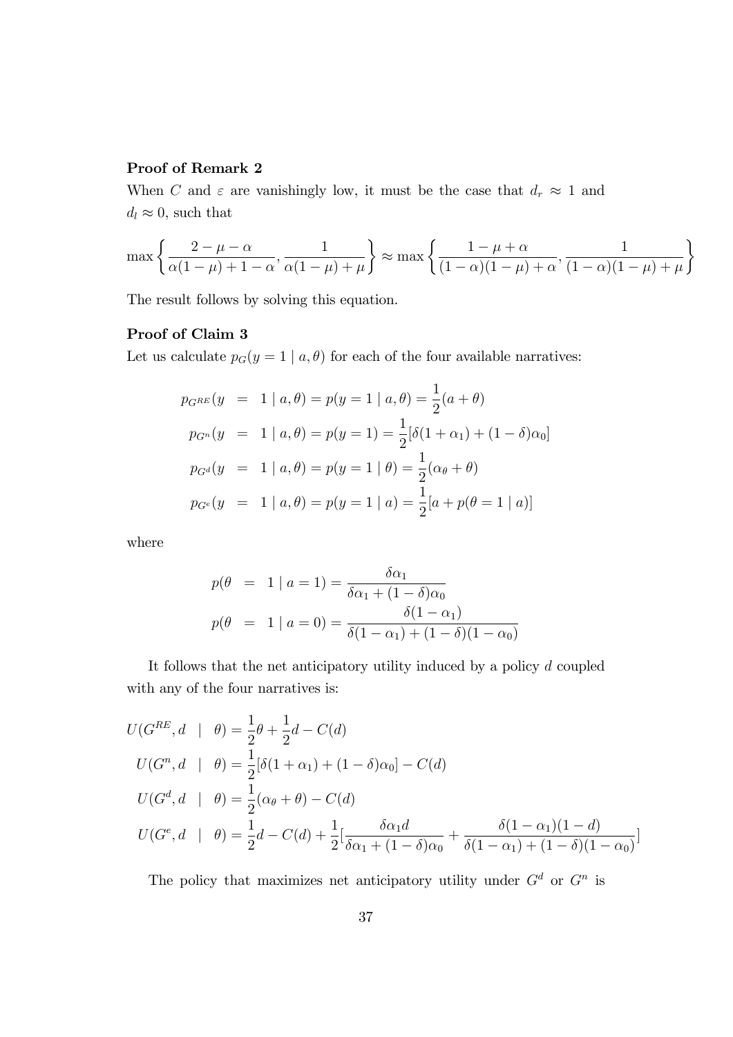**Proof of Remark 2**

When $C$ and $\varepsilon$ are vanishingly low, it must be the case that $d_r \approx 1$ and $d_l \approx 0$, such that

$$\max\left\{\frac{2-\mu-\alpha}{\alpha(1-\mu)+1-\alpha}, \frac{1}{\alpha(1-\mu)+\mu}\right\} \approx \max\left\{\frac{1-\mu+\alpha}{(1-\alpha)(1-\mu)+\alpha}, \frac{1}{(1-\alpha)(1-\mu)+\mu}\right\}$$

The result follows by solving this equation.

**Proof of Claim 3**

Let us calculate $p_G(y = 1 \mid a, \theta)$ for each of the four available narratives:

$$\begin{aligned}
p_{G^{RE}}(y &= 1 \mid a, \theta) = p(y = 1 \mid a, \theta) = \frac{1}{2}(a + \theta) \\
p_{G^{n}}(y &= 1 \mid a, \theta) = p(y = 1) = \frac{1}{2}[\delta(1 + \alpha_1) + (1 - \delta)\alpha_0] \\
p_{G^{d}}(y &= 1 \mid a, \theta) = p(y = 1 \mid \theta) = \frac{1}{2}(\alpha_\theta + \theta) \\
p_{G^{e}}(y &= 1 \mid a, \theta) = p(y = 1 \mid a) = \frac{1}{2}[a + p(\theta = 1 \mid a)]
\end{aligned}$$

where

$$\begin{aligned}
p(\theta &= 1 \mid a = 1) = \frac{\delta\alpha_1}{\delta\alpha_1 + (1 - \delta)\alpha_0} \\
p(\theta &= 1 \mid a = 0) = \frac{\delta(1 - \alpha_1)}{\delta(1 - \alpha_1) + (1 - \delta)(1 - \alpha_0)}
\end{aligned}$$

It follows that the net anticipatory utility induced by a policy $d$ coupled with any of the four narratives is:

$$\begin{aligned}
U(G^{RE}, d \mid \theta) &= \frac{1}{2}\theta + \frac{1}{2}d - C(d) \\
U(G^{n}, d \mid \theta) &= \frac{1}{2}[\delta(1 + \alpha_1) + (1 - \delta)\alpha_0] - C(d) \\
U(G^{d}, d \mid \theta) &= \frac{1}{2}(\alpha_\theta + \theta) - C(d) \\
U(G^{e}, d \mid \theta) &= \frac{1}{2}d - C(d) + \frac{1}{2}\left[\frac{\delta\alpha_1 d}{\delta\alpha_1 + (1 - \delta)\alpha_0} + \frac{\delta(1 - \alpha_1)(1 - d)}{\delta(1 - \alpha_1) + (1 - \delta)(1 - \alpha_0)}\right]
\end{aligned}$$

The policy that maximizes net anticipatory utility under $G^d$ or $G^n$ is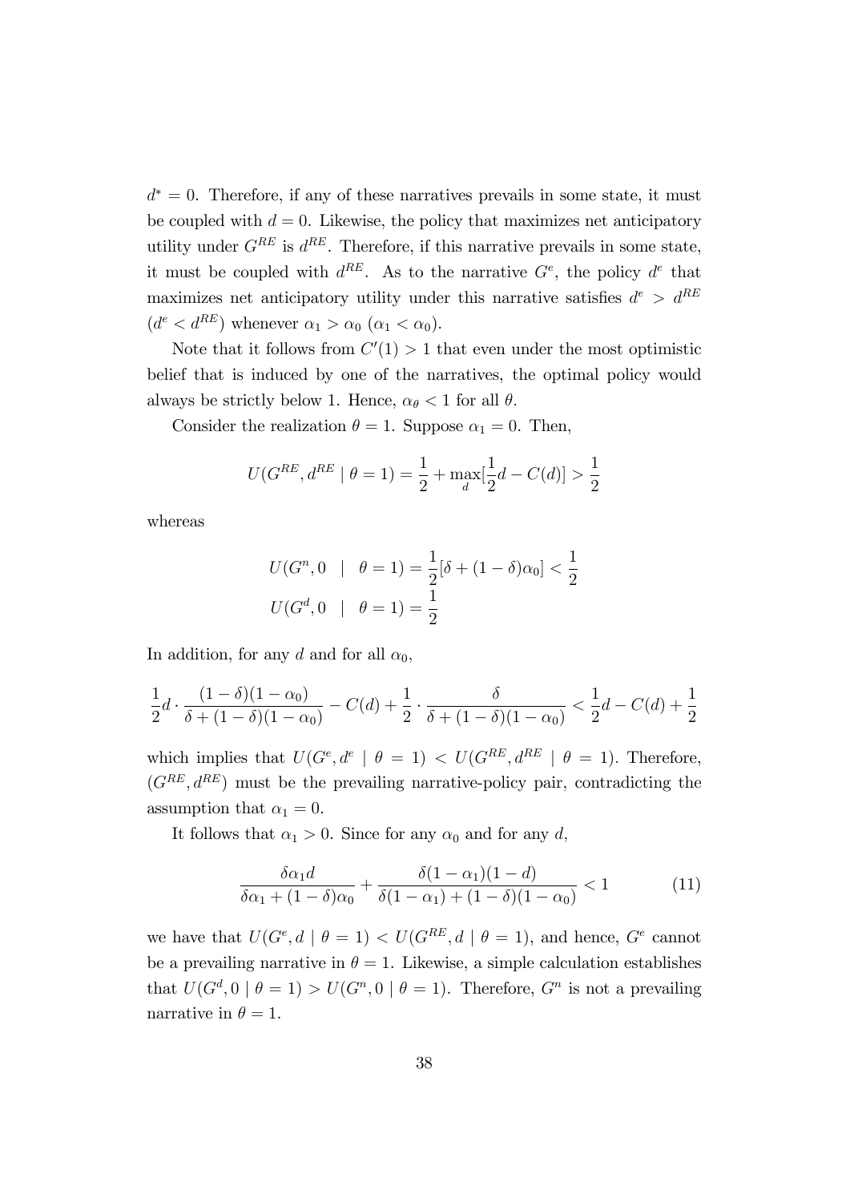$d^* = 0$. Therefore, if any of these narratives prevails in some state, it must be coupled with $d = 0$. Likewise, the policy that maximizes net anticipatory utility under $G^{RE}$ is $d^{RE}$. Therefore, if this narrative prevails in some state, it must be coupled with $d^{RE}$. As to the narrative $G^e$, the policy $d^e$ that maximizes net anticipatory utility under this narrative satisfies $d^e > d^{RE}$ ($d^e < d^{RE}$) whenever $\alpha_1 > \alpha_0$ ($\alpha_1 < \alpha_0$).

Note that it follows from $C'(1) > 1$ that even under the most optimistic belief that is induced by one of the narratives, the optimal policy would always be strictly below 1. Hence, $\alpha_\theta < 1$ for all $\theta$.

Consider the realization $\theta = 1$. Suppose $\alpha_1 = 0$. Then,

$$U(G^{RE}, d^{RE} \mid \theta = 1) = \frac{1}{2} + \max_d [\frac{1}{2}d - C(d)] > \frac{1}{2}$$

whereas

$$U(G^n, 0 \quad | \quad \theta = 1) = \frac{1}{2}[\delta + (1-\delta)\alpha_0] < \frac{1}{2}$$
$$U(G^d, 0 \quad | \quad \theta = 1) = \frac{1}{2}$$

In addition, for any $d$ and for all $\alpha_0$,

$$\frac{1}{2}d \cdot \frac{(1-\delta)(1-\alpha_0)}{\delta + (1-\delta)(1-\alpha_0)} - C(d) + \frac{1}{2} \cdot \frac{\delta}{\delta + (1-\delta)(1-\alpha_0)} < \frac{1}{2}d - C(d) + \frac{1}{2}$$

which implies that $U(G^e, d^e \mid \theta = 1) < U(G^{RE}, d^{RE} \mid \theta = 1)$. Therefore, $(G^{RE}, d^{RE})$ must be the prevailing narrative-policy pair, contradicting the assumption that $\alpha_1 = 0$.

It follows that $\alpha_1 > 0$. Since for any $\alpha_0$ and for any $d$,

$$\frac{\delta \alpha_1 d}{\delta \alpha_1 + (1-\delta)\alpha_0} + \frac{\delta(1-\alpha_1)(1-d)}{\delta(1-\alpha_1) + (1-\delta)(1-\alpha_0)} < 1 \tag{11}$$

we have that $U(G^e, d \mid \theta = 1) < U(G^{RE}, d \mid \theta = 1)$, and hence, $G^e$ cannot be a prevailing narrative in $\theta = 1$. Likewise, a simple calculation establishes that $U(G^d, 0 \mid \theta = 1) > U(G^n, 0 \mid \theta = 1)$. Therefore, $G^n$ is not a prevailing narrative in $\theta = 1$.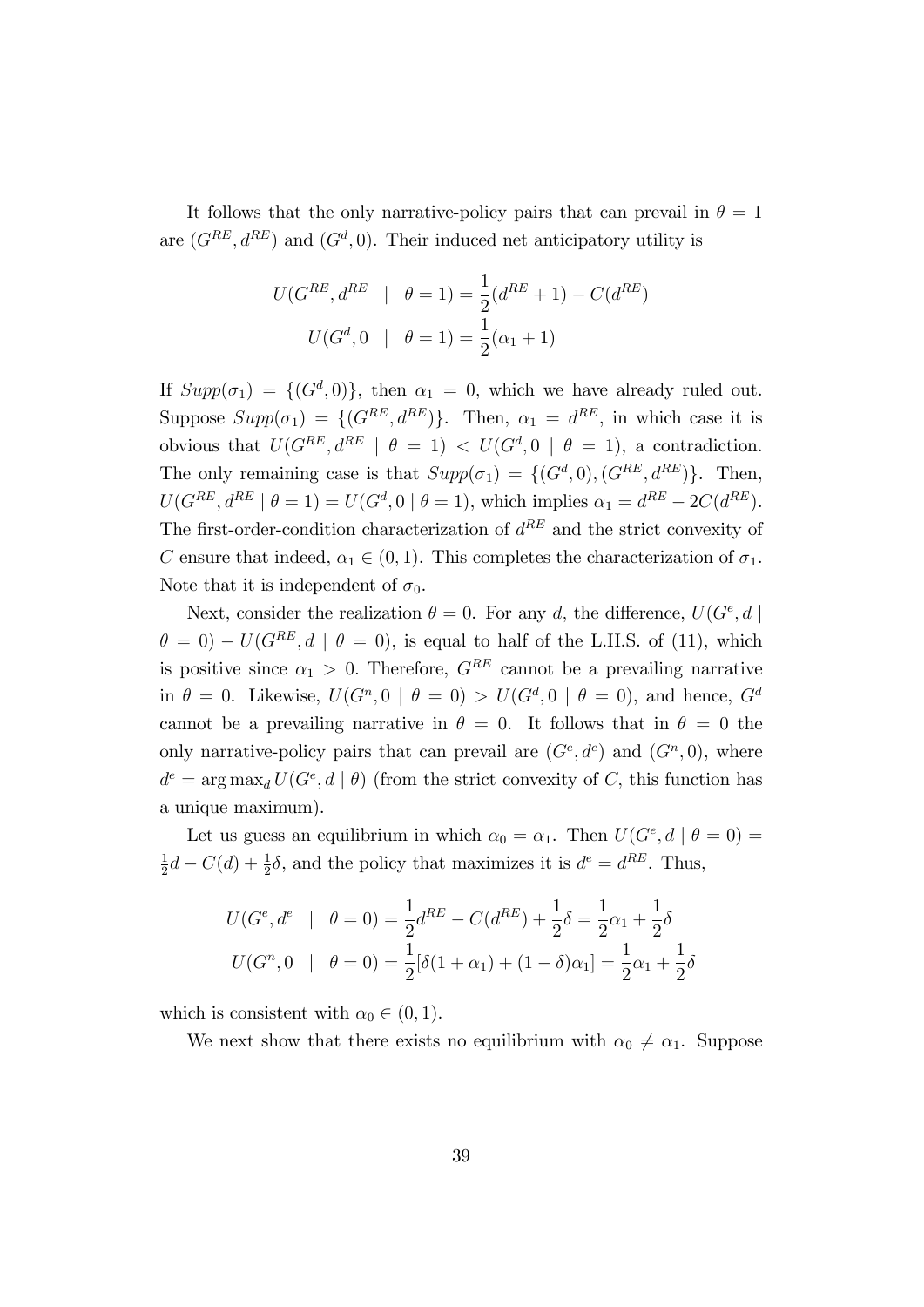It follows that the only narrative-policy pairs that can prevail in $\theta = 1$ are $(G^{RE}, d^{RE})$ and $(G^d, 0)$. Their induced net anticipatory utility is

$$
\begin{aligned}
U(G^{RE}, d^{RE} \quad | \quad \theta = 1) &= \frac{1}{2}(d^{RE} + 1) - C(d^{RE}) \\
U(G^d, 0 \quad | \quad \theta = 1) &= \frac{1}{2}(\alpha_1 + 1)
\end{aligned}
$$

If $Supp(\sigma_1) = \{(G^d, 0)\}$, then $\alpha_1 = 0$, which we have already ruled out. Suppose $Supp(\sigma_1) = \{(G^{RE}, d^{RE})\}$. Then, $\alpha_1 = d^{RE}$, in which case it is obvious that $U(G^{RE}, d^{RE} \mid \theta = 1) < U(G^d, 0 \mid \theta = 1)$, a contradiction. The only remaining case is that $Supp(\sigma_1) = \{(G^d, 0), (G^{RE}, d^{RE})\}$. Then, $U(G^{RE}, d^{RE} \mid \theta = 1) = U(G^d, 0 \mid \theta = 1)$, which implies $\alpha_1 = d^{RE} - 2C(d^{RE})$. The first-order-condition characterization of $d^{RE}$ and the strict convexity of $C$ ensure that indeed, $\alpha_1 \in (0, 1)$. This completes the characterization of $\sigma_1$. Note that it is independent of $\sigma_0$.

Next, consider the realization $\theta = 0$. For any $d$, the difference, $U(G^e, d \mid \theta = 0) - U(G^{RE}, d \mid \theta = 0)$, is equal to half of the L.H.S. of (11), which is positive since $\alpha_1 > 0$. Therefore, $G^{RE}$ cannot be a prevailing narrative in $\theta = 0$. Likewise, $U(G^n, 0 \mid \theta = 0) > U(G^d, 0 \mid \theta = 0)$, and hence, $G^d$ cannot be a prevailing narrative in $\theta = 0$. It follows that in $\theta = 0$ the only narrative-policy pairs that can prevail are $(G^e, d^e)$ and $(G^n, 0)$, where $d^e = \arg\max_d U(G^e, d \mid \theta)$ (from the strict convexity of $C$, this function has a unique maximum).

Let us guess an equilibrium in which $\alpha_0 = \alpha_1$. Then $U(G^e, d \mid \theta = 0) = \frac{1}{2}d - C(d) + \frac{1}{2}\delta$, and the policy that maximizes it is $d^e = d^{RE}$. Thus,

$$
\begin{aligned}
U(G^e, d^e \quad | \quad \theta = 0) &= \frac{1}{2}d^{RE} - C(d^{RE}) + \frac{1}{2}\delta = \frac{1}{2}\alpha_1 + \frac{1}{2}\delta \\
U(G^n, 0 \quad | \quad \theta = 0) &= \frac{1}{2}[\delta(1 + \alpha_1) + (1 - \delta)\alpha_1] = \frac{1}{2}\alpha_1 + \frac{1}{2}\delta
\end{aligned}
$$

which is consistent with $\alpha_0 \in (0, 1)$.

We next show that there exists no equilibrium with $\alpha_0 \neq \alpha_1$. Suppose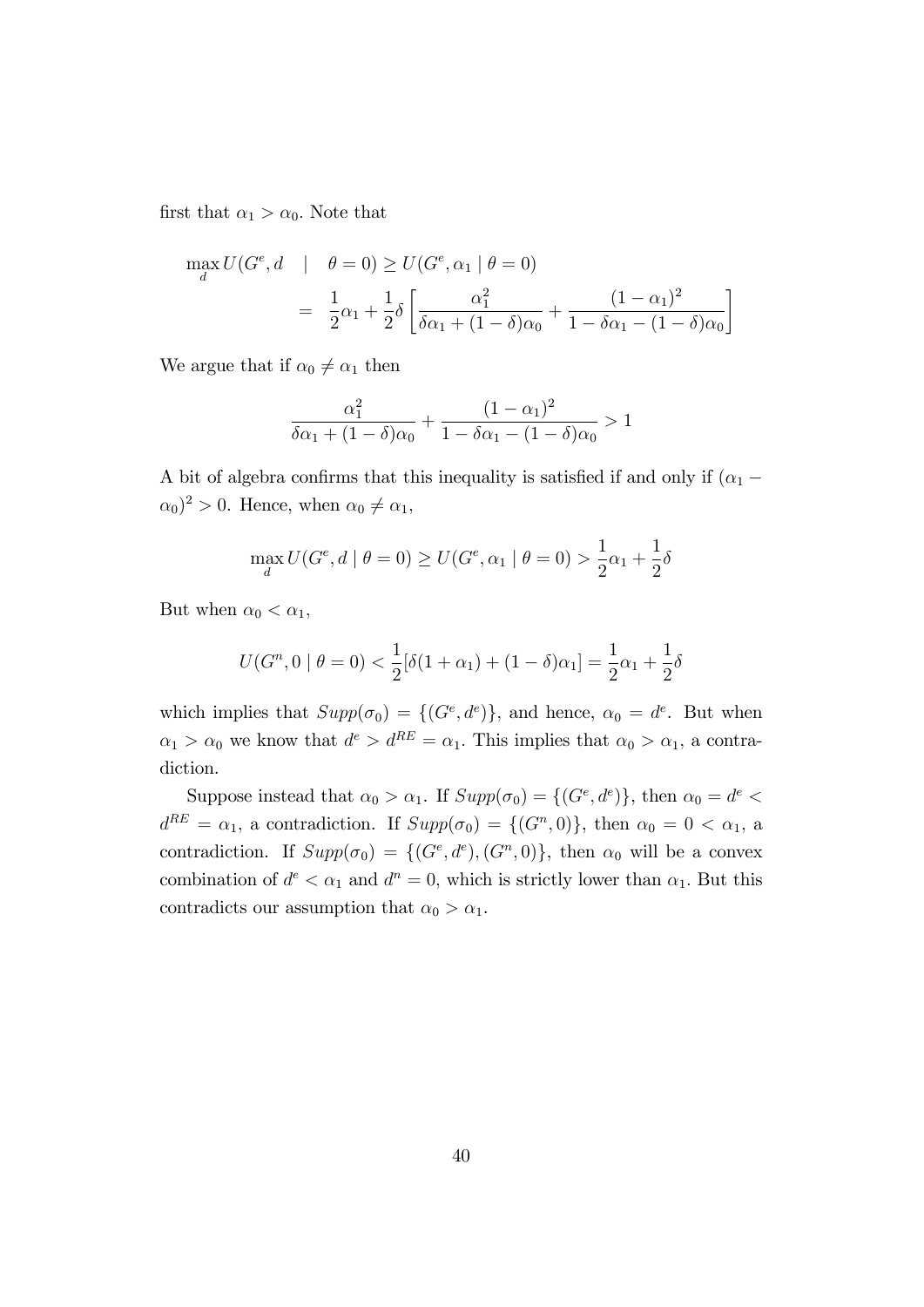first that $\alpha_1 > \alpha_0$. Note that

$$
\begin{aligned}
\max_d U(G^e, d \quad | \quad \theta = 0) &\geq U(G^e, \alpha_1 \mid \theta = 0) \\
&= \frac{1}{2}\alpha_1 + \frac{1}{2}\delta \left[ \frac{\alpha_1^2}{\delta\alpha_1 + (1-\delta)\alpha_0} + \frac{(1-\alpha_1)^2}{1 - \delta\alpha_1 - (1-\delta)\alpha_0} \right]
\end{aligned}
$$

We argue that if $\alpha_0 \neq \alpha_1$ then

$$
\frac{\alpha_1^2}{\delta\alpha_1 + (1-\delta)\alpha_0} + \frac{(1-\alpha_1)^2}{1 - \delta\alpha_1 - (1-\delta)\alpha_0} > 1
$$

A bit of algebra confirms that this inequality is satisfied if and only if $(\alpha_1 - \alpha_0)^2 > 0$. Hence, when $\alpha_0 \neq \alpha_1$,

$$
\max_d U(G^e, d \mid \theta = 0) \geq U(G^e, \alpha_1 \mid \theta = 0) > \frac{1}{2}\alpha_1 + \frac{1}{2}\delta
$$

But when $\alpha_0 < \alpha_1$,

$$
U(G^n, 0 \mid \theta = 0) < \frac{1}{2}[\delta(1+\alpha_1) + (1-\delta)\alpha_1] = \frac{1}{2}\alpha_1 + \frac{1}{2}\delta
$$

which implies that $Supp(\sigma_0) = \{(G^e, d^e)\}$, and hence, $\alpha_0 = d^e$. But when $\alpha_1 > \alpha_0$ we know that $d^e > d^{RE} = \alpha_1$. This implies that $\alpha_0 > \alpha_1$, a contradiction.

Suppose instead that $\alpha_0 > \alpha_1$. If $Supp(\sigma_0) = \{(G^e, d^e)\}$, then $\alpha_0 = d^e < d^{RE} = \alpha_1$, a contradiction. If $Supp(\sigma_0) = \{(G^n, 0)\}$, then $\alpha_0 = 0 < \alpha_1$, a contradiction. If $Supp(\sigma_0) = \{(G^e, d^e), (G^n, 0)\}$, then $\alpha_0$ will be a convex combination of $d^e < \alpha_1$ and $d^n = 0$, which is strictly lower than $\alpha_1$. But this contradicts our assumption that $\alpha_0 > \alpha_1$.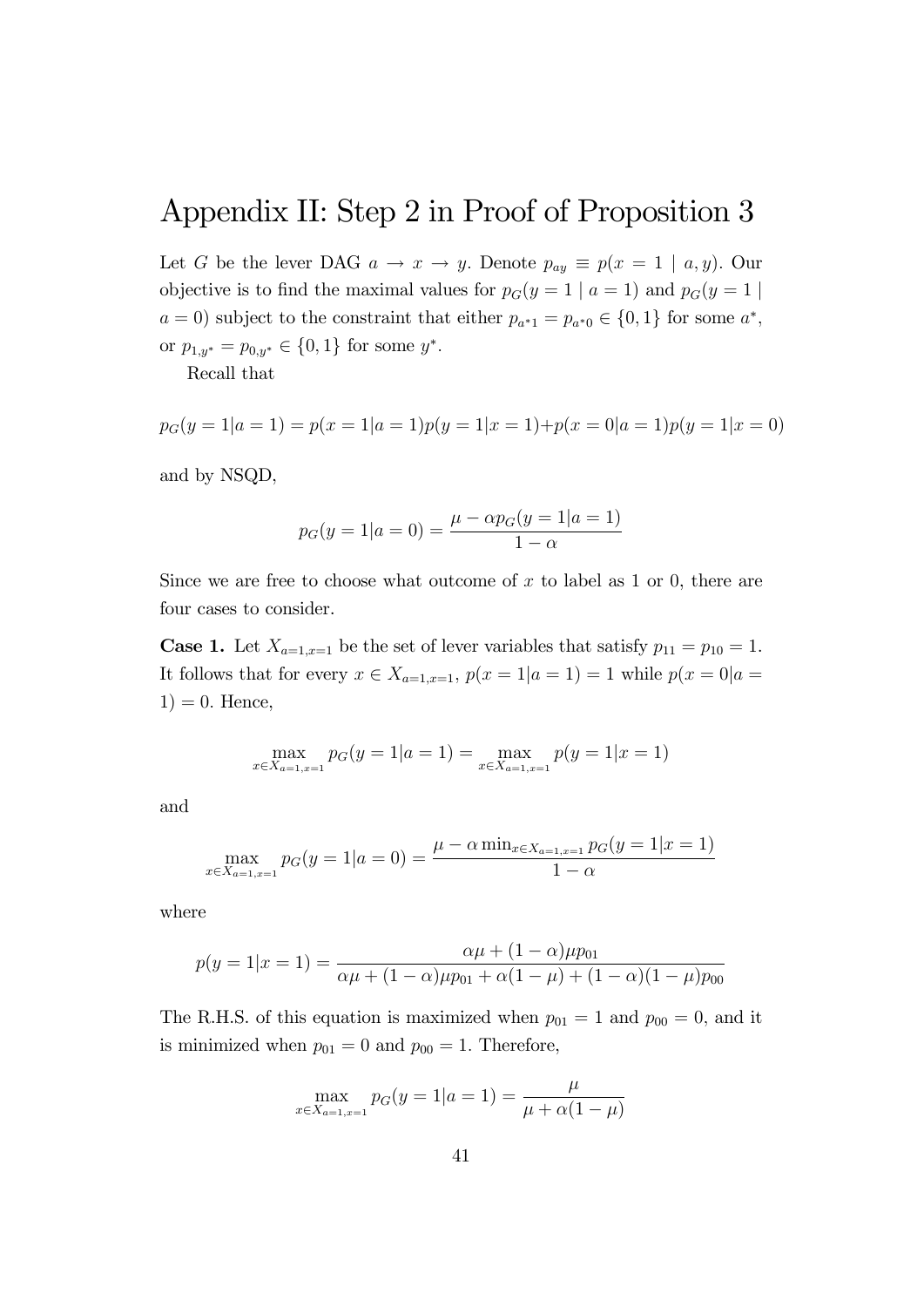# Appendix II: Step 2 in Proof of Proposition 3

Let $G$ be the lever DAG $a \to x \to y$. Denote $p_{ay} \equiv p(x = 1 \mid a, y)$. Our objective is to find the maximal values for $p_G(y = 1 \mid a = 1)$ and $p_G(y = 1 \mid a = 0)$ subject to the constraint that either $p_{a^*1} = p_{a^*0} \in \{0, 1\}$ for some $a^*$, or $p_{1,y^*} = p_{0,y^*} \in \{0, 1\}$ for some $y^*$.

Recall that

$$p_G(y = 1|a = 1) = p(x = 1|a = 1)p(y = 1|x = 1)+p(x = 0|a = 1)p(y = 1|x = 0)$$

and by NSQD,

$$p_G(y = 1|a = 0) = \frac{\mu - \alpha p_G(y = 1|a = 1)}{1 - \alpha}$$

Since we are free to choose what outcome of $x$ to label as 1 or 0, there are four cases to consider.

**Case 1.** Let $X_{a=1,x=1}$ be the set of lever variables that satisfy $p_{11} = p_{10} = 1$. It follows that for every $x \in X_{a=1,x=1}$, $p(x = 1|a = 1) = 1$ while $p(x = 0|a = 1) = 0$. Hence,

$$\max_{x \in X_{a=1,x=1}} p_G(y = 1|a = 1) = \max_{x \in X_{a=1,x=1}} p(y = 1|x = 1)$$

and

$$\max_{x \in X_{a=1,x=1}} p_G(y = 1|a = 0) = \frac{\mu - \alpha \min_{x \in X_{a=1,x=1}} p_G(y = 1|x = 1)}{1 - \alpha}$$

where

$$p(y = 1|x = 1) = \frac{\alpha\mu + (1 - \alpha)\mu p_{01}}{\alpha\mu + (1 - \alpha)\mu p_{01} + \alpha(1 - \mu) + (1 - \alpha)(1 - \mu)p_{00}}$$

The R.H.S. of this equation is maximized when $p_{01} = 1$ and $p_{00} = 0$, and it is minimized when $p_{01} = 0$ and $p_{00} = 1$. Therefore,

$$\max_{x \in X_{a=1,x=1}} p_G(y = 1|a = 1) = \frac{\mu}{\mu + \alpha(1 - \mu)}$$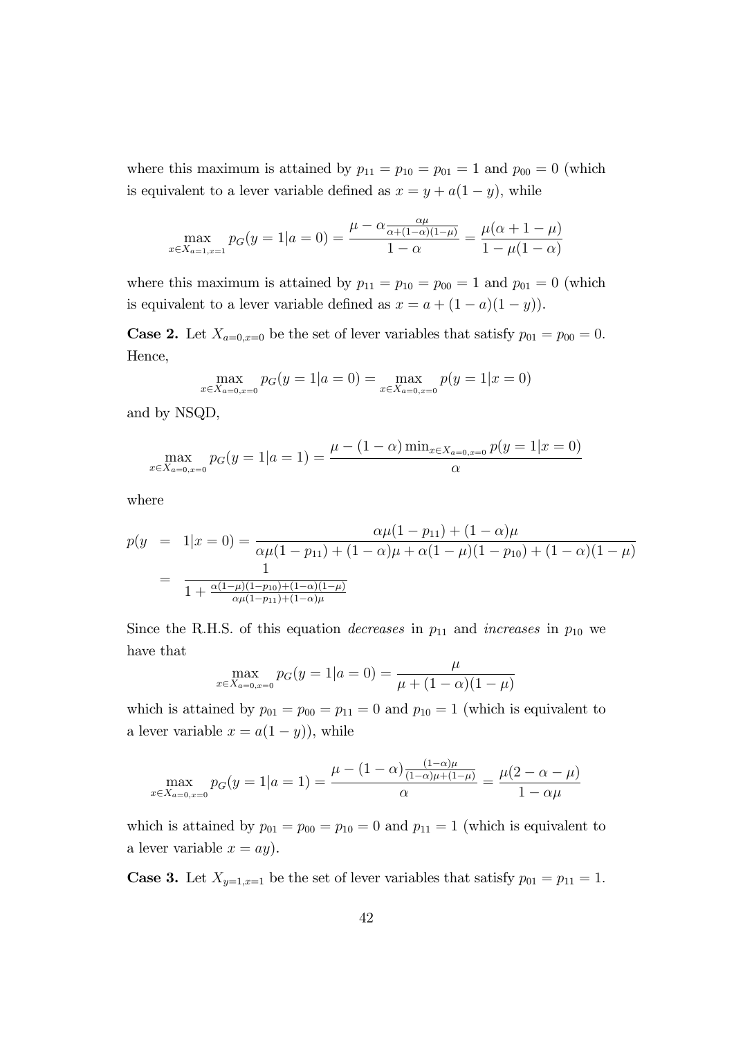where this maximum is attained by $p_{11} = p_{10} = p_{01} = 1$ and $p_{00} = 0$ (which is equivalent to a lever variable defined as $x = y + a(1-y)$, while

$$\max_{x \in X_{a=1,x=1}} p_G(y=1|a=0) = \frac{\mu - \alpha \frac{\alpha\mu}{\alpha + (1-\alpha)(1-\mu)}}{1-\alpha} = \frac{\mu(\alpha + 1 - \mu)}{1 - \mu(1-\alpha)}$$

where this maximum is attained by $p_{11} = p_{10} = p_{00} = 1$ and $p_{01} = 0$ (which is equivalent to a lever variable defined as $x = a + (1-a)(1-y)$).

**Case 2.** Let $X_{a=0,x=0}$ be the set of lever variables that satisfy $p_{01} = p_{00} = 0$. Hence,

$$\max_{x \in X_{a=0,x=0}} p_G(y=1|a=0) = \max_{x \in X_{a=0,x=0}} p(y=1|x=0)$$

and by NSQD,

$$\max_{x \in X_{a=0,x=0}} p_G(y=1|a=1) = \frac{\mu - (1-\alpha)\min_{x \in X_{a=0,x=0}} p(y=1|x=0)}{\alpha}$$

where

$$\begin{aligned}
p(y &= 1|x=0) = \frac{\alpha\mu(1-p_{11}) + (1-\alpha)\mu}{\alpha\mu(1-p_{11}) + (1-\alpha)\mu + \alpha(1-\mu)(1-p_{10}) + (1-\alpha)(1-\mu)} \\
&= \frac{1}{1 + \frac{\alpha(1-\mu)(1-p_{10}) + (1-\alpha)(1-\mu)}{\alpha\mu(1-p_{11}) + (1-\alpha)\mu}}
\end{aligned}$$

Since the R.H.S. of this equation *decreases* in $p_{11}$ and *increases* in $p_{10}$ we have that

$$\max_{x \in X_{a=0,x=0}} p_G(y=1|a=0) = \frac{\mu}{\mu + (1-\alpha)(1-\mu)}$$

which is attained by $p_{01} = p_{00} = p_{11} = 0$ and $p_{10} = 1$ (which is equivalent to a lever variable $x = a(1-y)$), while

$$\max_{x \in X_{a=0,x=0}} p_G(y=1|a=1) = \frac{\mu - (1-\alpha)\frac{(1-\alpha)\mu}{(1-\alpha)\mu + (1-\mu)}}{\alpha} = \frac{\mu(2-\alpha-\mu)}{1-\alpha\mu}$$

which is attained by $p_{01} = p_{00} = p_{10} = 0$ and $p_{11} = 1$ (which is equivalent to a lever variable $x = ay$).

**Case 3.** Let $X_{y=1,x=1}$ be the set of lever variables that satisfy $p_{01} = p_{11} = 1$.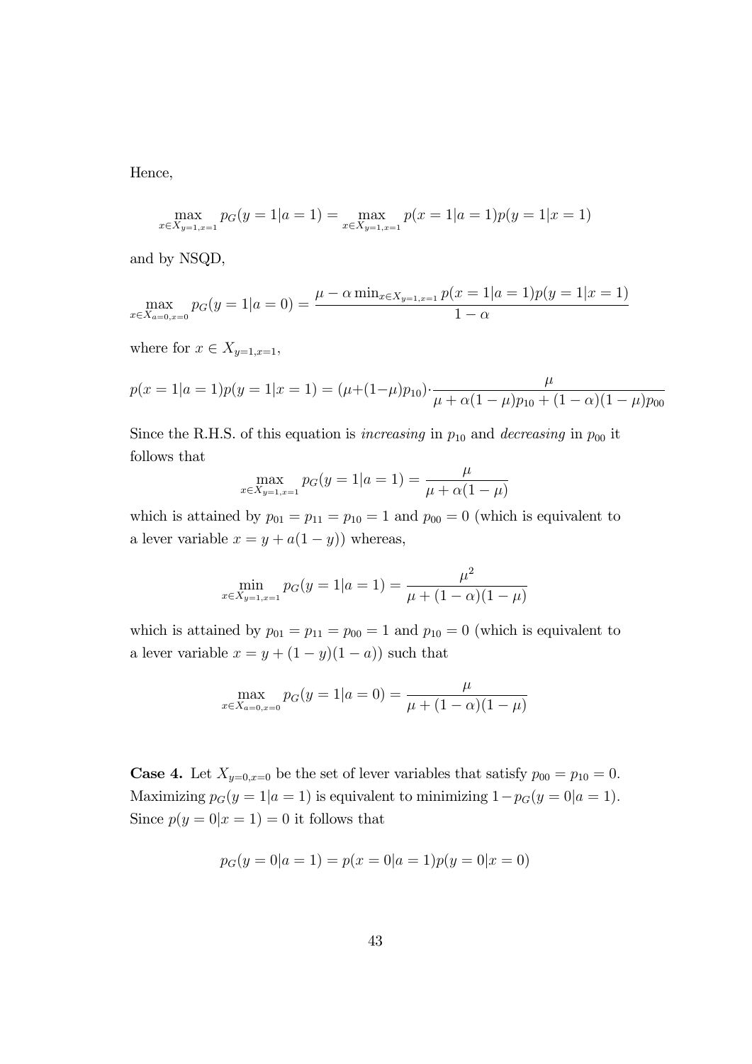Hence,

$$\max_{x \in X_{y=1,x=1}} p_G(y=1|a=1) = \max_{x \in X_{y=1,x=1}} p(x=1|a=1)p(y=1|x=1)$$

and by NSQD,

$$\max_{x \in X_{a=0,x=0}} p_G(y=1|a=0) = \frac{\mu - \alpha \min_{x \in X_{y=1,x=1}} p(x=1|a=1)p(y=1|x=1)}{1-\alpha}$$

where for $x \in X_{y=1,x=1}$,

$$p(x=1|a=1)p(y=1|x=1) = (\mu + (1-\mu)p_{10}) \cdot \frac{\mu}{\mu + \alpha(1-\mu)p_{10} + (1-\alpha)(1-\mu)p_{00}}$$

Since the R.H.S. of this equation is *increasing* in $p_{10}$ and *decreasing* in $p_{00}$ it follows that

$$\max_{x \in X_{y=1,x=1}} p_G(y=1|a=1) = \frac{\mu}{\mu + \alpha(1-\mu)}$$

which is attained by $p_{01} = p_{11} = p_{10} = 1$ and $p_{00} = 0$ (which is equivalent to a lever variable $x = y + a(1-y)$) whereas,

$$\min_{x \in X_{y=1,x=1}} p_G(y=1|a=1) = \frac{\mu^2}{\mu + (1-\alpha)(1-\mu)}$$

which is attained by $p_{01} = p_{11} = p_{00} = 1$ and $p_{10} = 0$ (which is equivalent to a lever variable $x = y + (1-y)(1-a)$) such that

$$\max_{x \in X_{a=0,x=0}} p_G(y=1|a=0) = \frac{\mu}{\mu + (1-\alpha)(1-\mu)}$$

**Case 4.** Let $X_{y=0,x=0}$ be the set of lever variables that satisfy $p_{00} = p_{10} = 0$. Maximizing $p_G(y=1|a=1)$ is equivalent to minimizing $1 - p_G(y=0|a=1)$. Since $p(y=0|x=1) = 0$ it follows that

$$p_G(y=0|a=1) = p(x=0|a=1)p(y=0|x=0)$$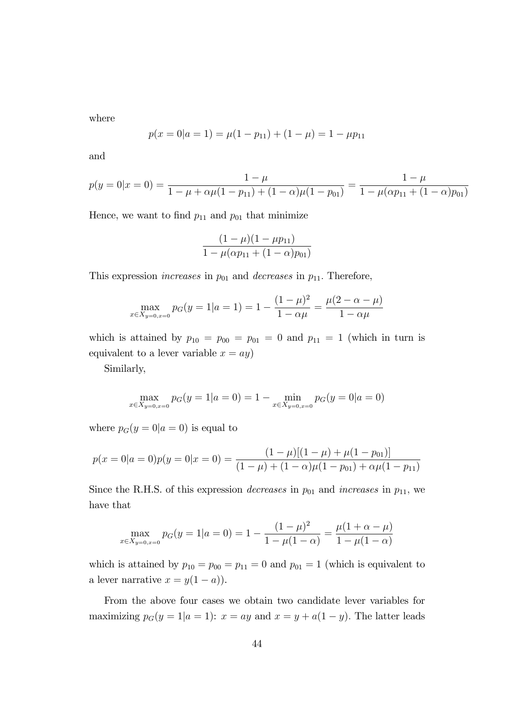where

$$p(x = 0|a = 1) = \mu(1 - p_{11}) + (1 - \mu) = 1 - \mu p_{11}$$

and

$$p(y = 0|x = 0) = \frac{1 - \mu}{1 - \mu + \alpha\mu(1 - p_{11}) + (1 - \alpha)\mu(1 - p_{01})} = \frac{1 - \mu}{1 - \mu(\alpha p_{11} + (1 - \alpha)p_{01})}$$

Hence, we want to find $p_{11}$ and $p_{01}$ that minimize

$$\frac{(1 - \mu)(1 - \mu p_{11})}{1 - \mu(\alpha p_{11} + (1 - \alpha)p_{01})}$$

This expression *increases* in $p_{01}$ and *decreases* in $p_{11}$. Therefore,

$$\max_{x \in X_{y=0,x=0}} p_G(y = 1|a = 1) = 1 - \frac{(1 - \mu)^2}{1 - \alpha\mu} = \frac{\mu(2 - \alpha - \mu)}{1 - \alpha\mu}$$

which is attained by $p_{10} = p_{00} = p_{01} = 0$ and $p_{11} = 1$ (which in turn is equivalent to a lever variable $x = ay$)

Similarly,

$$\max_{x \in X_{y=0,x=0}} p_G(y = 1|a = 0) = 1 - \min_{x \in X_{y=0,x=0}} p_G(y = 0|a = 0)$$

where $p_G(y = 0|a = 0)$ is equal to

$$p(x = 0|a = 0)p(y = 0|x = 0) = \frac{(1 - \mu)[(1 - \mu) + \mu(1 - p_{01})]}{(1 - \mu) + (1 - \alpha)\mu(1 - p_{01}) + \alpha\mu(1 - p_{11})}$$

Since the R.H.S. of this expression *decreases* in $p_{01}$ and *increases* in $p_{11}$, we have that

$$\max_{x \in X_{y=0,x=0}} p_G(y = 1|a = 0) = 1 - \frac{(1 - \mu)^2}{1 - \mu(1 - \alpha)} = \frac{\mu(1 + \alpha - \mu)}{1 - \mu(1 - \alpha)}$$

which is attained by $p_{10} = p_{00} = p_{11} = 0$ and $p_{01} = 1$ (which is equivalent to a lever narrative $x = y(1 - a)$).

From the above four cases we obtain two candidate lever variables for maximizing $p_G(y = 1|a = 1)$: $x = ay$ and $x = y + a(1 - y)$. The latter leads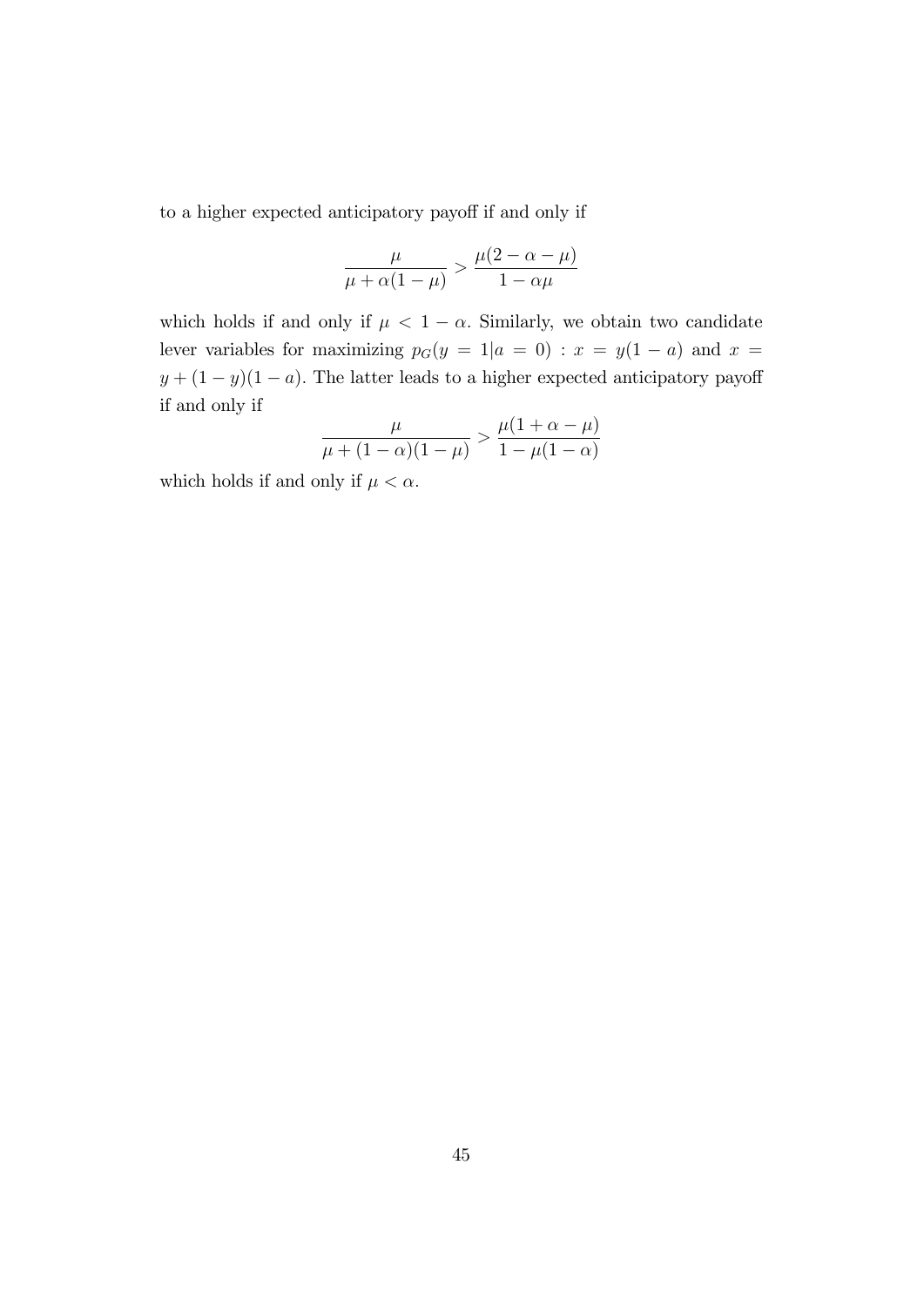to a higher expected anticipatory payoff if and only if

$$\frac{\mu}{\mu + \alpha(1-\mu)} > \frac{\mu(2-\alpha-\mu)}{1-\alpha\mu}$$

which holds if and only if $\mu < 1 - \alpha$. Similarly, we obtain two candidate lever variables for maximizing $p_G(y = 1|a = 0) : x = y(1-a)$ and $x = y + (1-y)(1-a)$. The latter leads to a higher expected anticipatory payoff if and only if

$$\frac{\mu}{\mu + (1-\alpha)(1-\mu)} > \frac{\mu(1+\alpha-\mu)}{1-\mu(1-\alpha)}$$

which holds if and only if $\mu < \alpha$.